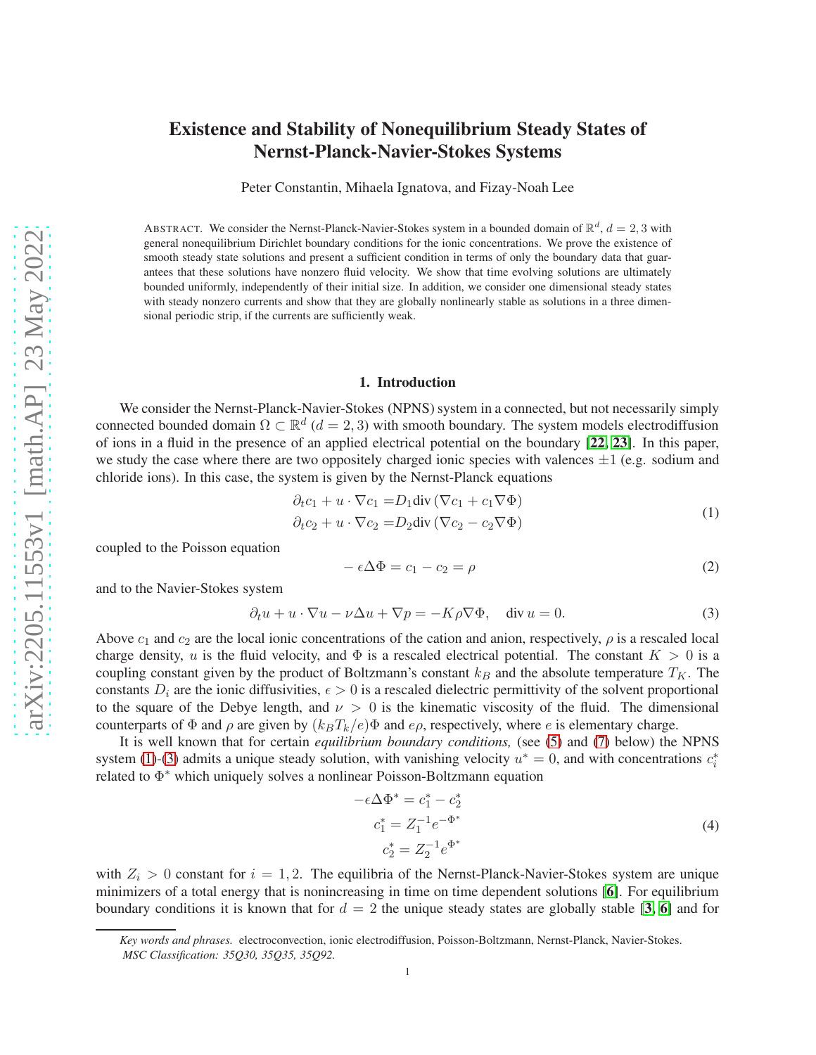# Existence and Stability of Nonequilibrium Steady States of Nernst-Planck-Navier-Stokes Systems

Peter Constantin, Mihaela Ignatova, and Fizay-Noah Lee

ABSTRACT. We consider the Nernst-Planck-Navier-Stokes system in a bounded domain of $\mathbb{R}^d$, $d = 2, 3$ with general nonequilibrium Dirichlet boundary conditions for the ionic concentrations. We prove the existence of smooth steady state solutions and present a sufficient condition in terms of only the boundary data that guarantees that these solutions have nonzero fluid velocity. We show that time evolving solutions are ultimately bounded uniformly, independently of their initial size. In addition, we consider one dimensional steady states with steady nonzero currents and show that they are globally nonlinearly stable as solutions in a three dimensional periodic strip, if the currents are sufficiently weak.

## 1. Introduction

We consider the Nernst-Planck-Navier-Stokes (NPNS) system in a connected, but not necessarily simply connected bounded domain $\Omega \subset \mathbb{R}^d$ ($d = 2, 3$) with smooth boundary. The system models electrodiffusion of ions in a fluid in the presence of an applied electrical potential on the boundary [22, 23]. In this paper, we study the case where there are two oppositely charged ionic species with valences $\pm 1$ (e.g. sodium and chloride ions). In this case, the system is given by the Nernst-Planck equations

$$
\begin{aligned}
\partial_t c_1 + u \cdot \nabla c_1 &= D_1 \mathrm{div}\,(\nabla c_1 + c_1 \nabla \Phi) \\
\partial_t c_2 + u \cdot \nabla c_2 &= D_2 \mathrm{div}\,(\nabla c_2 - c_2 \nabla \Phi)
\end{aligned}
\tag{1}
$$

coupled to the Poisson equation

$$
-\epsilon \Delta \Phi = c_1 - c_2 = \rho \tag{2}
$$

and to the Navier-Stokes system

$$
\partial_t u + u \cdot \nabla u - \nu \Delta u + \nabla p = -K \rho \nabla \Phi, \quad \mathrm{div}\, u = 0. \tag{3}
$$

Above $c_1$ and $c_2$ are the local ionic concentrations of the cation and anion, respectively, $\rho$ is a rescaled local charge density, $u$ is the fluid velocity, and $\Phi$ is a rescaled electrical potential. The constant $K > 0$ is a coupling constant given by the product of Boltzmann's constant $k_B$ and the absolute temperature $T_K$. The constants $D_i$ are the ionic diffusivities, $\epsilon > 0$ is a rescaled dielectric permittivity of the solvent proportional to the square of the Debye length, and $\nu > 0$ is the kinematic viscosity of the fluid. The dimensional counterparts of $\Phi$ and $\rho$ are given by $(k_B T_k / e)\Phi$ and $e\rho$, respectively, where $e$ is elementary charge.

It is well known that for certain *equilibrium boundary conditions,* (see (5) and (7) below) the NPNS system (1)-(3) admits a unique steady solution, with vanishing velocity $u^* = 0$, and with concentrations $c_i^*$ related to $\Phi^*$ which uniquely solves a nonlinear Poisson-Boltzmann equation

$$
\begin{aligned}
-\epsilon \Delta \Phi^* &= c_1^* - c_2^* \\
c_1^* &= Z_1^{-1} e^{-\Phi^*} \\
c_2^* &= Z_2^{-1} e^{\Phi^*}
\end{aligned}
\tag{4}
$$

with $Z_i > 0$ constant for $i = 1, 2$. The equilibria of the Nernst-Planck-Navier-Stokes system are unique minimizers of a total energy that is nonincreasing in time on time dependent solutions [6]. For equilibrium boundary conditions it is known that for $d = 2$ the unique steady states are globally stable [3, 6] and for

*Key words and phrases.* electroconvection, ionic electrodiffusion, Poisson-Boltzmann, Nernst-Planck, Navier-Stokes.
*MSC Classification: 35Q30, 35Q35, 35Q92.*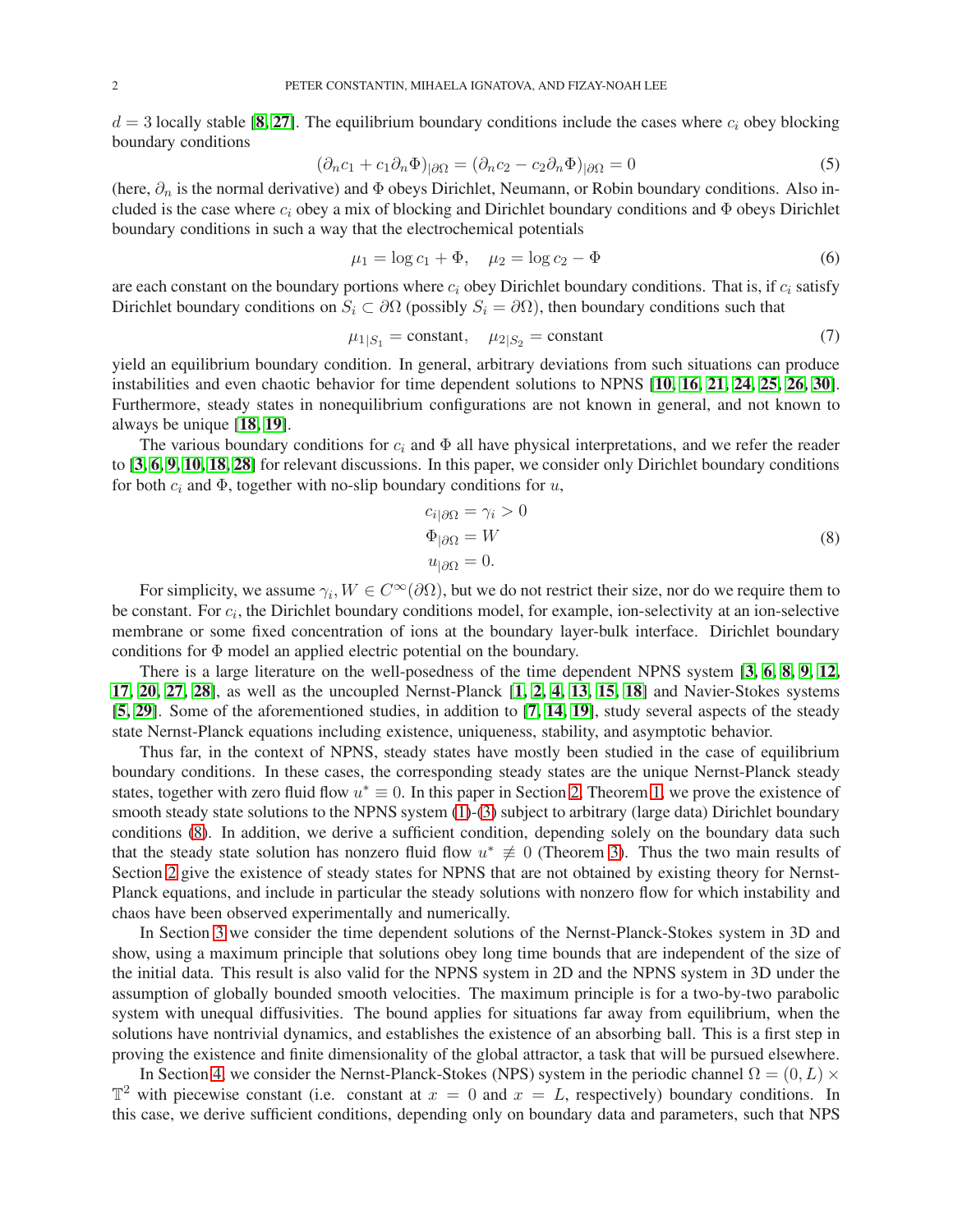$d = 3$ locally stable [**8**, **27**]. The equilibrium boundary conditions include the cases where $c_i$ obey blocking boundary conditions

$$(\partial_n c_1 + c_1 \partial_n \Phi)_{|\partial\Omega} = (\partial_n c_2 - c_2 \partial_n \Phi)_{|\partial\Omega} = 0 \tag{5}$$

(here, $\partial_n$ is the normal derivative) and $\Phi$ obeys Dirichlet, Neumann, or Robin boundary conditions. Also included is the case where $c_i$ obey a mix of blocking and Dirichlet boundary conditions and $\Phi$ obeys Dirichlet boundary conditions in such a way that the electrochemical potentials

$$\mu_1 = \log c_1 + \Phi, \quad \mu_2 = \log c_2 - \Phi \tag{6}$$

are each constant on the boundary portions where $c_i$ obey Dirichlet boundary conditions. That is, if $c_i$ satisfy Dirichlet boundary conditions on $S_i \subset \partial\Omega$ (possibly $S_i = \partial\Omega$), then boundary conditions such that

$$\mu_{1|S_1} = \text{constant}, \quad \mu_{2|S_2} = \text{constant} \tag{7}$$

yield an equilibrium boundary condition. In general, arbitrary deviations from such situations can produce instabilities and even chaotic behavior for time dependent solutions to NPNS [**10**, **16**, **21**, **24**, **25**, **26**, **30**]. Furthermore, steady states in nonequilibrium configurations are not known in general, and not known to always be unique [**18**, **19**].

The various boundary conditions for $c_i$ and $\Phi$ all have physical interpretations, and we refer the reader to [**3**, **6**, **9**, **10**, **18**, **28**] for relevant discussions. In this paper, we consider only Dirichlet boundary conditions for both $c_i$ and $\Phi$, together with no-slip boundary conditions for $u$,

$$\begin{aligned} c_{i|\partial\Omega} &= \gamma_i > 0 \\ \Phi_{|\partial\Omega} &= W \\ u_{|\partial\Omega} &= 0. \end{aligned} \tag{8}$$

For simplicity, we assume $\gamma_i, W \in C^\infty(\partial\Omega)$, but we do not restrict their size, nor do we require them to be constant. For $c_i$, the Dirichlet boundary conditions model, for example, ion-selectivity at an ion-selective membrane or some fixed concentration of ions at the boundary layer-bulk interface. Dirichlet boundary conditions for $\Phi$ model an applied electric potential on the boundary.

There is a large literature on the well-posedness of the time dependent NPNS system [**3**, **6**, **8**, **9**, **12**, **17**, **20**, **27**, **28**], as well as the uncoupled Nernst-Planck [**1**, **2**, **4**, **13**, **15**, **18**] and Navier-Stokes systems [**5**, **29**]. Some of the aforementioned studies, in addition to [**7**, **14**, **19**], study several aspects of the steady state Nernst-Planck equations including existence, uniqueness, stability, and asymptotic behavior.

Thus far, in the context of NPNS, steady states have mostly been studied in the case of equilibrium boundary conditions. In these cases, the corresponding steady states are the unique Nernst-Planck steady states, together with zero fluid flow $u^* \equiv 0$. In this paper in Section 2, Theorem 1, we prove the existence of smooth steady state solutions to the NPNS system (1)-(3) subject to arbitrary (large data) Dirichlet boundary conditions (8). In addition, we derive a sufficient condition, depending solely on the boundary data such that the steady state solution has nonzero fluid flow $u^* \not\equiv 0$ (Theorem 3). Thus the two main results of Section 2 give the existence of steady states for NPNS that are not obtained by existing theory for Nernst-Planck equations, and include in particular the steady solutions with nonzero flow for which instability and chaos have been observed experimentally and numerically.

In Section 3 we consider the time dependent solutions of the Nernst-Planck-Stokes system in 3D and show, using a maximum principle that solutions obey long time bounds that are independent of the size of the initial data. This result is also valid for the NPNS system in 2D and the NPNS system in 3D under the assumption of globally bounded smooth velocities. The maximum principle is for a two-by-two parabolic system with unequal diffusivities. The bound applies for situations far away from equilibrium, when the solutions have nontrivial dynamics, and establishes the existence of an absorbing ball. This is a first step in proving the existence and finite dimensionality of the global attractor, a task that will be pursued elsewhere.

In Section 4, we consider the Nernst-Planck-Stokes (NPS) system in the periodic channel $\Omega = (0, L) \times \mathbb{T}^2$ with piecewise constant (i.e. constant at $x = 0$ and $x = L$, respectively) boundary conditions. In this case, we derive sufficient conditions, depending only on boundary data and parameters, such that NPS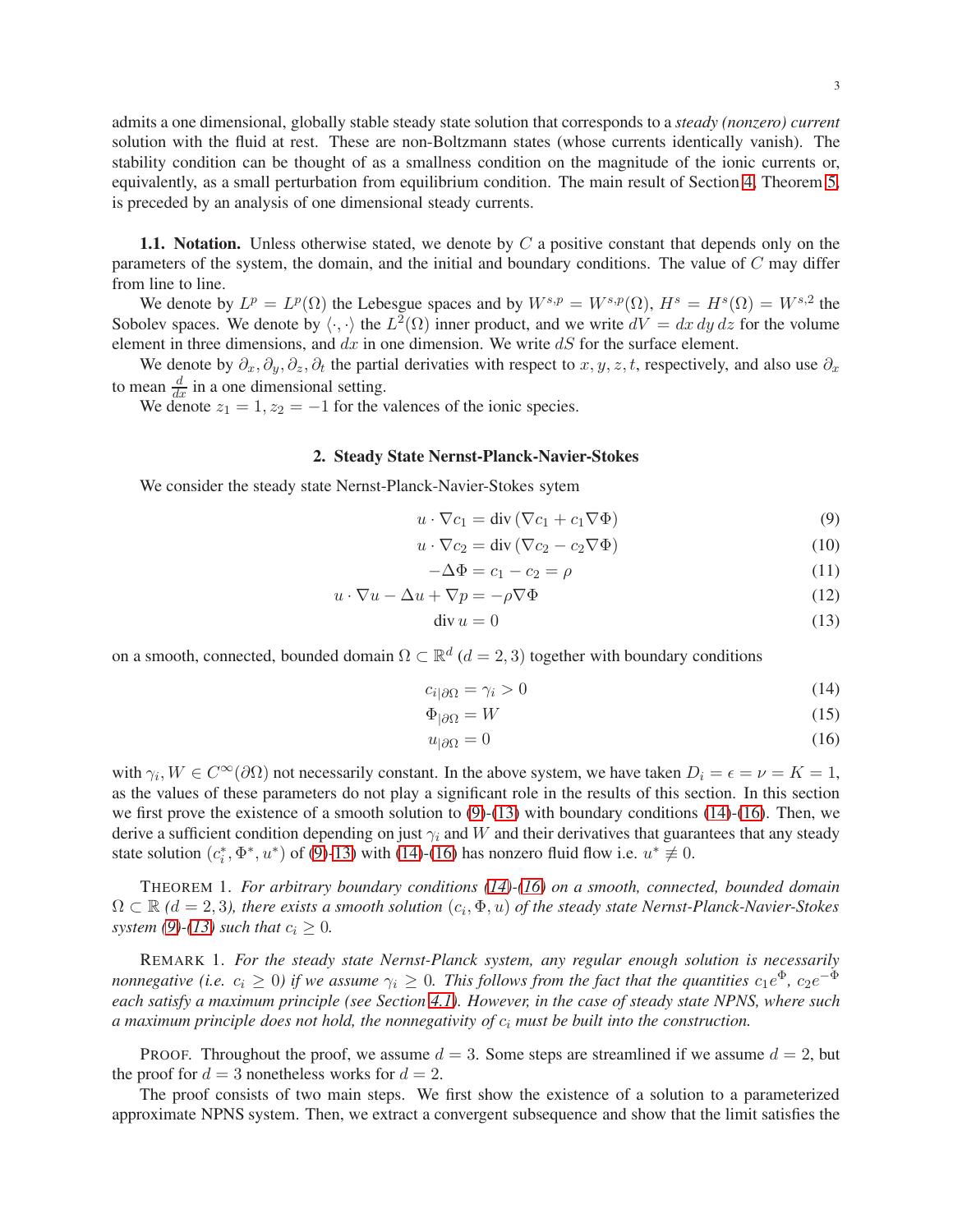admits a one dimensional, globally stable steady state solution that corresponds to a *steady (nonzero) current* solution with the fluid at rest. These are non-Boltzmann states (whose currents identically vanish). The stability condition can be thought of as a smallness condition on the magnitude of the ionic currents or, equivalently, as a small perturbation from equilibrium condition. The main result of Section 4, Theorem 5, is preceded by an analysis of one dimensional steady currents.

**1.1. Notation.** Unless otherwise stated, we denote by $C$ a positive constant that depends only on the parameters of the system, the domain, and the initial and boundary conditions. The value of $C$ may differ from line to line.

We denote by $L^p = L^p(\Omega)$ the Lebesgue spaces and by $W^{s,p} = W^{s,p}(\Omega)$, $H^s = H^s(\Omega) = W^{s,2}$ the Sobolev spaces. We denote by $\langle \cdot, \cdot \rangle$ the $L^2(\Omega)$ inner product, and we write $dV = dx\, dy\, dz$ for the volume element in three dimensions, and $dx$ in one dimension. We write $dS$ for the surface element.

We denote by $\partial_x, \partial_y, \partial_z, \partial_t$ the partial derivaties with respect to $x, y, z, t$, respectively, and also use $\partial_x$ to mean $\frac{d}{dx}$ in a one dimensional setting.

We denote $z_1 = 1, z_2 = -1$ for the valences of the ionic species.

## 2. Steady State Nernst-Planck-Navier-Stokes

We consider the steady state Nernst-Planck-Navier-Stokes sytem

$$u \cdot \nabla c_1 = \operatorname{div}(\nabla c_1 + c_1 \nabla \Phi) \tag{9}$$

$$u \cdot \nabla c_2 = \operatorname{div}(\nabla c_2 - c_2 \nabla \Phi) \tag{10}$$

$$-\Delta \Phi = c_1 - c_2 = \rho \tag{11}$$

$$u \cdot \nabla u - \Delta u + \nabla p = -\rho \nabla \Phi \tag{12}$$

$$\operatorname{div} u = 0 \tag{13}$$

on a smooth, connected, bounded domain $\Omega \subset \mathbb{R}^d$ $(d = 2, 3)$ together with boundary conditions

$$c_{i|\partial\Omega} = \gamma_i > 0 \tag{14}$$

$$\Phi_{|\partial\Omega} = W \tag{15}$$

$$u_{|\partial\Omega} = 0 \tag{16}$$

with $\gamma_i, W \in C^\infty(\partial\Omega)$ not necessarily constant. In the above system, we have taken $D_i = \epsilon = \nu = K = 1$, as the values of these parameters do not play a significant role in the results of this section. In this section we first prove the existence of a smooth solution to (9)-(13) with boundary conditions (14)-(16). Then, we derive a sufficient condition depending on just $\gamma_i$ and $W$ and their derivatives that guarantees that any steady state solution $(c_i^*, \Phi^*, u^*)$ of (9)-13) with (14)-(16) has nonzero fluid flow i.e. $u^* \not\equiv 0$.

THEOREM 1. *For arbitrary boundary conditions (14)-(16) on a smooth, connected, bounded domain $\Omega \subset \mathbb{R}$ $(d = 2, 3)$, there exists a smooth solution $(c_i, \Phi, u)$ of the steady state Nernst-Planck-Navier-Stokes system (9)-(13) such that $c_i \geq 0$.*

REMARK 1. *For the steady state Nernst-Planck system, any regular enough solution is necessarily nonnegative (i.e. $c_i \geq 0$) if we assume $\gamma_i \geq 0$. This follows from the fact that the quantities $c_1 e^{\Phi}$, $c_2 e^{-\Phi}$ each satisfy a maximum principle (see Section 4.1). However, in the case of steady state NPNS, where such a maximum principle does not hold, the nonnegativity of $c_i$ must be built into the construction.*

PROOF. Throughout the proof, we assume $d = 3$. Some steps are streamlined if we assume $d = 2$, but the proof for $d = 3$ nonetheless works for $d = 2$.

The proof consists of two main steps. We first show the existence of a solution to a parameterized approximate NPNS system. Then, we extract a convergent subsequence and show that the limit satisfies the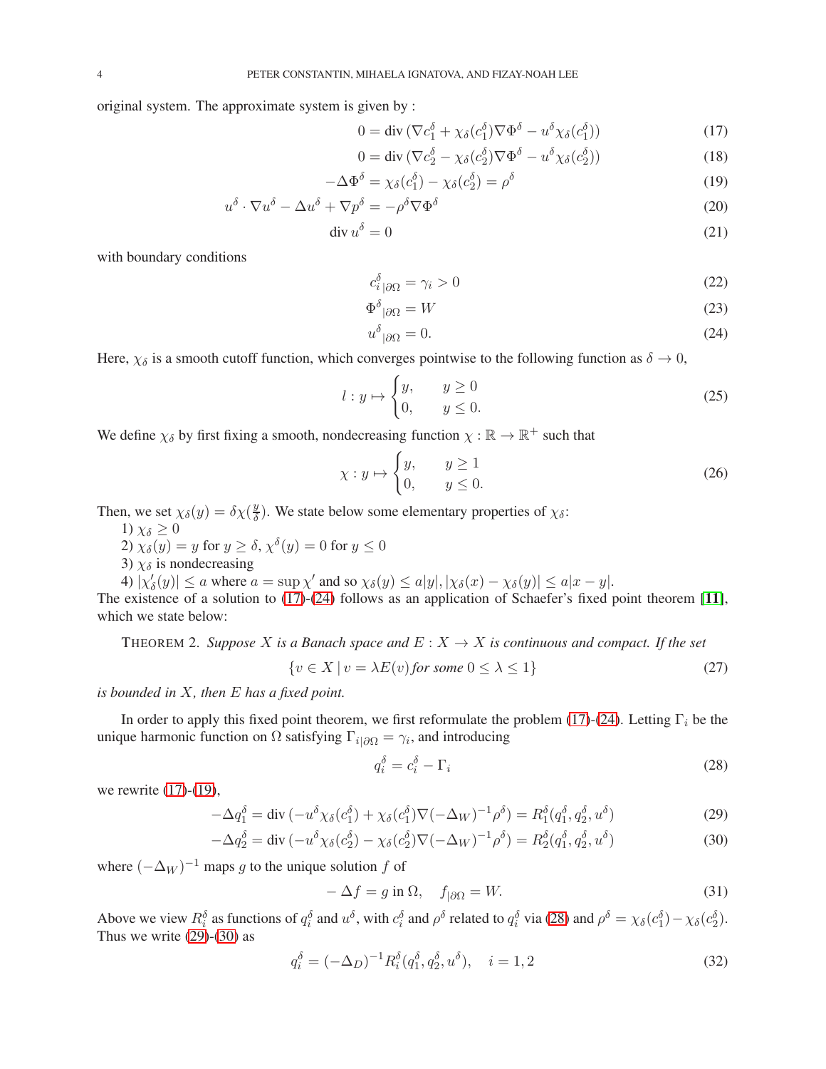original system. The approximate system is given by :

$$0 = \operatorname{div}(\nabla c_1^\delta + \chi_\delta(c_1^\delta)\nabla\Phi^\delta - u^\delta\chi_\delta(c_1^\delta)) \tag{17}$$

$$0 = \operatorname{div}(\nabla c_2^\delta - \chi_\delta(c_2^\delta)\nabla\Phi^\delta - u^\delta\chi_\delta(c_2^\delta)) \tag{18}$$

$$-\Delta\Phi^\delta = \chi_\delta(c_1^\delta) - \chi_\delta(c_2^\delta) = \rho^\delta \tag{19}$$

$$u^\delta\cdot\nabla u^\delta - \Delta u^\delta + \nabla p^\delta = -\rho^\delta\nabla\Phi^\delta \tag{20}$$

$$\operatorname{div} u^\delta = 0 \tag{21}$$

with boundary conditions

$$c^\delta_{i\,|\partial\Omega} = \gamma_i > 0 \tag{22}$$

$$\Phi^\delta_{\,|\partial\Omega} = W \tag{23}$$

$$u^\delta_{\,|\partial\Omega} = 0. \tag{24}$$

Here, $\chi_\delta$ is a smooth cutoff function, which converges pointwise to the following function as $\delta \to 0$,

$$l : y \mapsto \begin{cases} y, & y \geq 0 \\ 0, & y \leq 0. \end{cases} \tag{25}$$

We define $\chi_\delta$ by first fixing a smooth, nondecreasing function $\chi : \mathbb{R} \to \mathbb{R}^+$ such that

$$\chi : y \mapsto \begin{cases} y, & y \geq 1 \\ 0, & y \leq 0. \end{cases} \tag{26}$$

Then, we set $\chi_\delta(y) = \delta\chi(\frac{y}{\delta})$. We state below some elementary properties of $\chi_\delta$:

1) $\chi_\delta \geq 0$
2) $\chi_\delta(y) = y$ for $y \geq \delta$, $\chi^\delta(y) = 0$ for $y \leq 0$
3) $\chi_\delta$ is nondecreasing
4) $|\chi_\delta'(y)| \leq a$ where $a = \sup\chi'$ and so $\chi_\delta(y) \leq a|y|, |\chi_\delta(x) - \chi_\delta(y)| \leq a|x-y|$.

The existence of a solution to (17)-(24) follows as an application of Schaefer's fixed point theorem [11], which we state below:

THEOREM 2. *Suppose $X$ is a Banach space and $E : X \to X$ is continuous and compact. If the set*

$$\{v \in X \mid v = \lambda E(v) \text{ for some } 0 \leq \lambda \leq 1\} \tag{27}$$

*is bounded in $X$, then $E$ has a fixed point.*

In order to apply this fixed point theorem, we first reformulate the problem (17)-(24). Letting $\Gamma_i$ be the unique harmonic function on $\Omega$ satisfying $\Gamma_{i|\partial\Omega} = \gamma_i$, and introducing

$$q_i^\delta = c_i^\delta - \Gamma_i \tag{28}$$

we rewrite (17)-(19),

$$-\Delta q_1^\delta = \operatorname{div}(-u^\delta\chi_\delta(c_1^\delta) + \chi_\delta(c_1^\delta)\nabla(-\Delta_W)^{-1}\rho^\delta) = R_1^\delta(q_1^\delta, q_2^\delta, u^\delta) \tag{29}$$

$$-\Delta q_2^\delta = \operatorname{div}(-u^\delta\chi_\delta(c_2^\delta) - \chi_\delta(c_2^\delta)\nabla(-\Delta_W)^{-1}\rho^\delta) = R_2^\delta(q_1^\delta, q_2^\delta, u^\delta) \tag{30}$$

where $(-\Delta_W)^{-1}$ maps $g$ to the unique solution $f$ of

$$-\Delta f = g \text{ in } \Omega, \quad f_{|\partial\Omega} = W. \tag{31}$$

Above we view $R_i^\delta$ as functions of $q_i^\delta$ and $u^\delta$, with $c_i^\delta$ and $\rho^\delta$ related to $q_i^\delta$ via (28) and $\rho^\delta = \chi_\delta(c_1^\delta) - \chi_\delta(c_2^\delta)$. Thus we write (29)-(30) as

$$q_i^\delta = (-\Delta_D)^{-1}R_i^\delta(q_1^\delta, q_2^\delta, u^\delta), \quad i = 1, 2 \tag{32}$$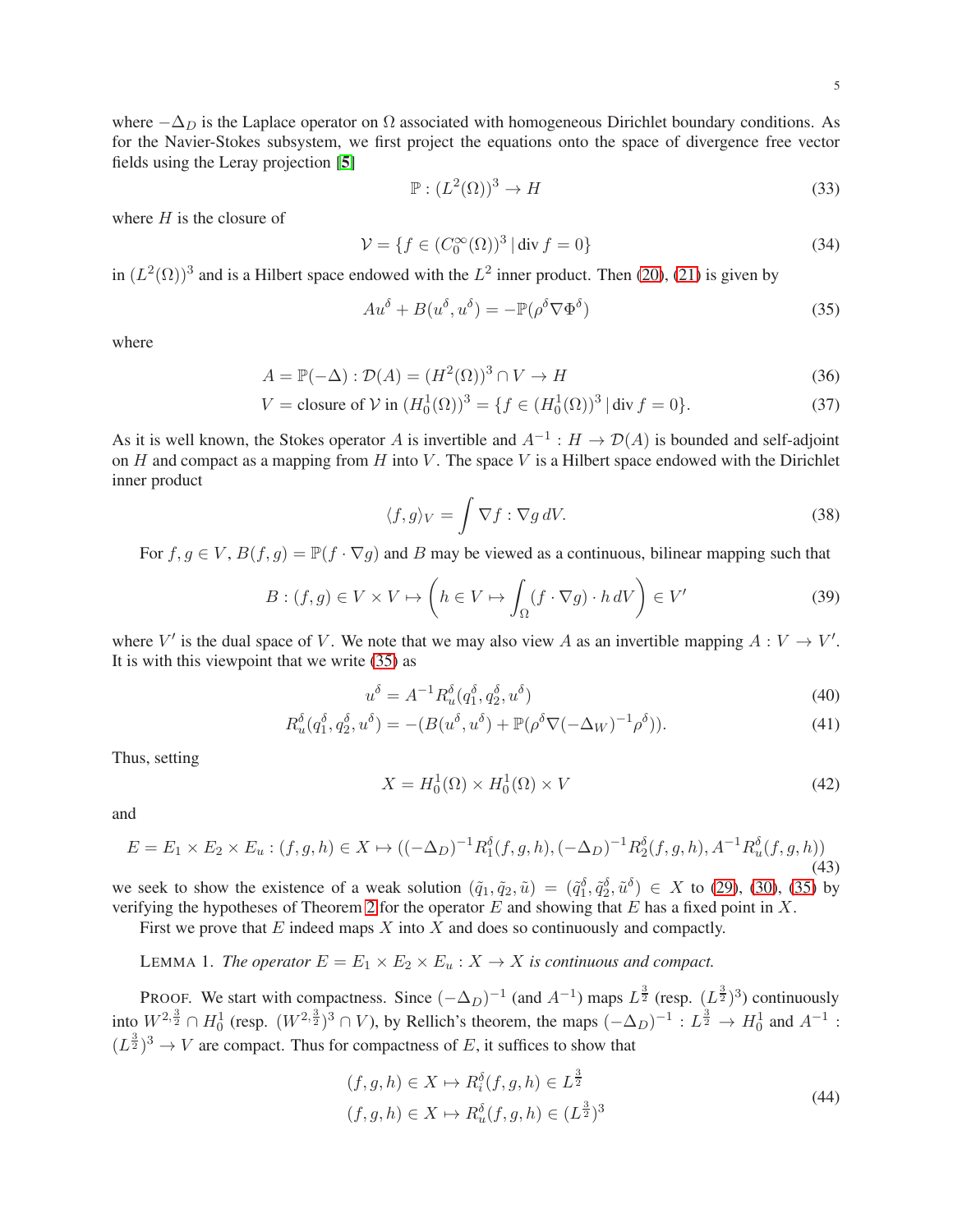where $-\Delta_D$ is the Laplace operator on $\Omega$ associated with homogeneous Dirichlet boundary conditions. As for the Navier-Stokes subsystem, we first project the equations onto the space of divergence free vector fields using the Leray projection [5]

$$\mathbb{P} : (L^2(\Omega))^3 \to H \tag{33}$$

where $H$ is the closure of

$$\mathcal{V} = \{f \in (C_0^\infty(\Omega))^3 \,|\, \text{div}\, f = 0\} \tag{34}$$

in $(L^2(\Omega))^3$ and is a Hilbert space endowed with the $L^2$ inner product. Then (20), (21) is given by

$$Au^\delta + B(u^\delta, u^\delta) = -\mathbb{P}(\rho^\delta \nabla \Phi^\delta) \tag{35}$$

where

$$A = \mathbb{P}(-\Delta) : \mathcal{D}(A) = (H^2(\Omega))^3 \cap V \to H \tag{36}$$

$$V = \text{closure of } \mathcal{V} \text{ in } (H_0^1(\Omega))^3 = \{f \in (H_0^1(\Omega))^3 \,|\, \text{div}\, f = 0\}. \tag{37}$$

As it is well known, the Stokes operator $A$ is invertible and $A^{-1} : H \to \mathcal{D}(A)$ is bounded and self-adjoint on $H$ and compact as a mapping from $H$ into $V$. The space $V$ is a Hilbert space endowed with the Dirichlet inner product

$$\langle f, g \rangle_V = \int \nabla f : \nabla g \, dV. \tag{38}$$

For $f, g \in V$, $B(f, g) = \mathbb{P}(f \cdot \nabla g)$ and $B$ may be viewed as a continuous, bilinear mapping such that

$$B : (f, g) \in V \times V \mapsto \left( h \in V \mapsto \int_\Omega (f \cdot \nabla g) \cdot h \, dV \right) \in V' \tag{39}$$

where $V'$ is the dual space of $V$. We note that we may also view $A$ as an invertible mapping $A : V \to V'$. It is with this viewpoint that we write (35) as

$$u^\delta = A^{-1} R_u^\delta(q_1^\delta, q_2^\delta, u^\delta) \tag{40}$$

$$R_u^\delta(q_1^\delta, q_2^\delta, u^\delta) = -(B(u^\delta, u^\delta) + \mathbb{P}(\rho^\delta \nabla (-\Delta_W)^{-1} \rho^\delta)). \tag{41}$$

Thus, setting

$$X = H_0^1(\Omega) \times H_0^1(\Omega) \times V \tag{42}$$

and

$$E = E_1 \times E_2 \times E_u : (f, g, h) \in X \mapsto ((-\Delta_D)^{-1} R_1^\delta(f, g, h), (-\Delta_D)^{-1} R_2^\delta(f, g, h), A^{-1} R_u^\delta(f, g, h)) \tag{43}$$

we seek to show the existence of a weak solution $(\tilde{q}_1, \tilde{q}_2, \tilde{u}) = (\tilde{q}_1^\delta, \tilde{q}_2^\delta, \tilde{u}^\delta) \in X$ to (29), (30), (35) by verifying the hypotheses of Theorem 2 for the operator $E$ and showing that $E$ has a fixed point in $X$.

First we prove that $E$ indeed maps $X$ into $X$ and does so continuously and compactly.

LEMMA 1. *The operator $E = E_1 \times E_2 \times E_u : X \to X$ is continuous and compact.*

PROOF. We start with compactness. Since $(-\Delta_D)^{-1}$ (and $A^{-1}$) maps $L^{\frac{3}{2}}$ (resp. $(L^{\frac{3}{2}})^3$) continuously into $W^{2,\frac{3}{2}} \cap H_0^1$ (resp. $(W^{2,\frac{3}{2}})^3 \cap V$), by Rellich's theorem, the maps $(-\Delta_D)^{-1} : L^{\frac{3}{2}} \to H_0^1$ and $A^{-1} : (L^{\frac{3}{2}})^3 \to V$ are compact. Thus for compactness of $E$, it suffices to show that

$$\begin{aligned}
&(f, g, h) \in X \mapsto R_i^\delta(f, g, h) \in L^{\frac{3}{2}} \\
&(f, g, h) \in X \mapsto R_u^\delta(f, g, h) \in (L^{\frac{3}{2}})^3
\end{aligned} \tag{44}$$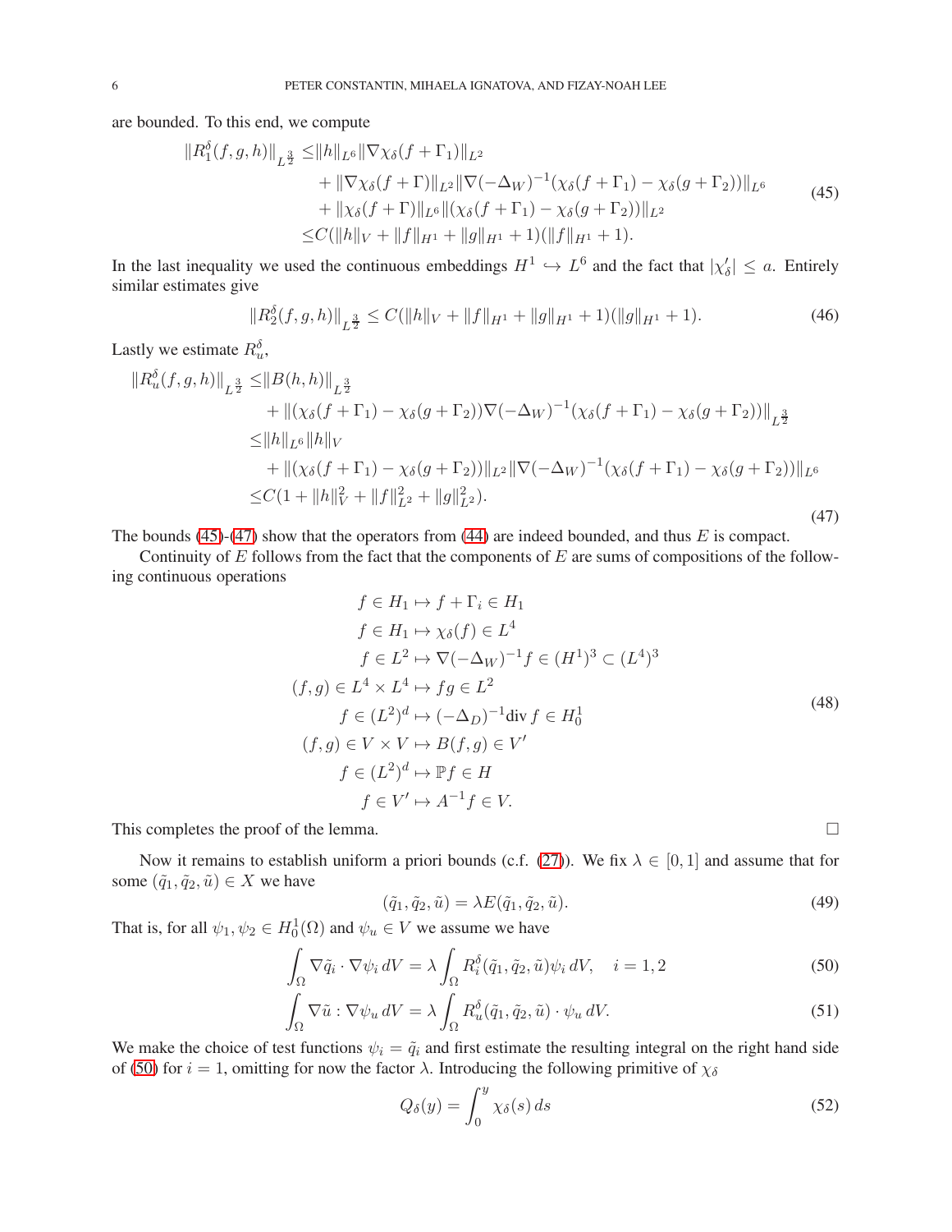are bounded. To this end, we compute

$$
\begin{aligned}
\|R_1^\delta(f,g,h)\|_{L^{\frac{3}{2}}} \le& \|h\|_{L^6}\|\nabla\chi_\delta(f+\Gamma_1)\|_{L^2} \\
&+ \|\nabla\chi_\delta(f+\Gamma)\|_{L^2}\|\nabla(-\Delta_W)^{-1}(\chi_\delta(f+\Gamma_1)-\chi_\delta(g+\Gamma_2))\|_{L^6} \\
&+ \|\chi_\delta(f+\Gamma)\|_{L^6}\|(\chi_\delta(f+\Gamma_1)-\chi_\delta(g+\Gamma_2))\|_{L^2} \\
\le& C(\|h\|_V + \|f\|_{H^1} + \|g\|_{H^1}+1)(\|f\|_{H^1}+1).
\end{aligned}
\tag{45}
$$

In the last inequality we used the continuous embeddings $H^1 \hookrightarrow L^6$ and the fact that $|\chi_\delta'| \le a$. Entirely similar estimates give

$$
\|R_2^\delta(f,g,h)\|_{L^{\frac{3}{2}}} \le C(\|h\|_V + \|f\|_{H^1} + \|g\|_{H^1}+1)(\|g\|_{H^1}+1). \tag{46}
$$

Lastly we estimate $R_u^\delta$,

$$
\begin{aligned}
\|R_u^\delta(f,g,h)\|_{L^{\frac{3}{2}}} \le& \|B(h,h)\|_{L^{\frac{3}{2}}} \\
&+ \|(\chi_\delta(f+\Gamma_1)-\chi_\delta(g+\Gamma_2))\nabla(-\Delta_W)^{-1}(\chi_\delta(f+\Gamma_1)-\chi_\delta(g+\Gamma_2))\|_{L^{\frac{3}{2}}} \\
\le& \|h\|_{L^6}\|h\|_V \\
&+ \|(\chi_\delta(f+\Gamma_1)-\chi_\delta(g+\Gamma_2))\|_{L^2}\|\nabla(-\Delta_W)^{-1}(\chi_\delta(f+\Gamma_1)-\chi_\delta(g+\Gamma_2))\|_{L^6} \\
\le& C(1+\|h\|_V^2 + \|f\|_{L^2}^2 + \|g\|_{L^2}^2).
\end{aligned}
\tag{47}
$$

The bounds (45)-(47) show that the operators from (44) are indeed bounded, and thus $E$ is compact.

Continuity of $E$ follows from the fact that the components of $E$ are sums of compositions of the following continuous operations

$$
\begin{aligned}
f \in H_1 &\mapsto f+\Gamma_i \in H_1 \\
f \in H_1 &\mapsto \chi_\delta(f) \in L^4 \\
f \in L^2 &\mapsto \nabla(-\Delta_W)^{-1}f \in (H^1)^3 \subset (L^4)^3 \\
(f,g) \in L^4\times L^4 &\mapsto fg \in L^2 \\
f \in (L^2)^d &\mapsto (-\Delta_D)^{-1}\mathrm{div}\, f \in H_0^1 \\
(f,g) \in V\times V &\mapsto B(f,g) \in V' \\
f \in (L^2)^d &\mapsto \mathbb{P}f \in H \\
f \in V' &\mapsto A^{-1}f \in V.
\end{aligned}
\tag{48}
$$

This completes the proof of the lemma. □

Now it remains to establish uniform a priori bounds (c.f. (27)). We fix $\lambda \in [0,1]$ and assume that for some $(\tilde q_1, \tilde q_2, \tilde u) \in X$ we have

$$
(\tilde q_1, \tilde q_2, \tilde u) = \lambda E(\tilde q_1, \tilde q_2, \tilde u). \tag{49}
$$

That is, for all $\psi_1, \psi_2 \in H_0^1(\Omega)$ and $\psi_u \in V$ we assume we have

$$
\int_\Omega \nabla\tilde q_i \cdot \nabla\psi_i \, dV = \lambda\int_\Omega R_i^\delta(\tilde q_1, \tilde q_2, \tilde u)\psi_i\, dV, \quad i=1,2 \tag{50}
$$

$$
\int_\Omega \nabla\tilde u : \nabla\psi_u \, dV = \lambda\int_\Omega R_u^\delta(\tilde q_1, \tilde q_2, \tilde u)\cdot\psi_u\, dV. \tag{51}
$$

We make the choice of test functions $\psi_i = \tilde q_i$ and first estimate the resulting integral on the right hand side of (50) for $i=1$, omitting for now the factor $\lambda$. Introducing the following primitive of $\chi_\delta$

$$
Q_\delta(y) = \int_0^y \chi_\delta(s)\, ds \tag{52}
$$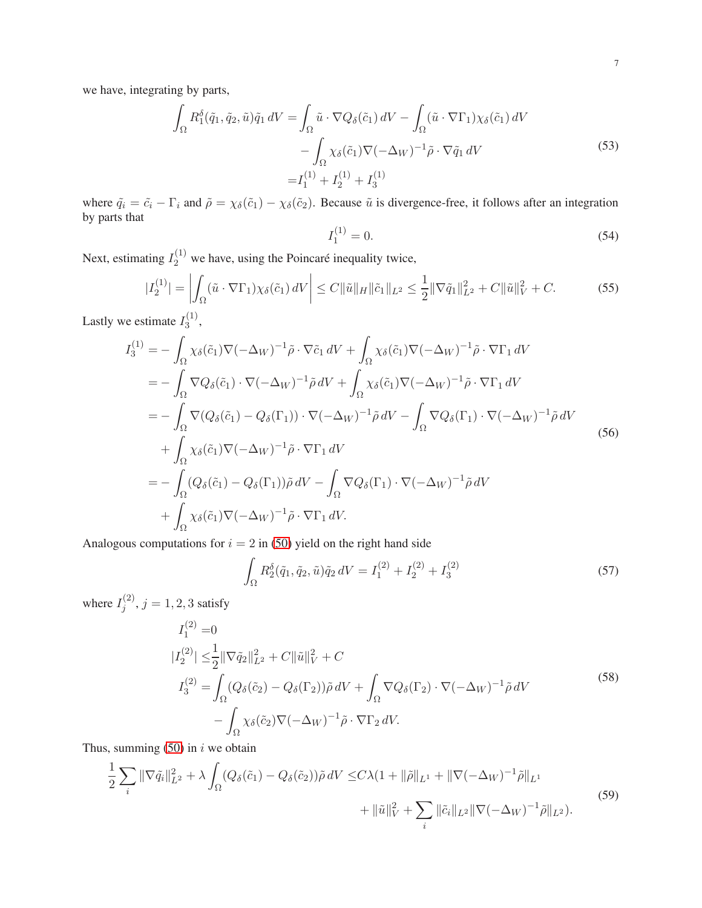we have, integrating by parts,

$$
\begin{aligned}
\int_\Omega R_1^\delta(\tilde{q}_1, \tilde{q}_2, \tilde{u})\tilde{q}_1 \, dV = & \int_\Omega \tilde{u} \cdot \nabla Q_\delta(\tilde{c}_1) \, dV - \int_\Omega (\tilde{u} \cdot \nabla \Gamma_1) \chi_\delta(\tilde{c}_1) \, dV \\
& - \int_\Omega \chi_\delta(\tilde{c}_1) \nabla(-\Delta_W)^{-1} \tilde{\rho} \cdot \nabla \tilde{q}_1 \, dV \\
= & I_1^{(1)} + I_2^{(1)} + I_3^{(1)}
\end{aligned}
\tag{53}
$$

where $\tilde{q}_i = \tilde{c}_i - \Gamma_i$ and $\tilde{\rho} = \chi_\delta(\tilde{c}_1) - \chi_\delta(\tilde{c}_2)$. Because $\tilde{u}$ is divergence-free, it follows after an integration by parts that

$$
I_1^{(1)} = 0. \tag{54}
$$

Next, estimating $I_2^{(1)}$ we have, using the Poincaré inequality twice,

$$
|I_2^{(1)}| = \left| \int_\Omega (\tilde{u} \cdot \nabla \Gamma_1) \chi_\delta(\tilde{c}_1) \, dV \right| \le C \|\tilde{u}\|_H \|\tilde{c}_1\|_{L^2} \le \frac{1}{2} \|\nabla \tilde{q}_1\|_{L^2}^2 + C \|\tilde{u}\|_V^2 + C. \tag{55}
$$

Lastly we estimate $I_3^{(1)}$,

$$
\begin{aligned}
I_3^{(1)} = & - \int_\Omega \chi_\delta(\tilde{c}_1) \nabla(-\Delta_W)^{-1} \tilde{\rho} \cdot \nabla \tilde{c}_1 \, dV + \int_\Omega \chi_\delta(\tilde{c}_1) \nabla(-\Delta_W)^{-1} \tilde{\rho} \cdot \nabla \Gamma_1 \, dV \\
= & - \int_\Omega \nabla Q_\delta(\tilde{c}_1) \cdot \nabla(-\Delta_W)^{-1} \tilde{\rho} \, dV + \int_\Omega \chi_\delta(\tilde{c}_1) \nabla(-\Delta_W)^{-1} \tilde{\rho} \cdot \nabla \Gamma_1 \, dV \\
= & - \int_\Omega \nabla(Q_\delta(\tilde{c}_1) - Q_\delta(\Gamma_1)) \cdot \nabla(-\Delta_W)^{-1} \tilde{\rho} \, dV - \int_\Omega \nabla Q_\delta(\Gamma_1) \cdot \nabla(-\Delta_W)^{-1} \tilde{\rho} \, dV \\
& + \int_\Omega \chi_\delta(\tilde{c}_1) \nabla(-\Delta_W)^{-1} \tilde{\rho} \cdot \nabla \Gamma_1 \, dV \\
= & - \int_\Omega (Q_\delta(\tilde{c}_1) - Q_\delta(\Gamma_1)) \tilde{\rho} \, dV - \int_\Omega \nabla Q_\delta(\Gamma_1) \cdot \nabla(-\Delta_W)^{-1} \tilde{\rho} \, dV \\
& + \int_\Omega \chi_\delta(\tilde{c}_1) \nabla(-\Delta_W)^{-1} \tilde{\rho} \cdot \nabla \Gamma_1 \, dV.
\end{aligned}
\tag{56}
$$

Analogous computations for $i = 2$ in (50) yield on the right hand side

$$
\int_\Omega R_2^\delta(\tilde{q}_1, \tilde{q}_2, \tilde{u})\tilde{q}_2 \, dV = I_1^{(2)} + I_2^{(2)} + I_3^{(2)} \tag{57}
$$

where $I_j^{(2)}, j = 1, 2, 3$ satisfy

$$
\begin{aligned}
I_1^{(2)} = & 0 \\
|I_2^{(2)}| \le & \frac{1}{2} \|\nabla \tilde{q}_2\|_{L^2}^2 + C \|\tilde{u}\|_V^2 + C \\
I_3^{(2)} = & \int_\Omega (Q_\delta(\tilde{c}_2) - Q_\delta(\Gamma_2)) \tilde{\rho} \, dV + \int_\Omega \nabla Q_\delta(\Gamma_2) \cdot \nabla(-\Delta_W)^{-1} \tilde{\rho} \, dV \\
& - \int_\Omega \chi_\delta(\tilde{c}_2) \nabla(-\Delta_W)^{-1} \tilde{\rho} \cdot \nabla \Gamma_2 \, dV.
\end{aligned}
\tag{58}
$$

Thus, summing (50) in $i$ we obtain

$$
\begin{aligned}
\frac{1}{2} \sum_i \|\nabla \tilde{q}_i\|_{L^2}^2 + \lambda \int_\Omega (Q_\delta(\tilde{c}_1) - Q_\delta(\tilde{c}_2)) \tilde{\rho} \, dV \le & C\lambda (1 + \|\tilde{\rho}\|_{L^1} + \|\nabla(-\Delta_W)^{-1} \tilde{\rho}\|_{L^1} \\
& + \|\tilde{u}\|_V^2 + \sum_i \|\tilde{c}_i\|_{L^2} \|\nabla(-\Delta_W)^{-1} \tilde{\rho}\|_{L^2}).
\end{aligned}
\tag{59}
$$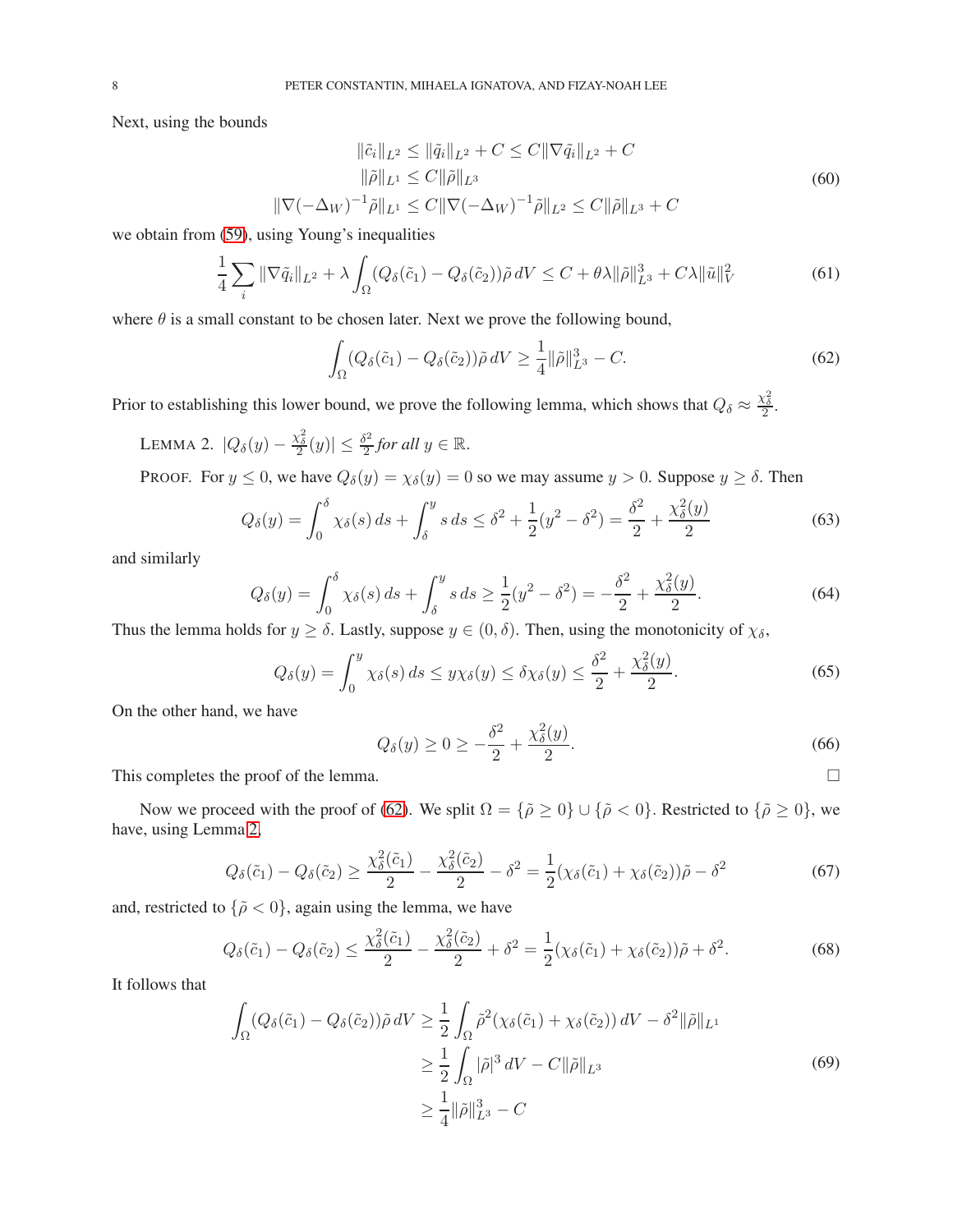Next, using the bounds

$$
\begin{aligned}
\|\tilde{c}_i\|_{L^2} &\le \|\tilde{q}_i\|_{L^2} + C \le C\|\nabla \tilde{q}_i\|_{L^2} + C \\
\|\tilde{\rho}\|_{L^1} &\le C\|\tilde{\rho}\|_{L^3} \\
\|\nabla(-\Delta_W)^{-1}\tilde{\rho}\|_{L^1} &\le C\|\nabla(-\Delta_W)^{-1}\tilde{\rho}\|_{L^2} \le C\|\tilde{\rho}\|_{L^3} + C
\end{aligned}
\tag{60}
$$

we obtain from (59), using Young's inequalities

$$
\frac{1}{4}\sum_i \|\nabla \tilde{q}_i\|_{L^2} + \lambda \int_\Omega (Q_\delta(\tilde{c}_1) - Q_\delta(\tilde{c}_2))\tilde{\rho}\, dV \le C + \theta\lambda\|\tilde{\rho}\|_{L^3}^3 + C\lambda\|\tilde{u}\|_V^2 \tag{61}
$$

where $\theta$ is a small constant to be chosen later. Next we prove the following bound,

$$
\int_\Omega (Q_\delta(\tilde{c}_1) - Q_\delta(\tilde{c}_2))\tilde{\rho}\, dV \ge \frac{1}{4}\|\tilde{\rho}\|_{L^3}^3 - C. \tag{62}
$$

Prior to establishing this lower bound, we prove the following lemma, which shows that $Q_\delta \approx \frac{\chi_\delta^2}{2}$.

LEMMA 2. *$|Q_\delta(y) - \frac{\chi_\delta^2}{2}(y)| \le \frac{\delta^2}{2}$ for all $y \in \mathbb{R}$.*

PROOF. For $y \le 0$, we have $Q_\delta(y) = \chi_\delta(y) = 0$ so we may assume $y > 0$. Suppose $y \ge \delta$. Then

$$
Q_\delta(y) = \int_0^\delta \chi_\delta(s)\, ds + \int_\delta^y s\, ds \le \delta^2 + \frac{1}{2}(y^2 - \delta^2) = \frac{\delta^2}{2} + \frac{\chi_\delta^2(y)}{2} \tag{63}
$$

and similarly

$$
Q_\delta(y) = \int_0^\delta \chi_\delta(s)\, ds + \int_\delta^y s\, ds \ge \frac{1}{2}(y^2 - \delta^2) = -\frac{\delta^2}{2} + \frac{\chi_\delta^2(y)}{2}. \tag{64}
$$

Thus the lemma holds for $y \ge \delta$. Lastly, suppose $y \in (0, \delta)$. Then, using the monotonicity of $\chi_\delta$,

$$
Q_\delta(y) = \int_0^y \chi_\delta(s)\, ds \le y\chi_\delta(y) \le \delta\chi_\delta(y) \le \frac{\delta^2}{2} + \frac{\chi_\delta^2(y)}{2}. \tag{65}
$$

On the other hand, we have

$$
Q_\delta(y) \ge 0 \ge -\frac{\delta^2}{2} + \frac{\chi_\delta^2(y)}{2}. \tag{66}
$$

This completes the proof of the lemma. □

Now we proceed with the proof of (62). We split $\Omega = \{\tilde{\rho} \ge 0\} \cup \{\tilde{\rho} < 0\}$. Restricted to $\{\tilde{\rho} \ge 0\}$, we have, using Lemma 2,

$$
Q_\delta(\tilde{c}_1) - Q_\delta(\tilde{c}_2) \ge \frac{\chi_\delta^2(\tilde{c}_1)}{2} - \frac{\chi_\delta^2(\tilde{c}_2)}{2} - \delta^2 = \frac{1}{2}(\chi_\delta(\tilde{c}_1) + \chi_\delta(\tilde{c}_2))\tilde{\rho} - \delta^2 \tag{67}
$$

and, restricted to $\{\tilde{\rho} < 0\}$, again using the lemma, we have

$$
Q_\delta(\tilde{c}_1) - Q_\delta(\tilde{c}_2) \le \frac{\chi_\delta^2(\tilde{c}_1)}{2} - \frac{\chi_\delta^2(\tilde{c}_2)}{2} + \delta^2 = \frac{1}{2}(\chi_\delta(\tilde{c}_1) + \chi_\delta(\tilde{c}_2))\tilde{\rho} + \delta^2. \tag{68}
$$

It follows that

$$
\begin{aligned}
\int_\Omega (Q_\delta(\tilde{c}_1) - Q_\delta(\tilde{c}_2))\tilde{\rho}\, dV &\ge \frac{1}{2}\int_\Omega \tilde{\rho}^2(\chi_\delta(\tilde{c}_1) + \chi_\delta(\tilde{c}_2))\, dV - \delta^2\|\tilde{\rho}\|_{L^1} \\
&\ge \frac{1}{2}\int_\Omega |\tilde{\rho}|^3\, dV - C\|\tilde{\rho}\|_{L^3} \\
&\ge \frac{1}{4}\|\tilde{\rho}\|_{L^3}^3 - C
\end{aligned}
\tag{69}
$$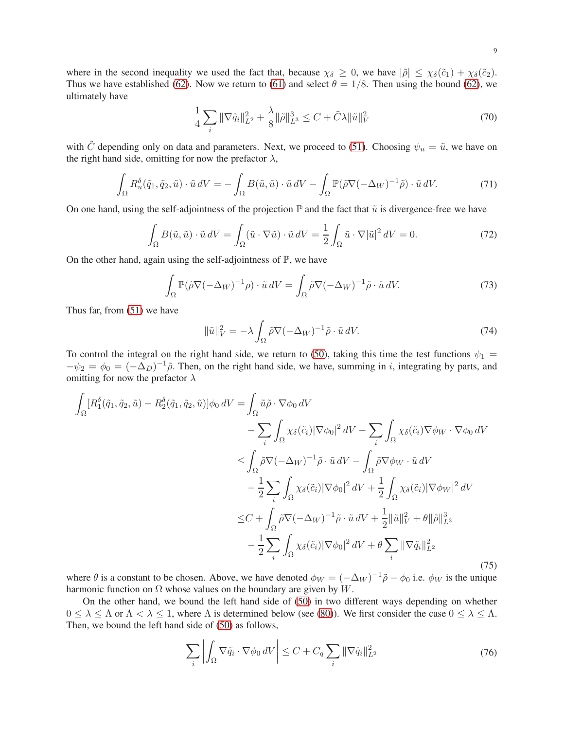where in the second inequality we used the fact that, because $\chi_\delta \geq 0$, we have $|\tilde{\rho}| \leq \chi_\delta(\tilde{c}_1) + \chi_\delta(\tilde{c}_2)$. Thus we have established (62). Now we return to (61) and select $\theta = 1/8$. Then using the bound (62), we ultimately have

$$\frac{1}{4}\sum_i \|\nabla \tilde{q}_i\|_{L^2}^2 + \frac{\lambda}{8}\|\tilde{\rho}\|_{L^3}^3 \leq C + \tilde{C}\lambda\|\tilde{u}\|_V^2 \tag{70}$$

with $\tilde{C}$ depending only on data and parameters. Next, we proceed to (51). Choosing $\psi_u = \tilde{u}$, we have on the right hand side, omitting for now the prefactor $\lambda$,

$$\int_\Omega R_u^\delta(\tilde{q}_1, \tilde{q}_2, \tilde{u}) \cdot \tilde{u}\, dV = -\int_\Omega B(\tilde{u}, \tilde{u}) \cdot \tilde{u}\, dV - \int_\Omega \mathbb{P}(\tilde{\rho}\nabla(-\Delta_W)^{-1}\tilde{\rho}) \cdot \tilde{u}\, dV. \tag{71}$$

On one hand, using the self-adjointness of the projection $\mathbb{P}$ and the fact that $\tilde{u}$ is divergence-free we have

$$\int_\Omega B(\tilde{u}, \tilde{u}) \cdot \tilde{u}\, dV = \int_\Omega (\tilde{u} \cdot \nabla \tilde{u}) \cdot \tilde{u}\, dV = \frac{1}{2}\int_\Omega \tilde{u} \cdot \nabla |\tilde{u}|^2\, dV = 0. \tag{72}$$

On the other hand, again using the self-adjointness of $\mathbb{P}$, we have

$$\int_\Omega \mathbb{P}(\tilde{\rho}\nabla(-\Delta_W)^{-1}\rho) \cdot \tilde{u}\, dV = \int_\Omega \tilde{\rho}\nabla(-\Delta_W)^{-1}\tilde{\rho} \cdot \tilde{u}\, dV. \tag{73}$$

Thus far, from (51) we have

$$\|\tilde{u}\|_V^2 = -\lambda \int_\Omega \tilde{\rho}\nabla(-\Delta_W)^{-1}\tilde{\rho} \cdot \tilde{u}\, dV. \tag{74}$$

To control the integral on the right hand side, we return to (50), taking this time the test functions $\psi_1 = -\psi_2 = \phi_0 = (-\Delta_D)^{-1}\tilde{\rho}$. Then, on the right hand side, we have, summing in $i$, integrating by parts, and omitting for now the prefactor $\lambda$

$$\begin{aligned}
\int_\Omega [R_1^\delta(\tilde{q}_1, \tilde{q}_2, \tilde{u}) - R_2^\delta(\tilde{q}_1, \tilde{q}_2, \tilde{u})]\phi_0\, dV =& \int_\Omega \tilde{u}\tilde{\rho} \cdot \nabla\phi_0\, dV \\
&- \sum_i \int_\Omega \chi_\delta(\tilde{c}_i)|\nabla\phi_0|^2\, dV - \sum_i \int_\Omega \chi_\delta(\tilde{c}_i)\nabla\phi_W \cdot \nabla\phi_0\, dV \\
\leq& \int_\Omega \tilde{\rho}\nabla(-\Delta_W)^{-1}\tilde{\rho} \cdot \tilde{u}\, dV - \int_\Omega \tilde{\rho}\nabla\phi_W \cdot \tilde{u}\, dV \\
&- \frac{1}{2}\sum_i \int_\Omega \chi_\delta(\tilde{c}_i)|\nabla\phi_0|^2\, dV + \frac{1}{2}\int_\Omega \chi_\delta(\tilde{c}_i)|\nabla\phi_W|^2\, dV \\
\leq& C + \int_\Omega \tilde{\rho}\nabla(-\Delta_W)^{-1}\tilde{\rho} \cdot \tilde{u}\, dV + \frac{1}{2}\|\tilde{u}\|_V^2 + \theta\|\tilde{\rho}\|_{L^3}^3 \\
&- \frac{1}{2}\sum_i \int_\Omega \chi_\delta(\tilde{c}_i)|\nabla\phi_0|^2\, dV + \theta\sum_i \|\nabla\tilde{q}_i\|_{L^2}^2
\end{aligned} \tag{75}$$

where $\theta$ is a constant to be chosen. Above, we have denoted $\phi_W = (-\Delta_W)^{-1}\tilde{\rho} - \phi_0$ i.e. $\phi_W$ is the unique harmonic function on $\Omega$ whose values on the boundary are given by $W$.

On the other hand, we bound the left hand side of (50) in two different ways depending on whether $0 \leq \lambda \leq \Lambda$ or $\Lambda < \lambda \leq 1$, where $\Lambda$ is determined below (see (80)). We first consider the case $0 \leq \lambda \leq \Lambda$. Then, we bound the left hand side of (50) as follows,

$$\sum_i \left| \int_\Omega \nabla\tilde{q}_i \cdot \nabla\phi_0\, dV \right| \leq C + C_q \sum_i \|\nabla\tilde{q}_i\|_{L^2}^2 \tag{76}$$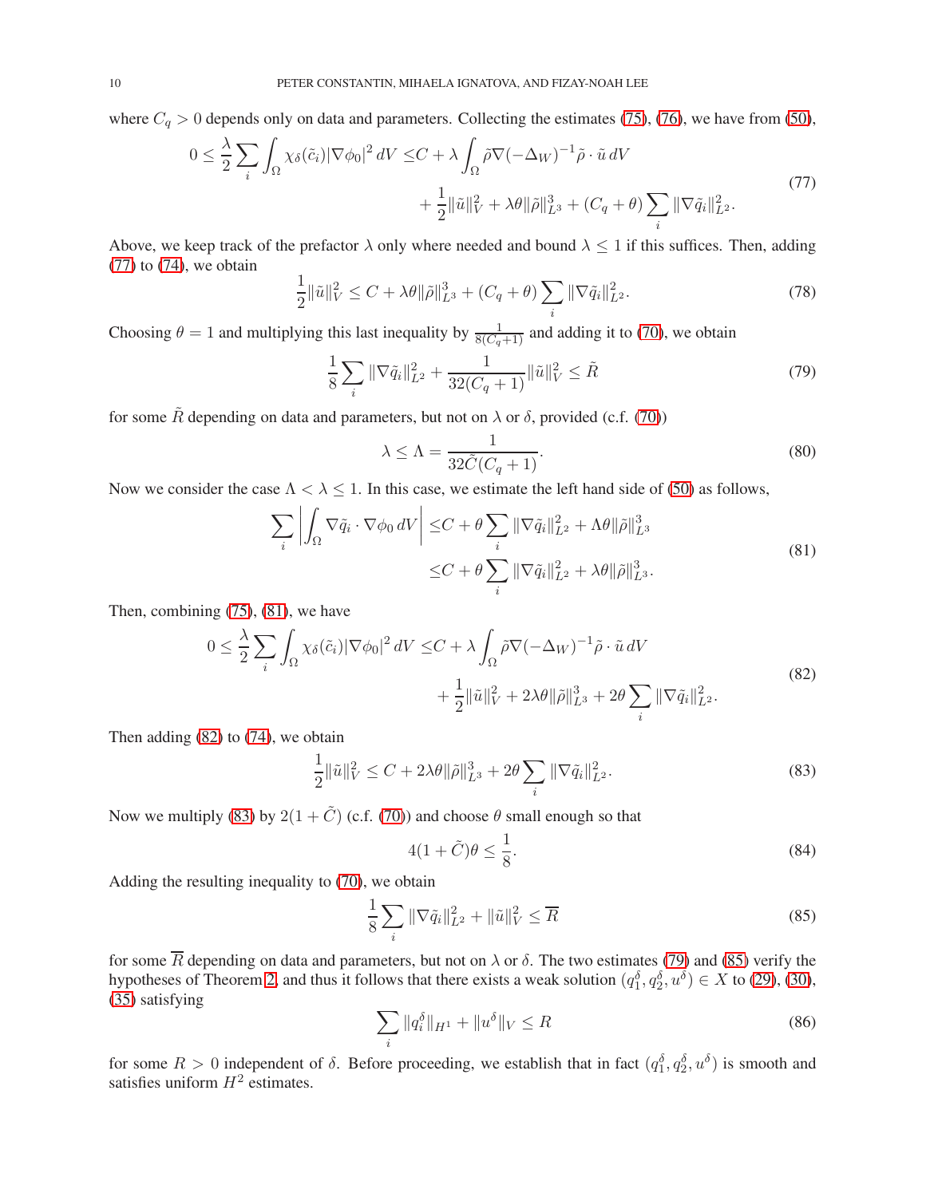where $C_q > 0$ depends only on data and parameters. Collecting the estimates (75), (76), we have from (50),

$$
\begin{aligned}
0 \le \frac{\lambda}{2} \sum_i \int_\Omega \chi_\delta(\tilde{c}_i) |\nabla \phi_0|^2 \, dV \le & C + \lambda \int_\Omega \tilde{\rho} \nabla (-\Delta_W)^{-1} \tilde{\rho} \cdot \tilde{u} \, dV \\
& + \frac{1}{2} \|\tilde{u}\|_V^2 + \lambda \theta \|\tilde{\rho}\|_{L^3}^3 + (C_q + \theta) \sum_i \|\nabla \tilde{q}_i\|_{L^2}^2.
\end{aligned}
\tag{77}
$$

Above, we keep track of the prefactor $\lambda$ only where needed and bound $\lambda \le 1$ if this suffices. Then, adding (77) to (74), we obtain

$$
\frac{1}{2} \|\tilde{u}\|_V^2 \le C + \lambda \theta \|\tilde{\rho}\|_{L^3}^3 + (C_q + \theta) \sum_i \|\nabla \tilde{q}_i\|_{L^2}^2. \tag{78}
$$

Choosing $\theta = 1$ and multiplying this last inequality by $\frac{1}{8(C_q+1)}$ and adding it to (70), we obtain

$$
\frac{1}{8} \sum_i \|\nabla \tilde{q}_i\|_{L^2}^2 + \frac{1}{32(C_q + 1)} \|\tilde{u}\|_V^2 \le \tilde{R} \tag{79}
$$

for some $\tilde{R}$ depending on data and parameters, but not on $\lambda$ or $\delta$, provided (c.f. (70))

$$
\lambda \le \Lambda = \frac{1}{32 \tilde{C} (C_q + 1)}. \tag{80}
$$

Now we consider the case $\Lambda < \lambda \le 1$. In this case, we estimate the left hand side of (50) as follows,

$$
\begin{aligned}
\sum_i \left| \int_\Omega \nabla \tilde{q}_i \cdot \nabla \phi_0 \, dV \right| \le & C + \theta \sum_i \|\nabla \tilde{q}_i\|_{L^2}^2 + \Lambda \theta \|\tilde{\rho}\|_{L^3}^3 \\
\le & C + \theta \sum_i \|\nabla \tilde{q}_i\|_{L^2}^2 + \lambda \theta \|\tilde{\rho}\|_{L^3}^3.
\end{aligned}
\tag{81}
$$

Then, combining (75), (81), we have

$$
\begin{aligned}
0 \le \frac{\lambda}{2} \sum_i \int_\Omega \chi_\delta(\tilde{c}_i) |\nabla \phi_0|^2 \, dV \le & C + \lambda \int_\Omega \tilde{\rho} \nabla (-\Delta_W)^{-1} \tilde{\rho} \cdot \tilde{u} \, dV \\
& + \frac{1}{2} \|\tilde{u}\|_V^2 + 2\lambda \theta \|\tilde{\rho}\|_{L^3}^3 + 2\theta \sum_i \|\nabla \tilde{q}_i\|_{L^2}^2.
\end{aligned}
\tag{82}
$$

Then adding (82) to (74), we obtain

$$
\frac{1}{2} \|\tilde{u}\|_V^2 \le C + 2\lambda \theta \|\tilde{\rho}\|_{L^3}^3 + 2\theta \sum_i \|\nabla \tilde{q}_i\|_{L^2}^2. \tag{83}
$$

Now we multiply (83) by $2(1 + \tilde{C})$ (c.f. (70)) and choose $\theta$ small enough so that

$$
4(1 + \tilde{C})\theta \le \frac{1}{8}. \tag{84}
$$

Adding the resulting inequality to (70), we obtain

$$
\frac{1}{8} \sum_i \|\nabla \tilde{q}_i\|_{L^2}^2 + \|\tilde{u}\|_V^2 \le \overline{R} \tag{85}
$$

for some $\overline{R}$ depending on data and parameters, but not on $\lambda$ or $\delta$. The two estimates (79) and (85) verify the hypotheses of Theorem 2, and thus it follows that there exists a weak solution $(q_1^\delta, q_2^\delta, u^\delta) \in X$ to (29), (30), (35) satisfying

$$
\sum_i \|q_i^\delta\|_{H^1} + \|u^\delta\|_V \le R \tag{86}
$$

for some $R > 0$ independent of $\delta$. Before proceeding, we establish that in fact $(q_1^\delta, q_2^\delta, u^\delta)$ is smooth and satisfies uniform $H^2$ estimates.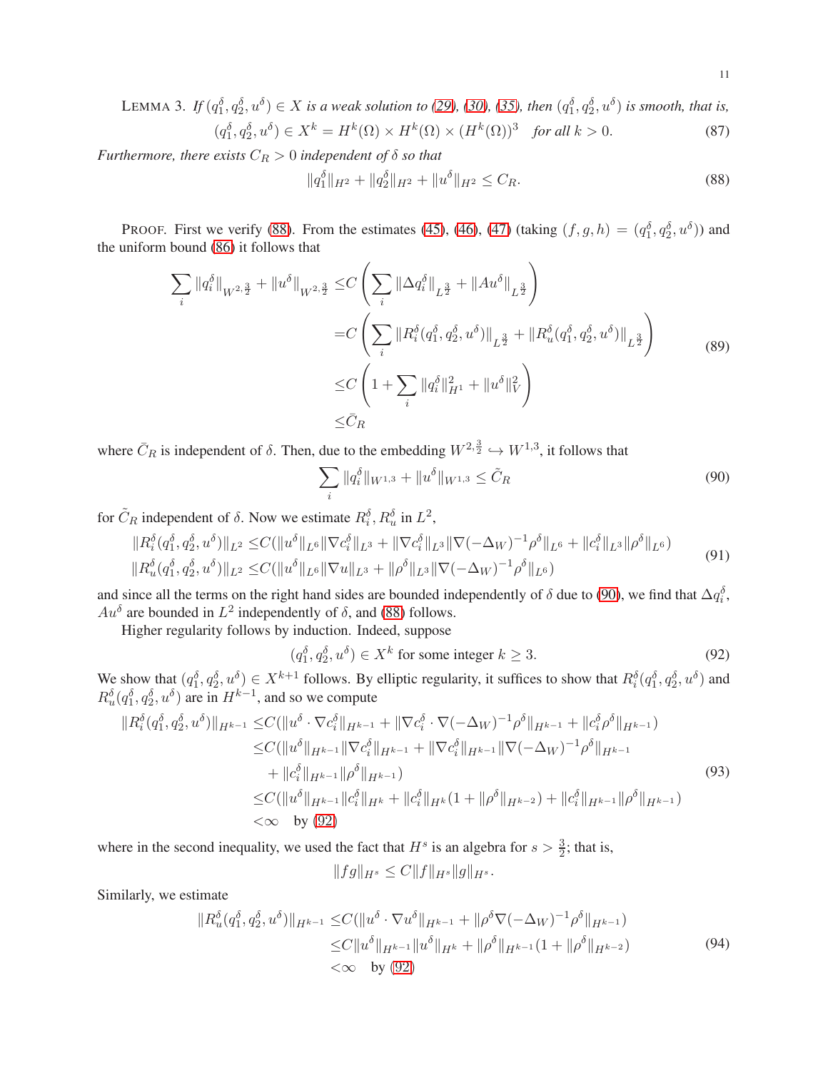LEMMA 3. *If $(q_1^\delta, q_2^\delta, u^\delta) \in X$ is a weak solution to (29), (30), (35), then $(q_1^\delta, q_2^\delta, u^\delta)$ is smooth, that is,*

$$(q_1^\delta, q_2^\delta, u^\delta) \in X^k = H^k(\Omega) \times H^k(\Omega) \times (H^k(\Omega))^3 \quad \text{for all } k > 0. \tag{87}$$

*Furthermore, there exists $C_R > 0$ independent of $\delta$ so that*

$$\|q_1^\delta\|_{H^2} + \|q_2^\delta\|_{H^2} + \|u^\delta\|_{H^2} \leq C_R. \tag{88}$$

PROOF. First we verify (88). From the estimates (45), (46), (47) (taking $(f, g, h) = (q_1^\delta, q_2^\delta, u^\delta)$) and the uniform bound (86) it follows that

$$\begin{aligned}
\sum_i \|q_i^\delta\|_{W^{2,\frac{3}{2}}} + \|u^\delta\|_{W^{2,\frac{3}{2}}} \leq& C\left(\sum_i \|\Delta q_i^\delta\|_{L^{\frac{3}{2}}} + \|Au^\delta\|_{L^{\frac{3}{2}}}\right) \\
=& C\left(\sum_i \|R_i^\delta(q_1^\delta, q_2^\delta, u^\delta)\|_{L^{\frac{3}{2}}} + \|R_u^\delta(q_1^\delta, q_2^\delta, u^\delta)\|_{L^{\frac{3}{2}}}\right) \\
\leq& C\left(1 + \sum_i \|q_i^\delta\|_{H^1}^2 + \|u^\delta\|_V^2\right) \\
\leq& \bar{C}_R
\end{aligned} \tag{89}$$

where $\bar{C}_R$ is independent of $\delta$. Then, due to the embedding $W^{2,\frac{3}{2}} \hookrightarrow W^{1,3}$, it follows that

$$\sum_i \|q_i^\delta\|_{W^{1,3}} + \|u^\delta\|_{W^{1,3}} \leq \tilde{C}_R \tag{90}$$

for $\tilde{C}_R$ independent of $\delta$. Now we estimate $R_i^\delta, R_u^\delta$ in $L^2$,

$$\begin{aligned}
\|R_i^\delta(q_1^\delta, q_2^\delta, u^\delta)\|_{L^2} \leq& C(\|u^\delta\|_{L^6}\|\nabla c_i^\delta\|_{L^3} + \|\nabla c_i^\delta\|_{L^3}\|\nabla(-\Delta_W)^{-1}\rho^\delta\|_{L^6} + \|c_i^\delta\|_{L^3}\|\rho^\delta\|_{L^6}) \\
\|R_u^\delta(q_1^\delta, q_2^\delta, u^\delta)\|_{L^2} \leq& C(\|u^\delta\|_{L^6}\|\nabla u\|_{L^3} + \|\rho^\delta\|_{L^3}\|\nabla(-\Delta_W)^{-1}\rho^\delta\|_{L^6})
\end{aligned} \tag{91}$$

and since all the terms on the right hand sides are bounded independently of $\delta$ due to (90), we find that $\Delta q_i^\delta$, $Au^\delta$ are bounded in $L^2$ independently of $\delta$, and (88) follows.

Higher regularity follows by induction. Indeed, suppose

$$(q_1^\delta, q_2^\delta, u^\delta) \in X^k \text{ for some integer } k \geq 3. \tag{92}$$

We show that $(q_1^\delta, q_2^\delta, u^\delta) \in X^{k+1}$ follows. By elliptic regularity, it suffices to show that $R_i^\delta(q_1^\delta, q_2^\delta, u^\delta)$ and $R_u^\delta(q_1^\delta, q_2^\delta, u^\delta)$ are in $H^{k-1}$, and so we compute

$$\begin{aligned}
\|R_i^\delta(q_1^\delta, q_2^\delta, u^\delta)\|_{H^{k-1}} \leq& C(\|u^\delta \cdot \nabla c_i^\delta\|_{H^{k-1}} + \|\nabla c_i^\delta \cdot \nabla(-\Delta_W)^{-1}\rho^\delta\|_{H^{k-1}} + \|c_i^\delta \rho^\delta\|_{H^{k-1}}) \\
\leq& C(\|u^\delta\|_{H^{k-1}}\|\nabla c_i^\delta\|_{H^{k-1}} + \|\nabla c_i^\delta\|_{H^{k-1}}\|\nabla(-\Delta_W)^{-1}\rho^\delta\|_{H^{k-1}} \\
&+ \|c_i^\delta\|_{H^{k-1}}\|\rho^\delta\|_{H^{k-1}}) \\
\leq& C(\|u^\delta\|_{H^{k-1}}\|c_i^\delta\|_{H^k} + \|c_i^\delta\|_{H^k}(1 + \|\rho^\delta\|_{H^{k-2}}) + \|c_i^\delta\|_{H^{k-1}}\|\rho^\delta\|_{H^{k-1}}) \\
<& \infty \quad \text{by (92)}
\end{aligned} \tag{93}$$

where in the second inequality, we used the fact that $H^s$ is an algebra for $s > \frac{3}{2}$; that is,

$$\|fg\|_{H^s} \leq C\|f\|_{H^s}\|g\|_{H^s}.$$

Similarly, we estimate

$$\begin{aligned}
\|R_u^\delta(q_1^\delta, q_2^\delta, u^\delta)\|_{H^{k-1}} \leq& C(\|u^\delta \cdot \nabla u^\delta\|_{H^{k-1}} + \|\rho^\delta \nabla(-\Delta_W)^{-1}\rho^\delta\|_{H^{k-1}}) \\
\leq& C\|u^\delta\|_{H^{k-1}}\|u^\delta\|_{H^k} + \|\rho^\delta\|_{H^{k-1}}(1 + \|\rho^\delta\|_{H^{k-2}}) \\
<& \infty \quad \text{by (92)}
\end{aligned} \tag{94}$$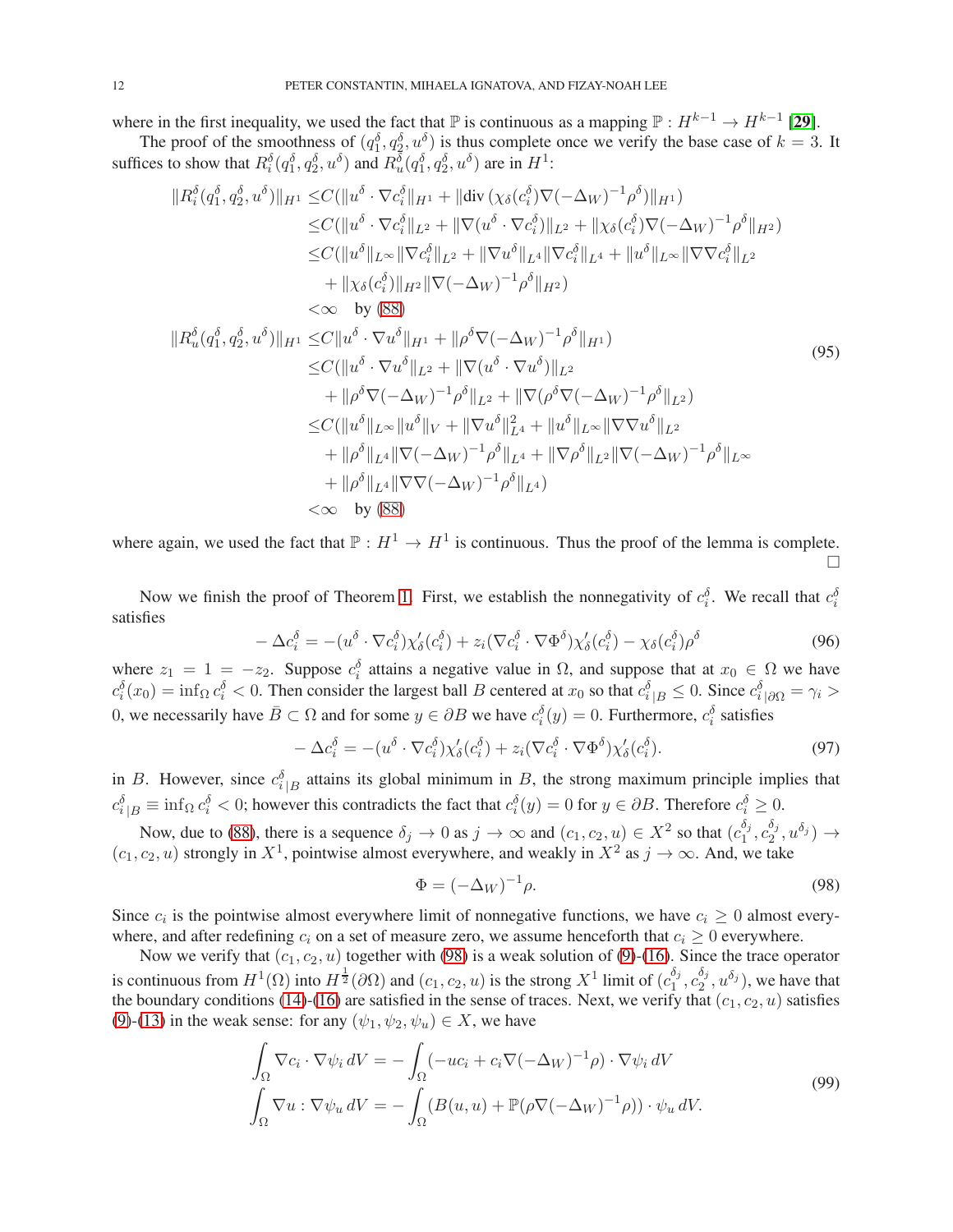where in the first inequality, we used the fact that $\mathbb{P}$ is continuous as a mapping $\mathbb{P} : H^{k-1} \to H^{k-1}$ [29].

The proof of the smoothness of $(q_1^\delta, q_2^\delta, u^\delta)$ is thus complete once we verify the base case of $k = 3$. It suffices to show that $R_i^\delta(q_1^\delta, q_2^\delta, u^\delta)$ and $R_u^\delta(q_1^\delta, q_2^\delta, u^\delta)$ are in $H^1$:

$$
\begin{aligned}
\|R_i^\delta(q_1^\delta, q_2^\delta, u^\delta)\|_{H^1} \le& C(\|u^\delta \cdot \nabla c_i^\delta\|_{H^1} + \|\mathrm{div}\,(\chi_\delta(c_i^\delta)\nabla(-\Delta_W)^{-1}\rho^\delta)\|_{H^1}) \\
\le& C(\|u^\delta \cdot \nabla c_i^\delta\|_{L^2} + \|\nabla(u^\delta \cdot \nabla c_i^\delta)\|_{L^2} + \|\chi_\delta(c_i^\delta)\nabla(-\Delta_W)^{-1}\rho^\delta\|_{H^2}) \\
\le& C(\|u^\delta\|_{L^\infty}\|\nabla c_i^\delta\|_{L^2} + \|\nabla u^\delta\|_{L^4}\|\nabla c_i^\delta\|_{L^4} + \|u^\delta\|_{L^\infty}\|\nabla\nabla c_i^\delta\|_{L^2} \\
&+ \|\chi_\delta(c_i^\delta)\|_{H^2}\|\nabla(-\Delta_W)^{-1}\rho^\delta\|_{H^2}) \\
<& \infty \quad \text{by (88)} \\
\|R_u^\delta(q_1^\delta, q_2^\delta, u^\delta)\|_{H^1} \le& C\|u^\delta \cdot \nabla u^\delta\|_{H^1} + \|\rho^\delta\nabla(-\Delta_W)^{-1}\rho^\delta\|_{H^1}) \\
\le& C(\|u^\delta \cdot \nabla u^\delta\|_{L^2} + \|\nabla(u^\delta \cdot \nabla u^\delta)\|_{L^2} \\
&+ \|\rho^\delta\nabla(-\Delta_W)^{-1}\rho^\delta\|_{L^2} + \|\nabla(\rho^\delta\nabla(-\Delta_W)^{-1}\rho^\delta\|_{L^2}) \\
\le& C(\|u^\delta\|_{L^\infty}\|u^\delta\|_V + \|\nabla u^\delta\|_{L^4}^2 + \|u^\delta\|_{L^\infty}\|\nabla\nabla u^\delta\|_{L^2} \\
&+ \|\rho^\delta\|_{L^4}\|\nabla(-\Delta_W)^{-1}\rho^\delta\|_{L^4} + \|\nabla\rho^\delta\|_{L^2}\|\nabla(-\Delta_W)^{-1}\rho^\delta\|_{L^\infty} \\
&+ \|\rho^\delta\|_{L^4}\|\nabla\nabla(-\Delta_W)^{-1}\rho^\delta\|_{L^4}) \\
<& \infty \quad \text{by (88)}
\end{aligned}
\tag{95}
$$

where again, we used the fact that $\mathbb{P} : H^1 \to H^1$ is continuous. Thus the proof of the lemma is complete. $\square$

Now we finish the proof of Theorem 1. First, we establish the nonnegativity of $c_i^\delta$. We recall that $c_i^\delta$ satisfies

$$
-\Delta c_i^\delta = -(u^\delta \cdot \nabla c_i^\delta)\chi_\delta'(c_i^\delta) + z_i(\nabla c_i^\delta \cdot \nabla\Phi^\delta)\chi_\delta'(c_i^\delta) - \chi_\delta(c_i^\delta)\rho^\delta \tag{96}
$$

where $z_1 = 1 = -z_2$. Suppose $c_i^\delta$ attains a negative value in $\Omega$, and suppose that at $x_0 \in \Omega$ we have $c_i^\delta(x_0) = \inf_\Omega c_i^\delta < 0$. Then consider the largest ball $B$ centered at $x_0$ so that $c_{i|B}^\delta \le 0$. Since $c_{i|\partial\Omega}^\delta = \gamma_i > 0$, we necessarily have $\bar{B} \subset \Omega$ and for some $y \in \partial B$ we have $c_i^\delta(y) = 0$. Furthermore, $c_i^\delta$ satisfies

$$
-\Delta c_i^\delta = -(u^\delta \cdot \nabla c_i^\delta)\chi_\delta'(c_i^\delta) + z_i(\nabla c_i^\delta \cdot \nabla\Phi^\delta)\chi_\delta'(c_i^\delta). \tag{97}
$$

in $B$. However, since $c_{i|B}^\delta$ attains its global minimum in $B$, the strong maximum principle implies that $c_{i|B}^\delta \equiv \inf_\Omega c_i^\delta < 0$; however this contradicts the fact that $c_i^\delta(y) = 0$ for $y \in \partial B$. Therefore $c_i^\delta \ge 0$.

Now, due to (88), there is a sequence $\delta_j \to 0$ as $j \to \infty$ and $(c_1, c_2, u) \in X^2$ so that $(c_1^{\delta_j}, c_2^{\delta_j}, u^{\delta_j}) \to (c_1, c_2, u)$ strongly in $X^1$, pointwise almost everywhere, and weakly in $X^2$ as $j \to \infty$. And, we take

$$
\Phi = (-\Delta_W)^{-1}\rho. \tag{98}
$$

Since $c_i$ is the pointwise almost everywhere limit of nonnegative functions, we have $c_i \ge 0$ almost everywhere, and after redefining $c_i$ on a set of measure zero, we assume henceforth that $c_i \ge 0$ everywhere.

Now we verify that $(c_1, c_2, u)$ together with (98) is a weak solution of (9)-(16). Since the trace operator is continuous from $H^1(\Omega)$ into $H^{\frac{1}{2}}(\partial\Omega)$ and $(c_1, c_2, u)$ is the strong $X^1$ limit of $(c_1^{\delta_j}, c_2^{\delta_j}, u^{\delta_j})$, we have that the boundary conditions (14)-(16) are satisfied in the sense of traces. Next, we verify that $(c_1, c_2, u)$ satisfies (9)-(13) in the weak sense: for any $(\psi_1, \psi_2, \psi_u) \in X$, we have

$$
\begin{aligned}
\int_\Omega \nabla c_i \cdot \nabla\psi_i\, dV &= -\int_\Omega (-uc_i + c_i\nabla(-\Delta_W)^{-1}\rho) \cdot \nabla\psi_i\, dV \\
\int_\Omega \nabla u : \nabla\psi_u\, dV &= -\int_\Omega (B(u, u) + \mathbb{P}(\rho\nabla(-\Delta_W)^{-1}\rho)) \cdot \psi_u\, dV.
\end{aligned}
\tag{99}
$$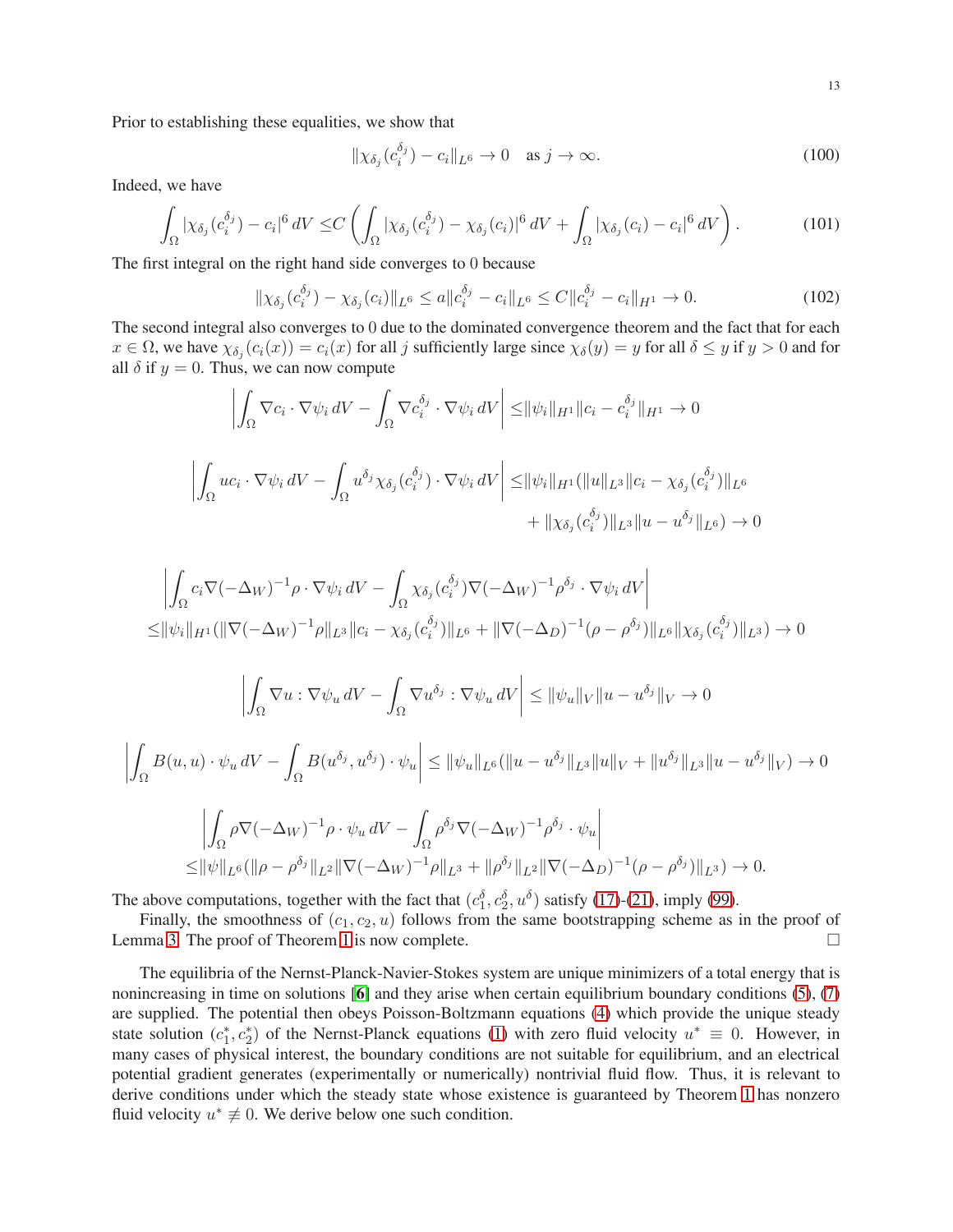Prior to establishing these equalities, we show that

$$
\|\chi_{\delta_j}(c_i^{\delta_j}) - c_i\|_{L^6} \to 0 \quad \text{as } j \to \infty. \tag{100}
$$

Indeed, we have

$$
\int_\Omega |\chi_{\delta_j}(c_i^{\delta_j}) - c_i|^6 \, dV \leq C \left( \int_\Omega |\chi_{\delta_j}(c_i^{\delta_j}) - \chi_{\delta_j}(c_i)|^6 \, dV + \int_\Omega |\chi_{\delta_j}(c_i) - c_i|^6 \, dV \right). \tag{101}
$$

The first integral on the right hand side converges to 0 because

$$
\|\chi_{\delta_j}(c_i^{\delta_j}) - \chi_{\delta_j}(c_i)\|_{L^6} \leq a\|c_i^{\delta_j} - c_i\|_{L^6} \leq C\|c_i^{\delta_j} - c_i\|_{H^1} \to 0. \tag{102}
$$

The second integral also converges to 0 due to the dominated convergence theorem and the fact that for each $x \in \Omega$, we have $\chi_{\delta_j}(c_i(x)) = c_i(x)$ for all $j$ sufficiently large since $\chi_\delta(y) = y$ for all $\delta \leq y$ if $y > 0$ and for all $\delta$ if $y = 0$. Thus, we can now compute

$$
\left| \int_\Omega \nabla c_i \cdot \nabla \psi_i \, dV - \int_\Omega \nabla c_i^{\delta_j} \cdot \nabla \psi_i \, dV \right| \leq \|\psi_i\|_{H^1} \|c_i - c_i^{\delta_j}\|_{H^1} \to 0
$$

$$
\begin{aligned}
\left| \int_\Omega u c_i \cdot \nabla \psi_i \, dV - \int_\Omega u^{\delta_j} \chi_{\delta_j}(c_i^{\delta_j}) \cdot \nabla \psi_i \, dV \right| \leq & \|\psi_i\|_{H^1} (\|u\|_{L^3} \|c_i - \chi_{\delta_j}(c_i^{\delta_j})\|_{L^6} \\
& + \|\chi_{\delta_j}(c_i^{\delta_j})\|_{L^3} \|u - u^{\delta_j}\|_{L^6}) \to 0
\end{aligned}
$$

$$
\begin{aligned}
&\left| \int_\Omega c_i \nabla(-\Delta_W)^{-1}\rho \cdot \nabla \psi_i \, dV - \int_\Omega \chi_{\delta_j}(c_i^{\delta_j}) \nabla(-\Delta_W)^{-1}\rho^{\delta_j} \cdot \nabla \psi_i \, dV \right| \\
\leq & \|\psi_i\|_{H^1} (\|\nabla(-\Delta_W)^{-1}\rho\|_{L^3} \|c_i - \chi_{\delta_j}(c_i^{\delta_j})\|_{L^6} + \|\nabla(-\Delta_D)^{-1}(\rho - \rho^{\delta_j})\|_{L^6} \|\chi_{\delta_j}(c_i^{\delta_j})\|_{L^3}) \to 0
\end{aligned}
$$

$$
\left| \int_\Omega \nabla u : \nabla \psi_u \, dV - \int_\Omega \nabla u^{\delta_j} : \nabla \psi_u \, dV \right| \leq \|\psi_u\|_V \|u - u^{\delta_j}\|_V \to 0
$$

$$
\left| \int_\Omega B(u,u) \cdot \psi_u \, dV - \int_\Omega B(u^{\delta_j}, u^{\delta_j}) \cdot \psi_u \right| \leq \|\psi_u\|_{L^6} (\|u - u^{\delta_j}\|_{L^3} \|u\|_V + \|u^{\delta_j}\|_{L^3} \|u - u^{\delta_j}\|_V) \to 0
$$

$$
\begin{aligned}
&\left| \int_\Omega \rho \nabla(-\Delta_W)^{-1}\rho \cdot \psi_u \, dV - \int_\Omega \rho^{\delta_j} \nabla(-\Delta_W)^{-1}\rho^{\delta_j} \cdot \psi_u \right| \\
\leq & \|\psi\|_{L^6} (\|\rho - \rho^{\delta_j}\|_{L^2} \|\nabla(-\Delta_W)^{-1}\rho\|_{L^3} + \|\rho^{\delta_j}\|_{L^2} \|\nabla(-\Delta_D)^{-1}(\rho - \rho^{\delta_j})\|_{L^3}) \to 0.
\end{aligned}
$$

The above computations, together with the fact that $(c_1^\delta, c_2^\delta, u^\delta)$ satisfy (17)-(21), imply (99).

Finally, the smoothness of $(c_1, c_2, u)$ follows from the same bootstrapping scheme as in the proof of Lemma 3. The proof of Theorem 1 is now complete. $\square$

The equilibria of the Nernst-Planck-Navier-Stokes system are unique minimizers of a total energy that is nonincreasing in time on solutions [6] and they arise when certain equilibrium boundary conditions (5), (7) are supplied. The potential then obeys Poisson-Boltzmann equations (4) which provide the unique steady state solution $(c_1^*, c_2^*)$ of the Nernst-Planck equations (1) with zero fluid velocity $u^* \equiv 0$. However, in many cases of physical interest, the boundary conditions are not suitable for equilibrium, and an electrical potential gradient generates (experimentally or numerically) nontrivial fluid flow. Thus, it is relevant to derive conditions under which the steady state whose existence is guaranteed by Theorem 1 has nonzero fluid velocity $u^* \not\equiv 0$. We derive below one such condition.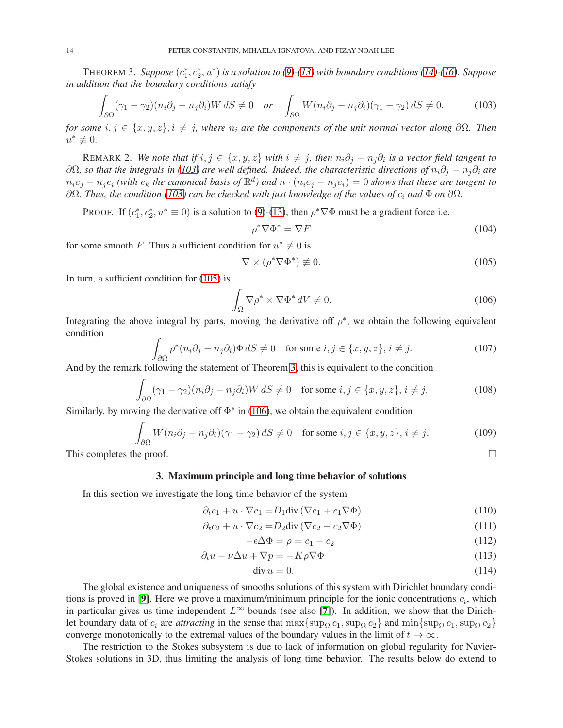THEOREM 3. *Suppose $(c_1^*, c_2^*, u^*)$ is a solution to (9)-(13) with boundary conditions (14)-(16). Suppose in addition that the boundary conditions satisfy*

$$\int_{\partial\Omega} (\gamma_1 - \gamma_2)(n_i\partial_j - n_j\partial_i)W\, dS \neq 0 \quad \text{or} \quad \int_{\partial\Omega} W(n_i\partial_j - n_j\partial_i)(\gamma_1 - \gamma_2)\, dS \neq 0. \tag{103}$$

*for some $i, j \in \{x, y, z\}, i \neq j$, where $n_i$ are the components of the unit normal vector along $\partial\Omega$. Then $u^* \not\equiv 0$.*

REMARK 2. *We note that if $i, j \in \{x, y, z\}$ with $i \neq j$, then $n_i\partial_j - n_j\partial_i$ is a vector field tangent to $\partial\Omega$, so that the integrals in (103) are well defined. Indeed, the characteristic directions of $n_i\partial_j - n_j\partial_i$ are $n_ie_j - n_je_i$ (with $e_k$ the canonical basis of $\mathbb{R}^d$) and $n \cdot (n_ie_j - n_je_i) = 0$ shows that these are tangent to $\partial\Omega$. Thus, the condition (103) can be checked with just knowledge of the values of $c_i$ and $\Phi$ on $\partial\Omega$.*

PROOF. If $(c_1^*, c_2^*, u^* \equiv 0)$ is a solution to (9)-(13), then $\rho^*\nabla\Phi$ must be a gradient force i.e.

$$\rho^*\nabla\Phi^* = \nabla F \tag{104}$$

for some smooth $F$. Thus a sufficient condition for $u^* \not\equiv 0$ is

$$\nabla \times (\rho^*\nabla\Phi^*) \not\equiv 0. \tag{105}$$

In turn, a sufficient condition for (105) is

$$\int_\Omega \nabla\rho^* \times \nabla\Phi^*\, dV \neq 0. \tag{106}$$

Integrating the above integral by parts, moving the derivative off $\rho^*$, we obtain the following equivalent condition

$$\int_{\partial\Omega} \rho^*(n_i\partial_j - n_j\partial_i)\Phi\, dS \neq 0 \quad \text{for some } i, j \in \{x, y, z\},\, i \neq j. \tag{107}$$

And by the remark following the statement of Theorem 3, this is equivalent to the condition

$$\int_{\partial\Omega} (\gamma_1 - \gamma_2)(n_i\partial_j - n_j\partial_i)W\, dS \neq 0 \quad \text{for some } i, j \in \{x, y, z\},\, i \neq j. \tag{108}$$

Similarly, by moving the derivative off $\Phi^*$ in (106), we obtain the equivalent condition

$$\int_{\partial\Omega} W(n_i\partial_j - n_j\partial_i)(\gamma_1 - \gamma_2)\, dS \neq 0 \quad \text{for some } i, j \in \{x, y, z\},\, i \neq j. \tag{109}$$

This completes the proof. □

## 3. Maximum principle and long time behavior of solutions

In this section we investigate the long time behavior of the system

$$\partial_t c_1 + u \cdot \nabla c_1 = D_1 \mathrm{div}\,(\nabla c_1 + c_1\nabla\Phi) \tag{110}$$

$$\partial_t c_2 + u \cdot \nabla c_2 = D_2 \mathrm{div}\,(\nabla c_2 - c_2\nabla\Phi) \tag{111}$$

$$-\epsilon\Delta\Phi = \rho = c_1 - c_2 \tag{112}$$

$$\partial_t u - \nu\Delta u + \nabla p = -K\rho\nabla\Phi \tag{113}$$

$$\mathrm{div}\, u = 0. \tag{114}$$

The global existence and uniqueness of smooths solutions of this system with Dirichlet boundary conditions is proved in [9]. Here we prove a maximum/minimum principle for the ionic concentrations $c_i$, which in particular gives us time independent $L^\infty$ bounds (see also [7]). In addition, we show that the Dirichlet boundary data of $c_i$ are *attracting* in the sense that $\max\{\sup_\Omega c_1, \sup_\Omega c_2\}$ and $\min\{\sup_\Omega c_1, \sup_\Omega c_2\}$ converge monotonically to the extremal values of the boundary values in the limit of $t \to \infty$.

The restriction to the Stokes subsystem is due to lack of information on global regularity for Navier-Stokes solutions in 3D, thus limiting the analysis of long time behavior. The results below do extend to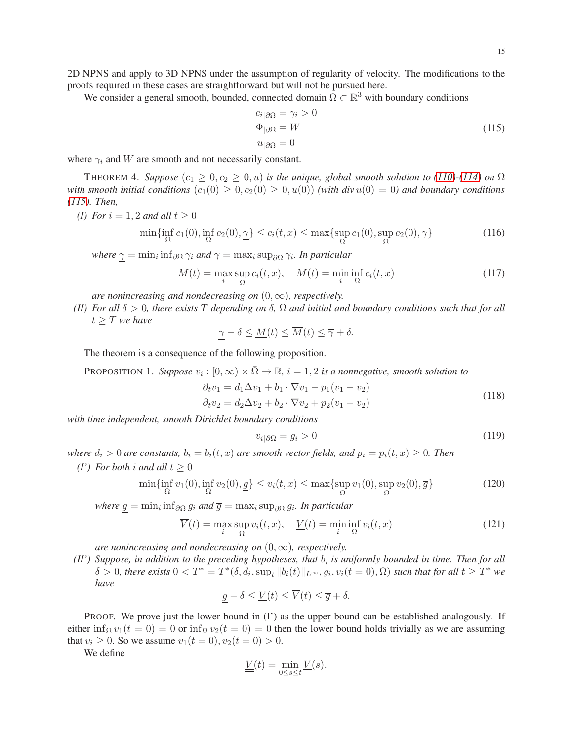2D NPNS and apply to 3D NPNS under the assumption of regularity of velocity. The modifications to the proofs required in these cases are straightforward but will not be pursued here.

We consider a general smooth, bounded, connected domain $\Omega \subset \mathbb{R}^3$ with boundary conditions

$$
\begin{aligned}
c_{i|\partial\Omega} &= \gamma_i > 0 \\
\Phi_{|\partial\Omega} &= W \\
u_{|\partial\Omega} &= 0
\end{aligned}
\tag{115}
$$

where $\gamma_i$ and $W$ are smooth and not necessarily constant.

THEOREM 4. *Suppose $(c_1 \geq 0, c_2 \geq 0, u)$ is the unique, global smooth solution to (110)-(114) on $\Omega$ with smooth initial conditions $(c_1(0) \geq 0, c_2(0) \geq 0, u(0))$ (with $\operatorname{div} u(0) = 0$) and boundary conditions (115). Then,*

*(I) For $i = 1, 2$ and all $t \geq 0$*

$$
\min\{\inf_\Omega c_1(0), \inf_\Omega c_2(0), \underline{\gamma}\} \leq c_i(t,x) \leq \max\{\sup_\Omega c_1(0), \sup_\Omega c_2(0), \overline{\gamma}\} \tag{116}
$$

*where $\underline{\gamma} = \min_i \inf_{\partial\Omega} \gamma_i$ and $\overline{\gamma} = \max_i \sup_{\partial\Omega} \gamma_i$. In particular*

$$
\overline{M}(t) = \max_i \sup_\Omega c_i(t,x), \quad \underline{M}(t) = \min_i \inf_\Omega c_i(t,x) \tag{117}
$$

*are nonincreasing and nondecreasing on $(0, \infty)$, respectively.*

*(II) For all $\delta > 0$, there exists $T$ depending on $\delta$, $\Omega$ and initial and boundary conditions such that for all $t \geq T$ we have*

$$
\underline{\gamma} - \delta \leq \underline{M}(t) \leq \overline{M}(t) \leq \overline{\gamma} + \delta.
$$

The theorem is a consequence of the following proposition.

PROPOSITION 1. *Suppose $v_i : [0, \infty) \times \bar{\Omega} \to \mathbb{R}$, $i = 1, 2$ is a nonnegative, smooth solution to*

$$
\begin{aligned}
\partial_t v_1 &= d_1 \Delta v_1 + b_1 \cdot \nabla v_1 - p_1(v_1 - v_2) \\
\partial_t v_2 &= d_2 \Delta v_2 + b_2 \cdot \nabla v_2 + p_2(v_1 - v_2)
\end{aligned}
\tag{118}
$$

*with time independent, smooth Dirichlet boundary conditions*

$$
v_{i|\partial\Omega} = g_i > 0 \tag{119}
$$

*where $d_i > 0$ are constants, $b_i = b_i(t,x)$ are smooth vector fields, and $p_i = p_i(t,x) \geq 0$. Then*

*(I') For both $i$ and all $t \geq 0$*

$$
\min\{\inf_\Omega v_1(0), \inf_\Omega v_2(0), \underline{g}\} \leq v_i(t,x) \leq \max\{\sup_\Omega v_1(0), \sup_\Omega v_2(0), \overline{g}\} \tag{120}
$$

*where $\underline{g} = \min_i \inf_{\partial\Omega} g_i$ and $\overline{g} = \max_i \sup_{\partial\Omega} g_i$. In particular*

$$
\overline{V}(t) = \max_i \sup_\Omega v_i(t,x), \quad \underline{V}(t) = \min_i \inf_\Omega v_i(t,x) \tag{121}
$$

*are nonincreasing and nondecreasing on $(0, \infty)$, respectively.*

*(II') Suppose, in addition to the preceding hypotheses, that $b_i$ is uniformly bounded in time. Then for all $\delta > 0$, there exists $0 < T^* = T^*(\delta, d_i, \sup_t \|b_i(t)\|_{L^\infty}, g_i, v_i(t=0), \Omega)$ such that for all $t \geq T^*$ we have*

$$
\underline{g} - \delta \leq \underline{V}(t) \leq \overline{V}(t) \leq \overline{g} + \delta.
$$

PROOF. We prove just the lower bound in (I') as the upper bound can be established analogously. If either $\inf_\Omega v_1(t=0) = 0$ or $\inf_\Omega v_2(t=0) = 0$ then the lower bound holds trivially as we are assuming that $v_i \geq 0$. So we assume $v_1(t=0), v_2(t=0) > 0$.

We define

$$
\underline{\underline{V}}(t) = \min_{0 \leq s \leq t} \underline{V}(s).
$$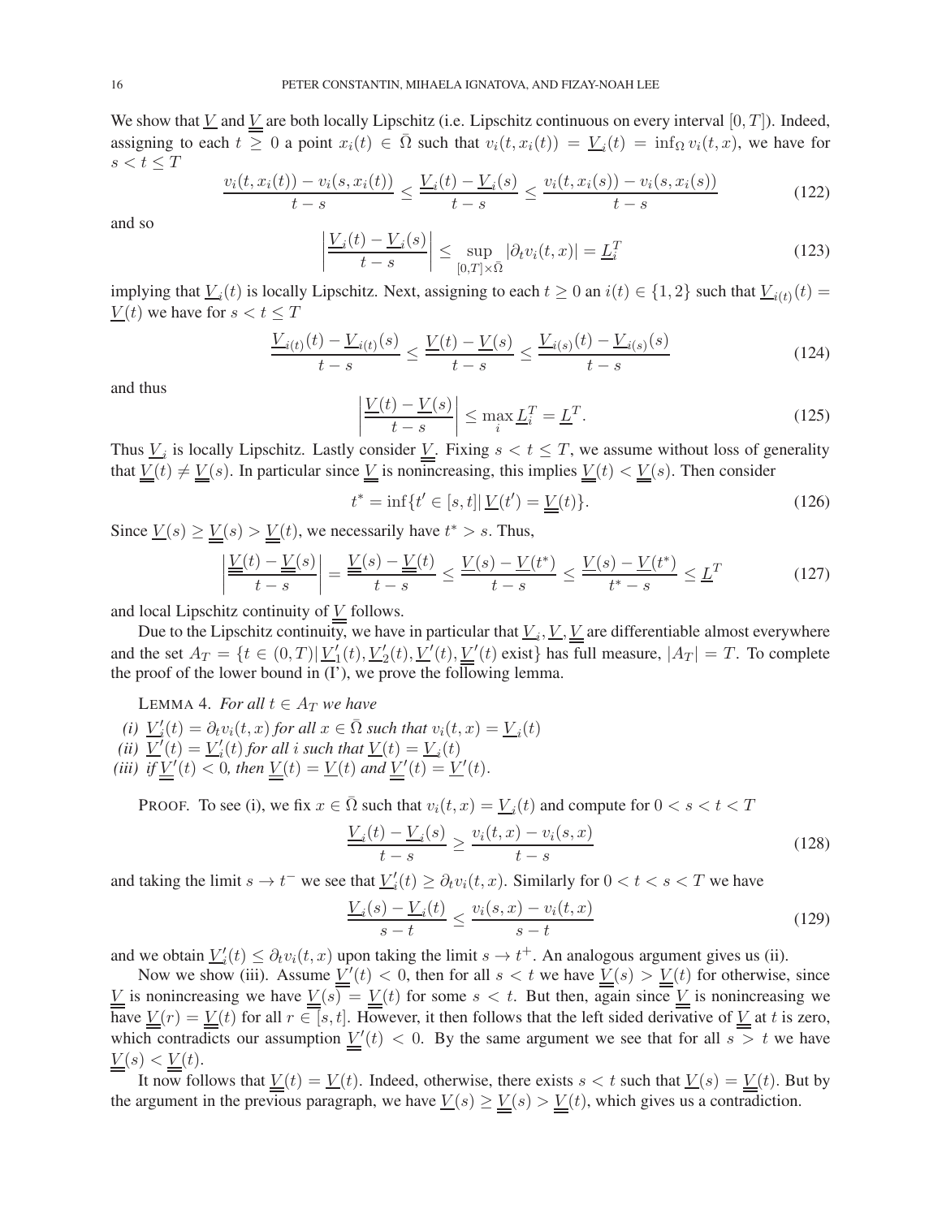We show that $\underline{V}$ and $\underline{\underline{V}}$ are both locally Lipschitz (i.e. Lipschitz continuous on every interval $[0,T]$). Indeed, assigning to each $t \geq 0$ a point $x_i(t) \in \bar{\Omega}$ such that $v_i(t, x_i(t)) = \underline{V}_i(t) = \inf_\Omega v_i(t,x)$, we have for $s < t \leq T$

$$\frac{v_i(t,x_i(t)) - v_i(s,x_i(t))}{t-s} \leq \frac{\underline{V}_i(t) - \underline{V}_i(s)}{t-s} \leq \frac{v_i(t,x_i(s)) - v_i(s,x_i(s))}{t-s} \tag{122}$$

and so

$$\left| \frac{\underline{V}_i(t) - \underline{V}_i(s)}{t-s} \right| \leq \sup_{[0,T]\times\bar{\Omega}} |\partial_t v_i(t,x)| = \underline{L}_i^T \tag{123}$$

implying that $\underline{V}_i(t)$ is locally Lipschitz. Next, assigning to each $t \geq 0$ an $i(t) \in \{1,2\}$ such that $\underline{V}_{i(t)}(t) = \underline{V}(t)$ we have for $s < t \leq T$

$$\frac{\underline{V}_{i(t)}(t) - \underline{V}_{i(t)}(s)}{t-s} \leq \frac{\underline{V}(t) - \underline{V}(s)}{t-s} \leq \frac{\underline{V}_{i(s)}(t) - \underline{V}_{i(s)}(s)}{t-s} \tag{124}$$

and thus

$$\left| \frac{\underline{V}(t) - \underline{V}(s)}{t-s} \right| \leq \max_i \underline{L}_i^T = \underline{L}^T. \tag{125}$$

Thus $\underline{V}_i$ is locally Lipschitz. Lastly consider $\underline{\underline{V}}$. Fixing $s < t \leq T$, we assume without loss of generality that $\underline{\underline{V}}(t) \neq \underline{\underline{V}}(s)$. In particular since $\underline{\underline{V}}$ is nonincreasing, this implies $\underline{\underline{V}}(t) < \underline{\underline{V}}(s)$. Then consider

$$t^* = \inf\{t' \in [s,t] | \, \underline{V}(t') = \underline{\underline{V}}(t)\}. \tag{126}$$

Since $\underline{V}(s) \geq \underline{\underline{V}}(s) > \underline{\underline{V}}(t)$, we necessarily have $t^* > s$. Thus,

$$\left| \frac{\underline{\underline{V}}(t) - \underline{\underline{V}}(s)}{t-s} \right| = \frac{\underline{\underline{V}}(s) - \underline{\underline{V}}(t)}{t-s} \leq \frac{\underline{V}(s) - \underline{V}(t^*)}{t-s} \leq \frac{\underline{V}(s) - \underline{V}(t^*)}{t^*-s} \leq \underline{L}^T \tag{127}$$

and local Lipschitz continuity of $\underline{\underline{V}}$ follows.

Due to the Lipschitz continuity, we have in particular that $\underline{V}_i, \underline{V}, \underline{\underline{V}}$ are differentiable almost everywhere and the set $A_T = \{t \in (0,T) | \, \underline{V}_1'(t), \underline{V}_2'(t), \underline{V}'(t), \underline{\underline{V}}'(t) \text{ exist}\}$ has full measure, $|A_T| = T$. To complete the proof of the lower bound in (I'), we prove the following lemma.

LEMMA 4. *For all $t \in A_T$ we have*

*(i) $\underline{V}_i'(t) = \partial_t v_i(t,x)$ for all $x \in \bar{\Omega}$ such that $v_i(t,x) = \underline{V}_i(t)$*
*(ii) $\underline{V}'(t) = \underline{V}_i'(t)$ for all $i$ such that $\underline{V}(t) = \underline{V}_i(t)$*
*(iii) if $\underline{\underline{V}}'(t) < 0$, then $\underline{\underline{V}}(t) = \underline{V}(t)$ and $\underline{\underline{V}}'(t) = \underline{V}'(t)$.*

PROOF. To see (i), we fix $x \in \bar{\Omega}$ such that $v_i(t,x) = \underline{V}_i(t)$ and compute for $0 < s < t < T$

$$\frac{\underline{V}_i(t) - \underline{V}_i(s)}{t-s} \geq \frac{v_i(t,x) - v_i(s,x)}{t-s} \tag{128}$$

and taking the limit $s \to t^-$ we see that $\underline{V}_i'(t) \geq \partial_t v_i(t,x)$. Similarly for $0 < t < s < T$ we have

$$\frac{\underline{V}_i(s) - \underline{V}_i(t)}{s-t} \leq \frac{v_i(s,x) - v_i(t,x)}{s-t} \tag{129}$$

and we obtain $\underline{V}_i'(t) \leq \partial_t v_i(t,x)$ upon taking the limit $s \to t^+$. An analogous argument gives us (ii).

Now we show (iii). Assume $\underline{\underline{V}}'(t) < 0$, then for all $s < t$ we have $\underline{\underline{V}}(s) > \underline{\underline{V}}(t)$ for otherwise, since $\underline{\underline{V}}$ is nonincreasing we have $\underline{\underline{V}}(s) = \underline{\underline{V}}(t)$ for some $s < t$. But then, again since $\underline{\underline{V}}$ is nonincreasing we have $\underline{\underline{V}}(r) = \underline{\underline{V}}(t)$ for all $r \in [s,t]$. However, it then follows that the left sided derivative of $\underline{\underline{V}}$ at $t$ is zero, which contradicts our assumption $\underline{\underline{V}}'(t) < 0$. By the same argument we see that for all $s > t$ we have $\underline{\underline{V}}(s) < \underline{\underline{V}}(t)$.

It now follows that $\underline{\underline{V}}(t) = \underline{V}(t)$. Indeed, otherwise, there exists $s < t$ such that $\underline{V}(s) = \underline{\underline{V}}(t)$. But by the argument in the previous paragraph, we have $\underline{V}(s) \geq \underline{\underline{V}}(s) > \underline{\underline{V}}(t)$, which gives us a contradiction.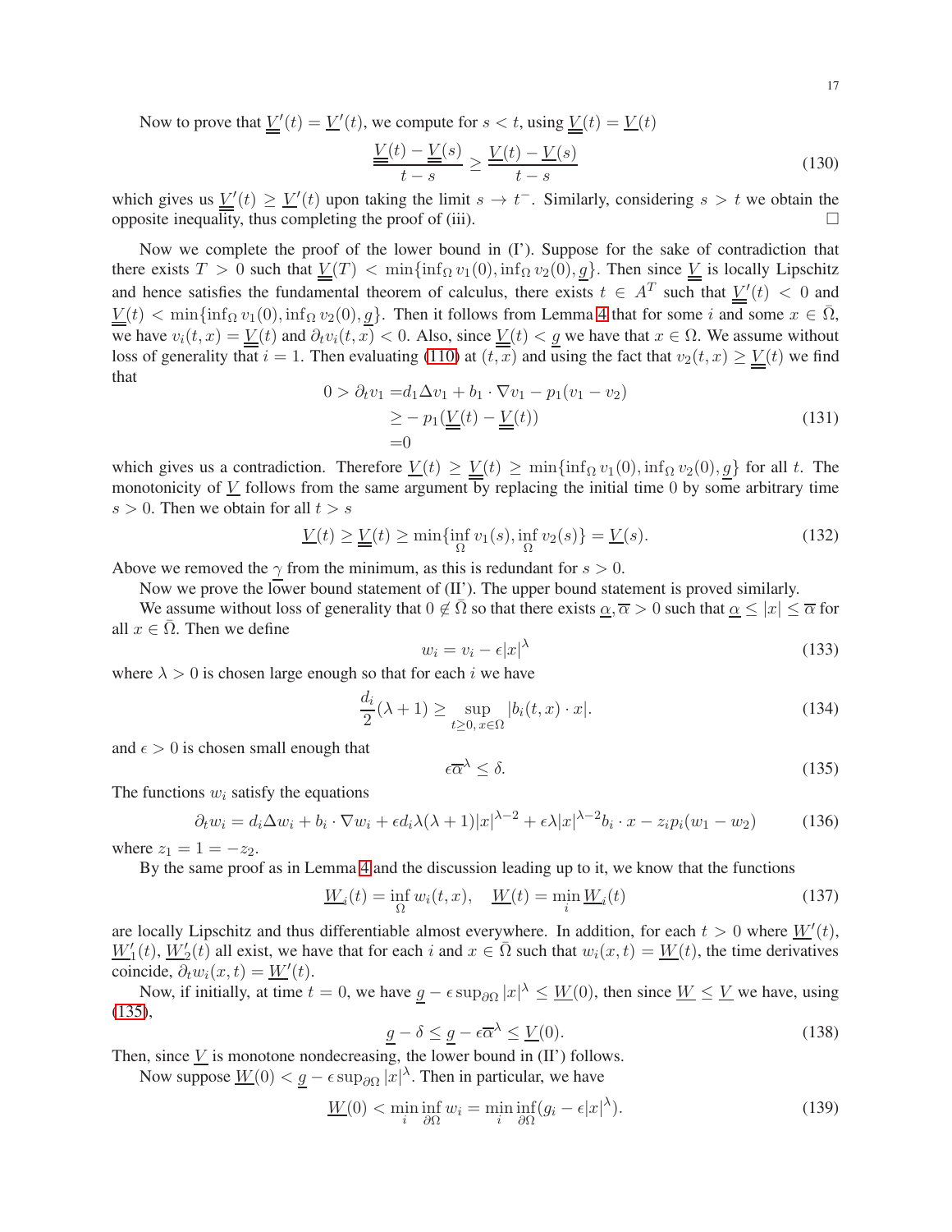Now to prove that $\underline{\underline{V}}'(t) = \underline{V}'(t)$, we compute for $s < t$, using $\underline{\underline{V}}(t) = \underline{V}(t)$

$$\frac{\underline{\underline{V}}(t) - \underline{\underline{V}}(s)}{t - s} \geq \frac{\underline{V}(t) - \underline{V}(s)}{t - s} \tag{130}$$

which gives us $\underline{\underline{V}}'(t) \geq \underline{V}'(t)$ upon taking the limit $s \to t^-$. Similarly, considering $s > t$ we obtain the opposite inequality, thus completing the proof of (iii). □

Now we complete the proof of the lower bound in (I'). Suppose for the sake of contradiction that there exists $T > 0$ such that $\underline{V}(T) < \min\{\inf_\Omega v_1(0), \inf_\Omega v_2(0), \underline{g}\}$. Then since $\underline{\underline{V}}$ is locally Lipschitz and hence satisfies the fundamental theorem of calculus, there exists $t \in A^T$ such that $\underline{\underline{V}}'(t) < 0$ and $\underline{\underline{V}}(t) < \min\{\inf_\Omega v_1(0), \inf_\Omega v_2(0), \underline{g}\}$. Then it follows from Lemma 4 that for some $i$ and some $x \in \bar{\Omega}$, we have $v_i(t, x) = \underline{\underline{V}}(t)$ and $\partial_t v_i(t, x) < 0$. Also, since $\underline{\underline{V}}(t) < \underline{g}$ we have that $x \in \Omega$. We assume without loss of generality that $i = 1$. Then evaluating (110) at $(t, x)$ and using the fact that $v_2(t, x) \geq \underline{\underline{V}}(t)$ we find that

$$\begin{aligned}
0 > \partial_t v_1 =& d_1 \Delta v_1 + b_1 \cdot \nabla v_1 - p_1(v_1 - v_2) \\
\geq& - p_1(\underline{\underline{V}}(t) - \underline{\underline{V}}(t)) \\
=& 0
\end{aligned} \tag{131}$$

which gives us a contradiction. Therefore $\underline{V}(t) \geq \underline{\underline{V}}(t) \geq \min\{\inf_\Omega v_1(0), \inf_\Omega v_2(0), \underline{g}\}$ for all $t$. The monotonicity of $\underline{V}$ follows from the same argument by replacing the initial time 0 by some arbitrary time $s > 0$. Then we obtain for all $t > s$

$$\underline{V}(t) \geq \underline{\underline{V}}(t) \geq \min\{\inf_\Omega v_1(s), \inf_\Omega v_2(s)\} = \underline{V}(s). \tag{132}$$

Above we removed the $\underline{\gamma}$ from the minimum, as this is redundant for $s > 0$.

Now we prove the lower bound statement of (II'). The upper bound statement is proved similarly.

We assume without loss of generality that $0 \notin \bar{\Omega}$ so that there exists $\underline{\alpha}, \overline{\alpha} > 0$ such that $\underline{\alpha} \leq |x| \leq \overline{\alpha}$ for all $x \in \bar{\Omega}$. Then we define

$$w_i = v_i - \epsilon |x|^\lambda \tag{133}$$

where $\lambda > 0$ is chosen large enough so that for each $i$ we have

$$\frac{d_i}{2}(\lambda + 1) \geq \sup_{t \geq 0,\, x \in \Omega} |b_i(t, x) \cdot x|. \tag{134}$$

and $\epsilon > 0$ is chosen small enough that

$$\epsilon \overline{\alpha}^\lambda \leq \delta. \tag{135}$$

The functions $w_i$ satisfy the equations

$$\partial_t w_i = d_i \Delta w_i + b_i \cdot \nabla w_i + \epsilon d_i \lambda(\lambda + 1)|x|^{\lambda - 2} + \epsilon \lambda |x|^{\lambda - 2} b_i \cdot x - z_i p_i(w_1 - w_2) \tag{136}$$

where $z_1 = 1 = -z_2$.

By the same proof as in Lemma 4 and the discussion leading up to it, we know that the functions

$$\underline{W}_i(t) = \inf_\Omega w_i(t, x), \quad \underline{W}(t) = \min_i \underline{W}_i(t) \tag{137}$$

are locally Lipschitz and thus differentiable almost everywhere. In addition, for each $t > 0$ where $\underline{W}'(t)$, $\underline{W}_1'(t)$, $\underline{W}_2'(t)$ all exist, we have that for each $i$ and $x \in \bar{\Omega}$ such that $w_i(x, t) = \underline{W}(t)$, the time derivatives coincide, $\partial_t w_i(x, t) = \underline{W}'(t)$.

Now, if initially, at time $t = 0$, we have $\underline{g} - \epsilon \sup_{\partial\Omega} |x|^\lambda \leq \underline{W}(0)$, then since $\underline{W} \leq \underline{V}$ we have, using (135),

$$\underline{g} - \delta \leq \underline{g} - \epsilon \overline{\alpha}^\lambda \leq \underline{V}(0). \tag{138}$$

Then, since $\underline{V}$ is monotone nondecreasing, the lower bound in (II') follows.

Now suppose $\underline{W}(0) < \underline{g} - \epsilon \sup_{\partial\Omega} |x|^\lambda$. Then in particular, we have

$$\underline{W}(0) < \min_i \inf_{\partial\Omega} w_i = \min_i \inf_{\partial\Omega} (g_i - \epsilon |x|^\lambda). \tag{139}$$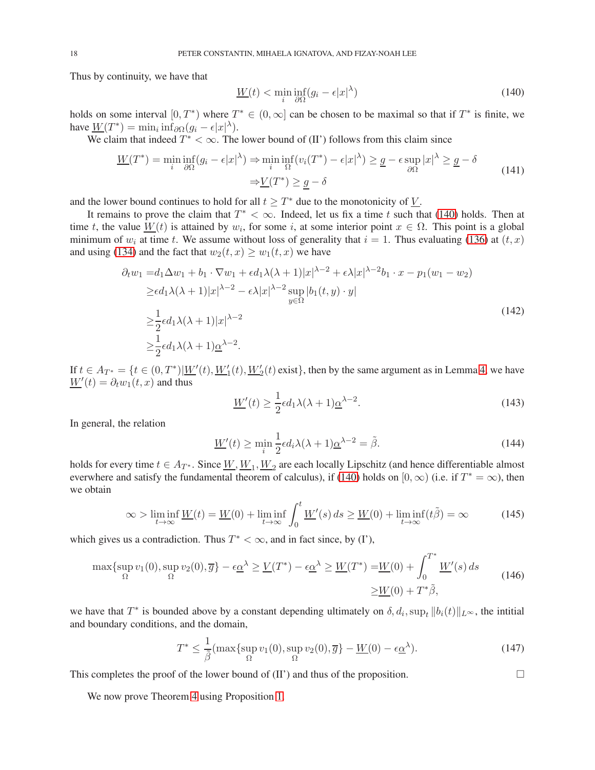Thus by continuity, we have that

$$\underline{W}(t) < \min_i \inf_{\partial\Omega}(g_i - \epsilon|x|^\lambda) \tag{140}$$

holds on some interval $[0, T^*)$ where $T^* \in (0, \infty]$ can be chosen to be maximal so that if $T^*$ is finite, we have $\underline{W}(T^*) = \min_i \inf_{\partial\Omega}(g_i - \epsilon|x|^\lambda)$.

We claim that indeed $T^* < \infty$. The lower bound of (II') follows from this claim since

$$\begin{aligned}
\underline{W}(T^*) = \min_i \inf_{\partial\Omega}(g_i - \epsilon|x|^\lambda) &\Rightarrow \min_i \inf_{\Omega}(v_i(T^*) - \epsilon|x|^\lambda) \geq \underline{g} - \epsilon \sup_{\partial\Omega}|x|^\lambda \geq \underline{g} - \delta \\
&\Rightarrow \underline{V}(T^*) \geq \underline{g} - \delta
\end{aligned} \tag{141}$$

and the lower bound continues to hold for all $t \geq T^*$ due to the monotonicity of $\underline{V}$.

It remains to prove the claim that $T^* < \infty$. Indeed, let us fix a time $t$ such that (140) holds. Then at time $t$, the value $\underline{W}(t)$ is attained by $w_i$, for some $i$, at some interior point $x \in \Omega$. This point is a global minimum of $w_i$ at time $t$. We assume without loss of generality that $i = 1$. Thus evaluating (136) at $(t, x)$ and using (134) and the fact that $w_2(t, x) \geq w_1(t, x)$ we have

$$\begin{aligned}
\partial_t w_1 =& d_1 \Delta w_1 + b_1 \cdot \nabla w_1 + \epsilon d_1 \lambda(\lambda + 1)|x|^{\lambda - 2} + \epsilon\lambda|x|^{\lambda-2} b_1 \cdot x - p_1(w_1 - w_2) \\
\geq& \epsilon d_1 \lambda(\lambda+1)|x|^{\lambda-2} - \epsilon\lambda|x|^{\lambda-2} \sup_{y\in\Omega}|b_1(t, y) \cdot y| \\
\geq& \frac{1}{2}\epsilon d_1 \lambda(\lambda+1)|x|^{\lambda-2} \\
\geq& \frac{1}{2}\epsilon d_1 \lambda(\lambda+1)\underline{\alpha}^{\lambda-2}.
\end{aligned} \tag{142}$$

If $t \in A_{T^*} = \{t \in (0, T^*) | \underline{W}'(t), \underline{W}_1'(t), \underline{W}_2'(t) \text{ exist}\}$, then by the same argument as in Lemma 4, we have $\underline{W}'(t) = \partial_t w_1(t, x)$ and thus

$$\underline{W}'(t) \geq \frac{1}{2}\epsilon d_1 \lambda(\lambda+1)\underline{\alpha}^{\lambda-2}. \tag{143}$$

In general, the relation

$$\underline{W}'(t) \geq \min_i \frac{1}{2}\epsilon d_i \lambda(\lambda+1)\underline{\alpha}^{\lambda-2} = \tilde{\beta}. \tag{144}$$

holds for every time $t \in A_{T^*}$. Since $\underline{W}, \underline{W}_1, \underline{W}_2$ are each locally Lipschitz (and hence differentiable almost everwhere and satisfy the fundamental theorem of calculus), if (140) holds on $[0, \infty)$ (i.e. if $T^* = \infty$), then we obtain

$$\infty > \liminf_{t\to\infty} \underline{W}(t) = \underline{W}(0) + \liminf_{t\to\infty} \int_0^t \underline{W}'(s)\, ds \geq \underline{W}(0) + \liminf_{t\to\infty}(t\tilde{\beta}) = \infty \tag{145}$$

which gives us a contradiction. Thus $T^* < \infty$, and in fact since, by (I'),

$$\begin{aligned}
\max\{\sup_\Omega v_1(0), \sup_\Omega v_2(0), \overline{g}\} - \epsilon\underline{\alpha}^\lambda \geq \underline{V}(T^*) - \epsilon\underline{\alpha}^\lambda \geq \underline{W}(T^*) =& \underline{W}(0) + \int_0^{T^*} \underline{W}'(s)\, ds \\
\geq& \underline{W}(0) + T^*\tilde{\beta},
\end{aligned} \tag{146}$$

we have that $T^*$ is bounded above by a constant depending ultimately on $\delta, d_i, \sup_t \|b_i(t)\|_{L^\infty}$, the intitial and boundary conditions, and the domain,

$$T^* \leq \frac{1}{\tilde{\beta}}(\max\{\sup_\Omega v_1(0), \sup_\Omega v_2(0), \overline{g}\} - \underline{W}(0) - \epsilon\underline{\alpha}^\lambda). \tag{147}$$

This completes the proof of the lower bound of (II') and thus of the proposition. $\square$

We now prove Theorem 4 using Proposition 1.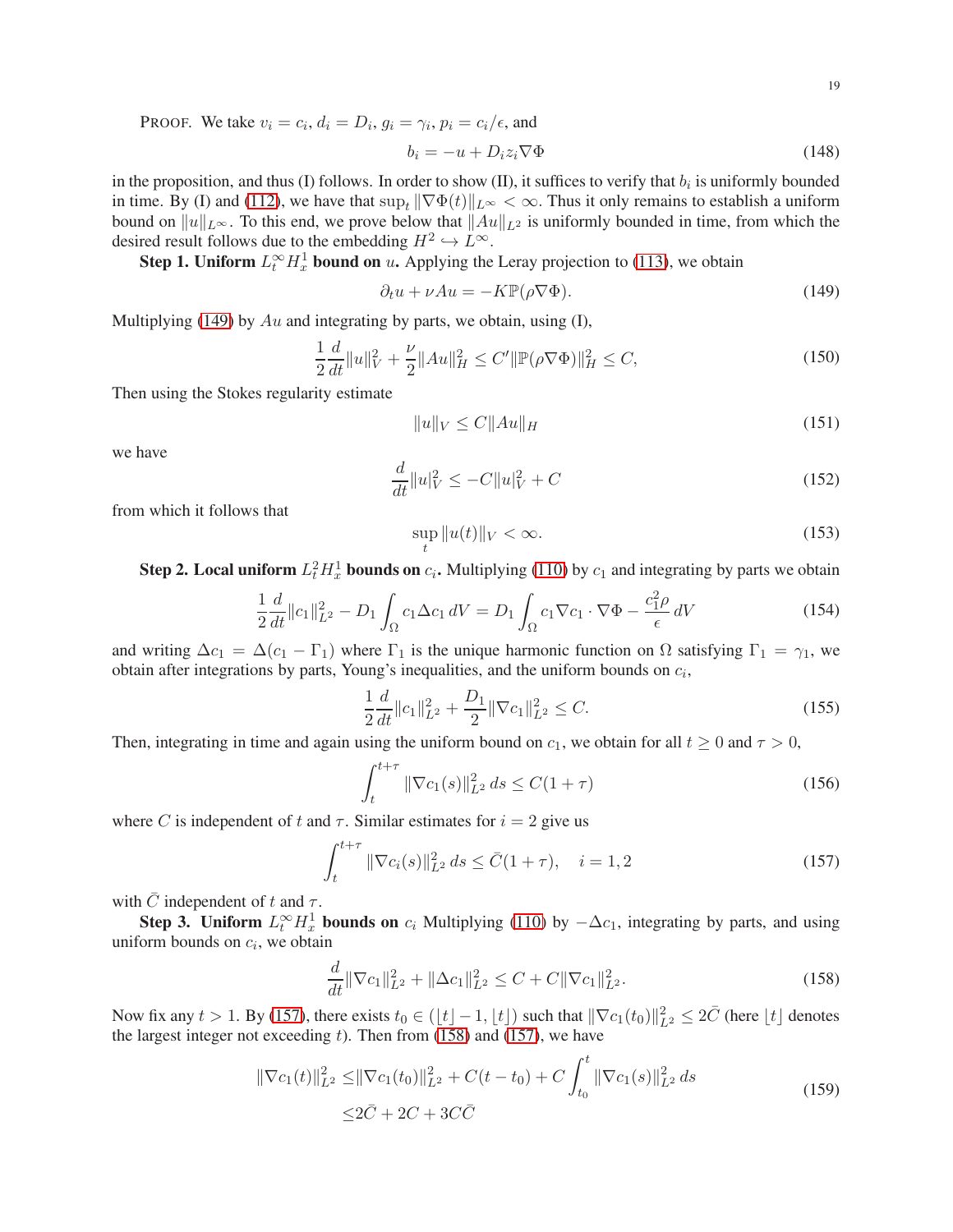PROOF. We take $v_i = c_i$, $d_i = D_i$, $g_i = \gamma_i$, $p_i = c_i/\epsilon$, and

$$b_i = -u + D_i z_i \nabla \Phi \tag{148}$$

in the proposition, and thus (I) follows. In order to show (II), it suffices to verify that $b_i$ is uniformly bounded in time. By (I) and (112), we have that $\sup_t \|\nabla \Phi(t)\|_{L^\infty} < \infty$. Thus it only remains to establish a uniform bound on $\|u\|_{L^\infty}$. To this end, we prove below that $\|Au\|_{L^2}$ is uniformly bounded in time, from which the desired result follows due to the embedding $H^2 \hookrightarrow L^\infty$.

**Step 1. Uniform $L^\infty_t H^1_x$ bound on $u$.** Applying the Leray projection to (113), we obtain

$$\partial_t u + \nu A u = -K\mathbb{P}(\rho \nabla \Phi). \tag{149}$$

Multiplying (149) by $Au$ and integrating by parts, we obtain, using (I),

$$\frac{1}{2}\frac{d}{dt}\|u\|_V^2 + \frac{\nu}{2}\|Au\|_H^2 \le C'\|\mathbb{P}(\rho\nabla\Phi)\|_H^2 \le C, \tag{150}$$

Then using the Stokes regularity estimate

$$\|u\|_V \le C\|Au\|_H \tag{151}$$

we have

$$\frac{d}{dt}\|u|_V^2 \le -C\|u|_V^2 + C \tag{152}$$

from which it follows that

$$\sup_t \|u(t)\|_V < \infty. \tag{153}$$

**Step 2. Local uniform $L^2_t H^1_x$ bounds on $c_i$.** Multiplying (110) by $c_1$ and integrating by parts we obtain

$$\frac{1}{2}\frac{d}{dt}\|c_1\|_{L^2}^2 - D_1 \int_\Omega c_1 \Delta c_1 \, dV = D_1 \int_\Omega c_1 \nabla c_1 \cdot \nabla \Phi - \frac{c_1^2 \rho}{\epsilon} \, dV \tag{154}$$

and writing $\Delta c_1 = \Delta(c_1 - \Gamma_1)$ where $\Gamma_1$ is the unique harmonic function on $\Omega$ satisfying $\Gamma_1 = \gamma_1$, we obtain after integrations by parts, Young's inequalities, and the uniform bounds on $c_i$,

$$\frac{1}{2}\frac{d}{dt}\|c_1\|_{L^2}^2 + \frac{D_1}{2}\|\nabla c_1\|_{L^2}^2 \le C. \tag{155}$$

Then, integrating in time and again using the uniform bound on $c_1$, we obtain for all $t \ge 0$ and $\tau > 0$,

$$\int_t^{t+\tau} \|\nabla c_1(s)\|_{L^2}^2 \, ds \le C(1+\tau) \tag{156}$$

where $C$ is independent of $t$ and $\tau$. Similar estimates for $i = 2$ give us

$$\int_t^{t+\tau} \|\nabla c_i(s)\|_{L^2}^2 \, ds \le \bar{C}(1+\tau), \quad i = 1, 2 \tag{157}$$

with $\bar{C}$ independent of $t$ and $\tau$.

**Step 3. Uniform $L^\infty_t H^1_x$ bounds on** $c_i$ Multiplying (110) by $-\Delta c_1$, integrating by parts, and using uniform bounds on $c_i$, we obtain

$$\frac{d}{dt}\|\nabla c_1\|_{L^2}^2 + \|\Delta c_1\|_{L^2}^2 \le C + C\|\nabla c_1\|_{L^2}^2. \tag{158}$$

Now fix any $t > 1$. By (157), there exists $t_0 \in (\lfloor t \rfloor - 1, \lfloor t \rfloor)$ such that $\|\nabla c_1(t_0)\|_{L^2}^2 \le 2\bar{C}$ (here $\lfloor t \rfloor$ denotes the largest integer not exceeding $t$). Then from (158) and (157), we have

$$\begin{aligned} \|\nabla c_1(t)\|_{L^2}^2 \le& \|\nabla c_1(t_0)\|_{L^2}^2 + C(t - t_0) + C\int_{t_0}^t \|\nabla c_1(s)\|_{L^2}^2 \, ds \\ \le& 2\bar{C} + 2C + 3C\bar{C} \end{aligned} \tag{159}$$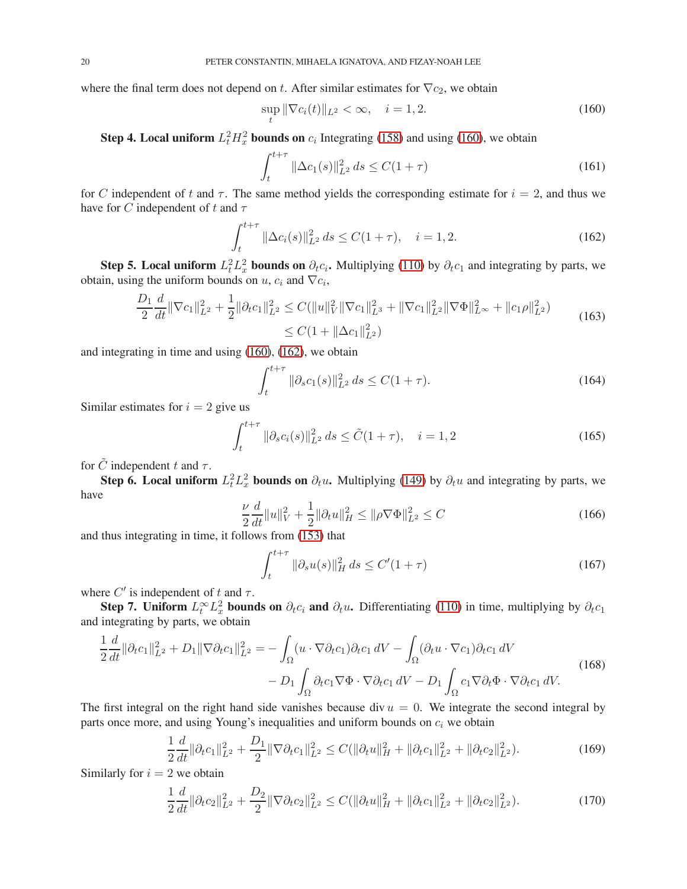where the final term does not depend on $t$. After similar estimates for $\nabla c_2$, we obtain

$$\sup_t \|\nabla c_i(t)\|_{L^2} < \infty, \quad i = 1, 2. \tag{160}$$

**Step 4. Local uniform $L_t^2 H_x^2$ bounds on** $c_i$ Integrating (158) and using (160), we obtain

$$\int_t^{t+\tau} \|\Delta c_1(s)\|_{L^2}^2 \, ds \le C(1+\tau) \tag{161}$$

for $C$ independent of $t$ and $\tau$. The same method yields the corresponding estimate for $i = 2$, and thus we have for $C$ independent of $t$ and $\tau$

$$\int_t^{t+\tau} \|\Delta c_i(s)\|_{L^2}^2 \, ds \le C(1+\tau), \quad i = 1, 2. \tag{162}$$

**Step 5. Local uniform $L_t^2 L_x^2$ bounds on $\partial_t c_i$.** Multiplying (110) by $\partial_t c_1$ and integrating by parts, we obtain, using the uniform bounds on $u$, $c_i$ and $\nabla c_i$,

$$\begin{aligned}\frac{D_1}{2}\frac{d}{dt}\|\nabla c_1\|_{L^2}^2 + \frac{1}{2}\|\partial_t c_1\|_{L^2}^2 &\le C(\|u\|_V^2 \|\nabla c_1\|_{L^3}^2 + \|\nabla c_1\|_{L^2}^2 \|\nabla \Phi\|_{L^\infty}^2 + \|c_1 \rho\|_{L^2}^2) \\ &\le C(1 + \|\Delta c_1\|_{L^2}^2)\end{aligned} \tag{163}$$

and integrating in time and using (160), (162), we obtain

$$\int_t^{t+\tau} \|\partial_s c_1(s)\|_{L^2}^2 \, ds \le C(1+\tau). \tag{164}$$

Similar estimates for $i = 2$ give us

$$\int_t^{t+\tau} \|\partial_s c_i(s)\|_{L^2}^2 \, ds \le \tilde{C}(1+\tau), \quad i = 1, 2 \tag{165}$$

for $\tilde{C}$ independent $t$ and $\tau$.

**Step 6. Local uniform $L_t^2 L_x^2$ bounds on $\partial_t u$.** Multiplying (149) by $\partial_t u$ and integrating by parts, we have

$$\frac{\nu}{2}\frac{d}{dt}\|u\|_V^2 + \frac{1}{2}\|\partial_t u\|_H^2 \le \|\rho \nabla \Phi\|_{L^2}^2 \le C \tag{166}$$

and thus integrating in time, it follows from (153) that

$$\int_t^{t+\tau} \|\partial_s u(s)\|_H^2 \, ds \le C'(1+\tau) \tag{167}$$

where $C'$ is independent of $t$ and $\tau$.

**Step 7. Uniform $L_t^\infty L_x^2$ bounds on $\partial_t c_i$ and $\partial_t u$.** Differentiating (110) in time, multiplying by $\partial_t c_1$ and integrating by parts, we obtain

$$\begin{aligned}\frac{1}{2}\frac{d}{dt}\|\partial_t c_1\|_{L^2}^2 + D_1\|\nabla \partial_t c_1\|_{L^2}^2 = &-\int_\Omega (u \cdot \nabla \partial_t c_1)\partial_t c_1 \, dV - \int_\Omega (\partial_t u \cdot \nabla c_1)\partial_t c_1 \, dV \\ &- D_1 \int_\Omega \partial_t c_1 \nabla \Phi \cdot \nabla \partial_t c_1 \, dV - D_1 \int_\Omega c_1 \nabla \partial_t \Phi \cdot \nabla \partial_t c_1 \, dV.\end{aligned} \tag{168}$$

The first integral on the right hand side vanishes because $\operatorname{div} u = 0$. We integrate the second integral by parts once more, and using Young's inequalities and uniform bounds on $c_i$ we obtain

$$\frac{1}{2}\frac{d}{dt}\|\partial_t c_1\|_{L^2}^2 + \frac{D_1}{2}\|\nabla \partial_t c_1\|_{L^2}^2 \le C(\|\partial_t u\|_H^2 + \|\partial_t c_1\|_{L^2}^2 + \|\partial_t c_2\|_{L^2}^2). \tag{169}$$

Similarly for $i = 2$ we obtain

$$\frac{1}{2}\frac{d}{dt}\|\partial_t c_2\|_{L^2}^2 + \frac{D_2}{2}\|\nabla \partial_t c_2\|_{L^2}^2 \le C(\|\partial_t u\|_H^2 + \|\partial_t c_1\|_{L^2}^2 + \|\partial_t c_2\|_{L^2}^2). \tag{170}$$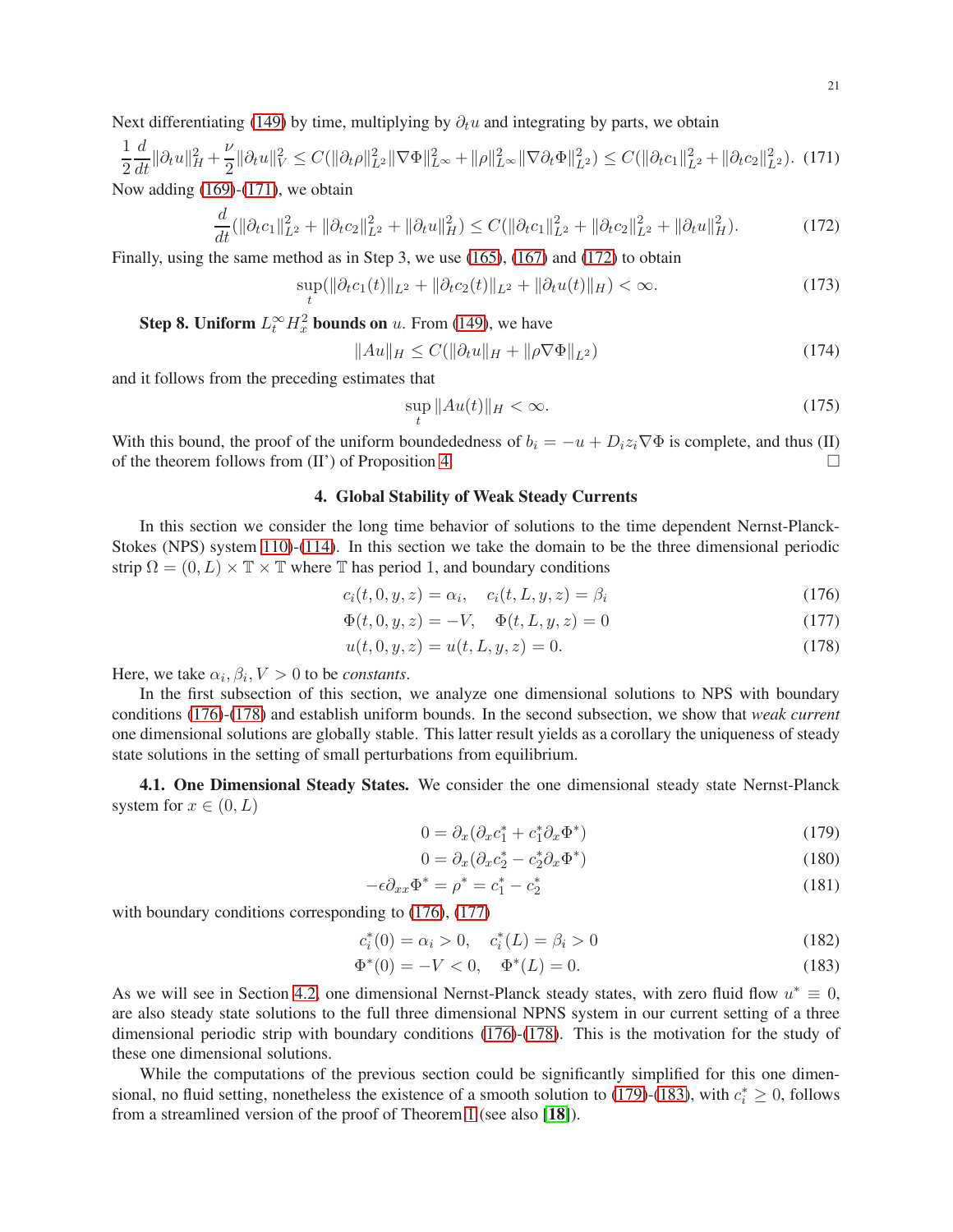Next differentiating (149) by time, multiplying by $\partial_t u$ and integrating by parts, we obtain

$$\frac{1}{2}\frac{d}{dt}\|\partial_t u\|_H^2 + \frac{\nu}{2}\|\partial_t u\|_V^2 \le C(\|\partial_t \rho\|_{L^2}^2\|\nabla\Phi\|_{L^\infty}^2 + \|\rho\|_{L^\infty}^2\|\nabla\partial_t\Phi\|_{L^2}^2) \le C(\|\partial_t c_1\|_{L^2}^2 + \|\partial_t c_2\|_{L^2}^2). \quad (171)$$

Now adding (169)-(171), we obtain

$$\frac{d}{dt}(\|\partial_t c_1\|_{L^2}^2 + \|\partial_t c_2\|_{L^2}^2 + \|\partial_t u\|_H^2) \le C(\|\partial_t c_1\|_{L^2}^2 + \|\partial_t c_2\|_{L^2}^2 + \|\partial_t u\|_H^2). \quad (172)$$

Finally, using the same method as in Step 3, we use (165), (167) and (172) to obtain

$$\sup_t(\|\partial_t c_1(t)\|_{L^2} + \|\partial_t c_2(t)\|_{L^2} + \|\partial_t u(t)\|_H) < \infty. \quad (173)$$

**Step 8. Uniform $L_t^\infty H_x^2$ bounds on $u$.** From (149), we have

$$\|Au\|_H \le C(\|\partial_t u\|_H + \|\rho\nabla\Phi\|_{L^2}) \quad (174)$$

and it follows from the preceding estimates that

$$\sup_t \|Au(t)\|_H < \infty. \quad (175)$$

With this bound, the proof of the uniform bouendedness of $b_i = -u + D_i z_i \nabla\Phi$ is complete, and thus (II) of the theorem follows from (II') of Proposition 4. □

## 4. Global Stability of Weak Steady Currents

In this section we consider the long time behavior of solutions to the time dependent Nernst-Planck-Stokes (NPS) system 110)-(114). In this section we take the domain to be the three dimensional periodic strip $\Omega = (0, L) \times \mathbb{T} \times \mathbb{T}$ where $\mathbb{T}$ has period 1, and boundary conditions

$$c_i(t, 0, y, z) = \alpha_i, \quad c_i(t, L, y, z) = \beta_i \quad (176)$$

$$\Phi(t, 0, y, z) = -V, \quad \Phi(t, L, y, z) = 0 \quad (177)$$

$$u(t, 0, y, z) = u(t, L, y, z) = 0. \quad (178)$$

Here, we take $\alpha_i, \beta_i, V > 0$ to be *constants*.

In the first subsection of this section, we analyze one dimensional solutions to NPS with boundary conditions (176)-(178) and establish uniform bounds. In the second subsection, we show that *weak current* one dimensional solutions are globally stable. This latter result yields as a corollary the uniqueness of steady state solutions in the setting of small perturbations from equilibrium.

**4.1. One Dimensional Steady States.** We consider the one dimensional steady state Nernst-Planck system for $x \in (0, L)$

$$0 = \partial_x(\partial_x c_1^* + c_1^*\partial_x\Phi^*) \quad (179)$$

$$0 = \partial_x(\partial_x c_2^* - c_2^*\partial_x\Phi^*) \quad (180)$$

$$-\epsilon\partial_{xx}\Phi^* = \rho^* = c_1^* - c_2^* \quad (181)$$

with boundary conditions corresponding to (176), (177)

$$c_i^*(0) = \alpha_i > 0, \quad c_i^*(L) = \beta_i > 0 \quad (182)$$

$$\Phi^*(0) = -V < 0, \quad \Phi^*(L) = 0. \quad (183)$$

As we will see in Section 4.2, one dimensional Nernst-Planck steady states, with zero fluid flow $u^* \equiv 0$, are also steady state solutions to the full three dimensional NPNS system in our current setting of a three dimensional periodic strip with boundary conditions (176)-(178). This is the motivation for the study of these one dimensional solutions.

While the computations of the previous section could be significantly simplified for this one dimensional, no fluid setting, nonetheless the existence of a smooth solution to (179)-(183), with $c_i^* \ge 0$, follows from a streamlined version of the proof of Theorem 1 (see also [18]).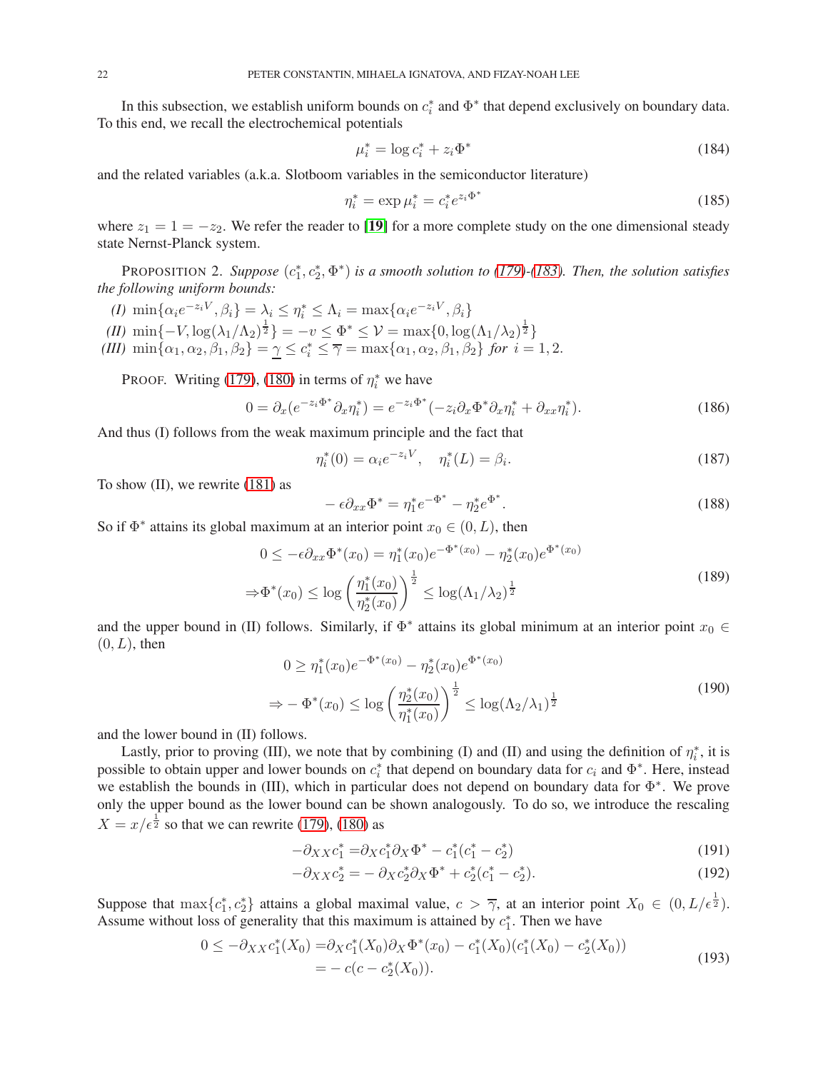In this subsection, we establish uniform bounds on $c_i^*$ and $\Phi^*$ that depend exclusively on boundary data. To this end, we recall the electrochemical potentials

$$\mu_i^* = \log c_i^* + z_i \Phi^* \tag{184}$$

and the related variables (a.k.a. Slotboom variables in the semiconductor literature)

$$\eta_i^* = \exp \mu_i^* = c_i^* e^{z_i \Phi^*} \tag{185}$$

where $z_1 = 1 = -z_2$. We refer the reader to [19] for a more complete study on the one dimensional steady state Nernst-Planck system.

PROPOSITION 2. *Suppose* $(c_1^*, c_2^*, \Phi^*)$ *is a smooth solution to (179)-(183). Then, the solution satisfies the following uniform bounds:*

*(I)* $\min\{\alpha_i e^{-z_i V}, \beta_i\} = \lambda_i \le \eta_i^* \le \Lambda_i = \max\{\alpha_i e^{-z_i V}, \beta_i\}$

*(II)* $\min\{-V, \log(\lambda_1/\Lambda_2)^{\frac{1}{2}}\} = -v \le \Phi^* \le \mathcal{V} = \max\{0, \log(\Lambda_1/\lambda_2)^{\frac{1}{2}}\}$

*(III)* $\min\{\alpha_1, \alpha_2, \beta_1, \beta_2\} = \underline{\gamma} \le c_i^* \le \overline{\gamma} = \max\{\alpha_1, \alpha_2, \beta_1, \beta_2\}$ *for* $i = 1, 2$.

PROOF. Writing (179), (180) in terms of $\eta_i^*$ we have

$$0 = \partial_x(e^{-z_i \Phi^*} \partial_x \eta_i^*) = e^{-z_i \Phi^*}(-z_i \partial_x \Phi^* \partial_x \eta_i^* + \partial_{xx} \eta_i^*). \tag{186}$$

And thus (I) follows from the weak maximum principle and the fact that

$$\eta_i^*(0) = \alpha_i e^{-z_i V}, \quad \eta_i^*(L) = \beta_i. \tag{187}$$

To show (II), we rewrite (181) as

$$-\epsilon \partial_{xx} \Phi^* = \eta_1^* e^{-\Phi^*} - \eta_2^* e^{\Phi^*}. \tag{188}$$

So if $\Phi^*$ attains its global maximum at an interior point $x_0 \in (0, L)$, then

$$\begin{aligned} 0 &\le -\epsilon \partial_{xx} \Phi^*(x_0) = \eta_1^*(x_0) e^{-\Phi^*(x_0)} - \eta_2^*(x_0) e^{\Phi^*(x_0)} \\ &\Rightarrow \Phi^*(x_0) \le \log\left(\frac{\eta_1^*(x_0)}{\eta_2^*(x_0)}\right)^{\frac{1}{2}} \le \log(\Lambda_1/\lambda_2)^{\frac{1}{2}} \end{aligned} \tag{189}$$

and the upper bound in (II) follows. Similarly, if $\Phi^*$ attains its global minimum at an interior point $x_0 \in (0, L)$, then

$$\begin{aligned} 0 &\ge \eta_1^*(x_0) e^{-\Phi^*(x_0)} - \eta_2^*(x_0) e^{\Phi^*(x_0)} \\ &\Rightarrow -\Phi^*(x_0) \le \log\left(\frac{\eta_2^*(x_0)}{\eta_1^*(x_0)}\right)^{\frac{1}{2}} \le \log(\Lambda_2/\lambda_1)^{\frac{1}{2}} \end{aligned} \tag{190}$$

and the lower bound in (II) follows.

Lastly, prior to proving (III), we note that by combining (I) and (II) and using the definition of $\eta_i^*$, it is possible to obtain upper and lower bounds on $c_i^*$ that depend on boundary data for $c_i$ and $\Phi^*$. Here, instead we establish the bounds in (III), which in particular does not depend on boundary data for $\Phi^*$. We prove only the upper bound as the lower bound can be shown analogously. To do so, we introduce the rescaling $X = x/\epsilon^{\frac{1}{2}}$ so that we can rewrite (179), (180) as

$$-\partial_{XX} c_1^* = \partial_X c_1^* \partial_X \Phi^* - c_1^*(c_1^* - c_2^*) \tag{191}$$

$$-\partial_{XX} c_2^* = -\partial_X c_2^* \partial_X \Phi^* + c_2^*(c_1^* - c_2^*). \tag{192}$$

Suppose that $\max\{c_1^*, c_2^*\}$ attains a global maximal value, $c > \overline{\gamma}$, at an interior point $X_0 \in (0, L/\epsilon^{\frac{1}{2}})$. Assume without loss of generality that this maximum is attained by $c_1^*$. Then we have

$$\begin{aligned} 0 \le -\partial_{XX} c_1^*(X_0) &= \partial_X c_1^*(X_0) \partial_X \Phi^*(x_0) - c_1^*(X_0)(c_1^*(X_0) - c_2^*(X_0)) \\ &= -c(c - c_2^*(X_0)). \end{aligned} \tag{193}$$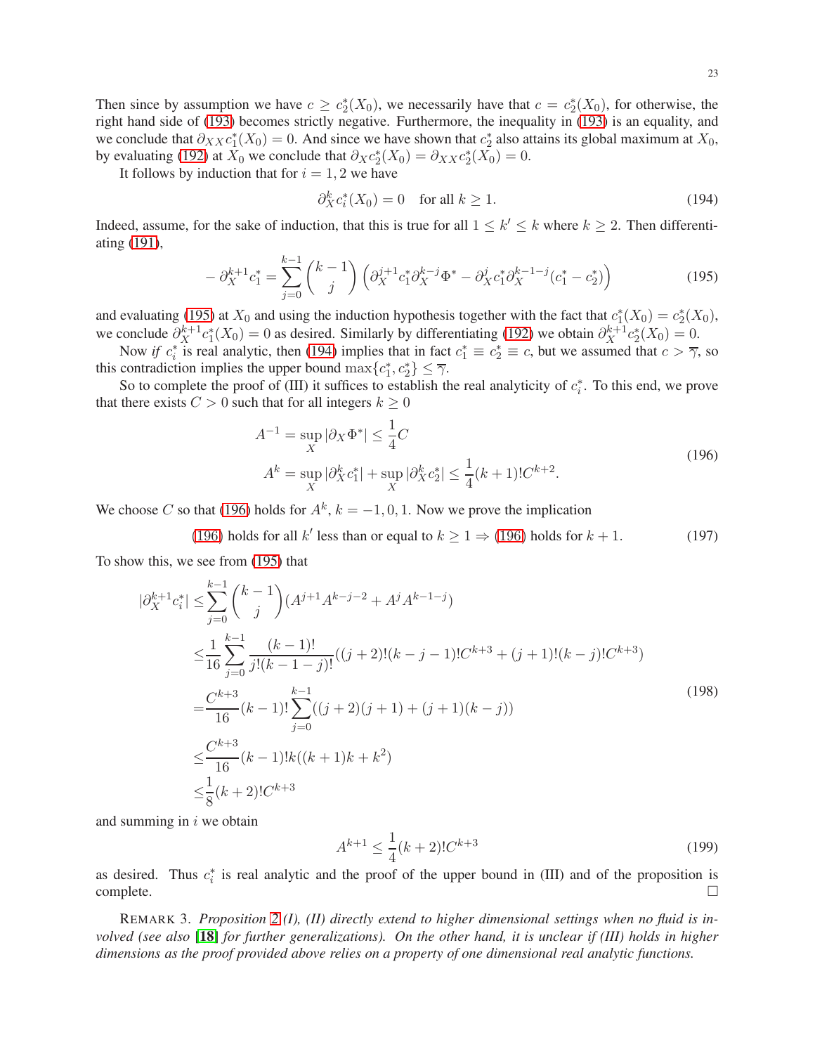Then since by assumption we have $c \geq c_2^*(X_0)$, we necessarily have that $c = c_2^*(X_0)$, for otherwise, the right hand side of (193) becomes strictly negative. Furthermore, the inequality in (193) is an equality, and we conclude that $\partial_{XX} c_1^*(X_0) = 0$. And since we have shown that $c_2^*$ also attains its global maximum at $X_0$, by evaluating (192) at $X_0$ we conclude that $\partial_X c_2^*(X_0) = \partial_{XX} c_2^*(X_0) = 0$.

It follows by induction that for $i = 1, 2$ we have

$$
\partial_X^k c_i^*(X_0) = 0 \quad \text{for all } k \geq 1. \tag{194}
$$

Indeed, assume, for the sake of induction, that this is true for all $1 \leq k' \leq k$ where $k \geq 2$. Then differentiating (191),

$$
-\partial_X^{k+1} c_1^* = \sum_{j=0}^{k-1} \binom{k-1}{j} \left( \partial_X^{j+1} c_1^* \partial_X^{k-j} \Phi^* - \partial_X^j c_1^* \partial_X^{k-1-j}(c_1^* - c_2^*) \right) \tag{195}
$$

and evaluating (195) at $X_0$ and using the induction hypothesis together with the fact that $c_1^*(X_0) = c_2^*(X_0)$, we conclude $\partial_X^{k+1} c_1^*(X_0) = 0$ as desired. Similarly by differentiating (192) we obtain $\partial_X^{k+1} c_2^*(X_0) = 0$.

Now *if* $c_i^*$ is real analytic, then (194) implies that in fact $c_1^* \equiv c_2^* \equiv c$, but we assumed that $c > \overline{\gamma}$, so this contradiction implies the upper bound $\max\{c_1^*, c_2^*\} \leq \overline{\gamma}$.

So to complete the proof of (III) it suffices to establish the real analyticity of $c_i^*$. To this end, we prove that there exists $C > 0$ such that for all integers $k \geq 0$

$$
\begin{aligned}
A^{-1} &= \sup_X |\partial_X \Phi^*| \leq \frac{1}{4} C \\
A^k &= \sup_X |\partial_X^k c_1^*| + \sup_X |\partial_X^k c_2^*| \leq \frac{1}{4}(k+1)! C^{k+2}.
\end{aligned} \tag{196}
$$

We choose $C$ so that (196) holds for $A^k$, $k = -1, 0, 1$. Now we prove the implication

$$
\text{(196) holds for all } k' \text{ less than or equal to } k \geq 1 \Rightarrow \text{(196) holds for } k+1. \tag{197}
$$

To show this, we see from (195) that

$$
\begin{aligned}
|\partial_X^{k+1} c_i^*| &\leq \sum_{j=0}^{k-1} \binom{k-1}{j} (A^{j+1} A^{k-j-2} + A^j A^{k-1-j}) \\
&\leq \frac{1}{16} \sum_{j=0}^{k-1} \frac{(k-1)!}{j!(k-1-j)!} ((j+2)!(k-j-1)! C^{k+3} + (j+1)!(k-j)! C^{k+3}) \\
&= \frac{C^{k+3}}{16} (k-1)! \sum_{j=0}^{k-1} ((j+2)(j+1) + (j+1)(k-j)) \\
&\leq \frac{C^{k+3}}{16} (k-1)! k((k+1)k + k^2) \\
&\leq \frac{1}{8}(k+2)! C^{k+3}
\end{aligned} \tag{198}
$$

and summing in $i$ we obtain

$$
A^{k+1} \leq \frac{1}{4}(k+2)! C^{k+3} \tag{199}
$$

as desired. Thus $c_i^*$ is real analytic and the proof of the upper bound in (III) and of the proposition is complete. $\square$

REMARK 3. *Proposition 2 (I), (II) directly extend to higher dimensional settings when no fluid is involved (see also* **[18]** *for further generalizations). On the other hand, it is unclear if (III) holds in higher dimensions as the proof provided above relies on a property of one dimensional real analytic functions.*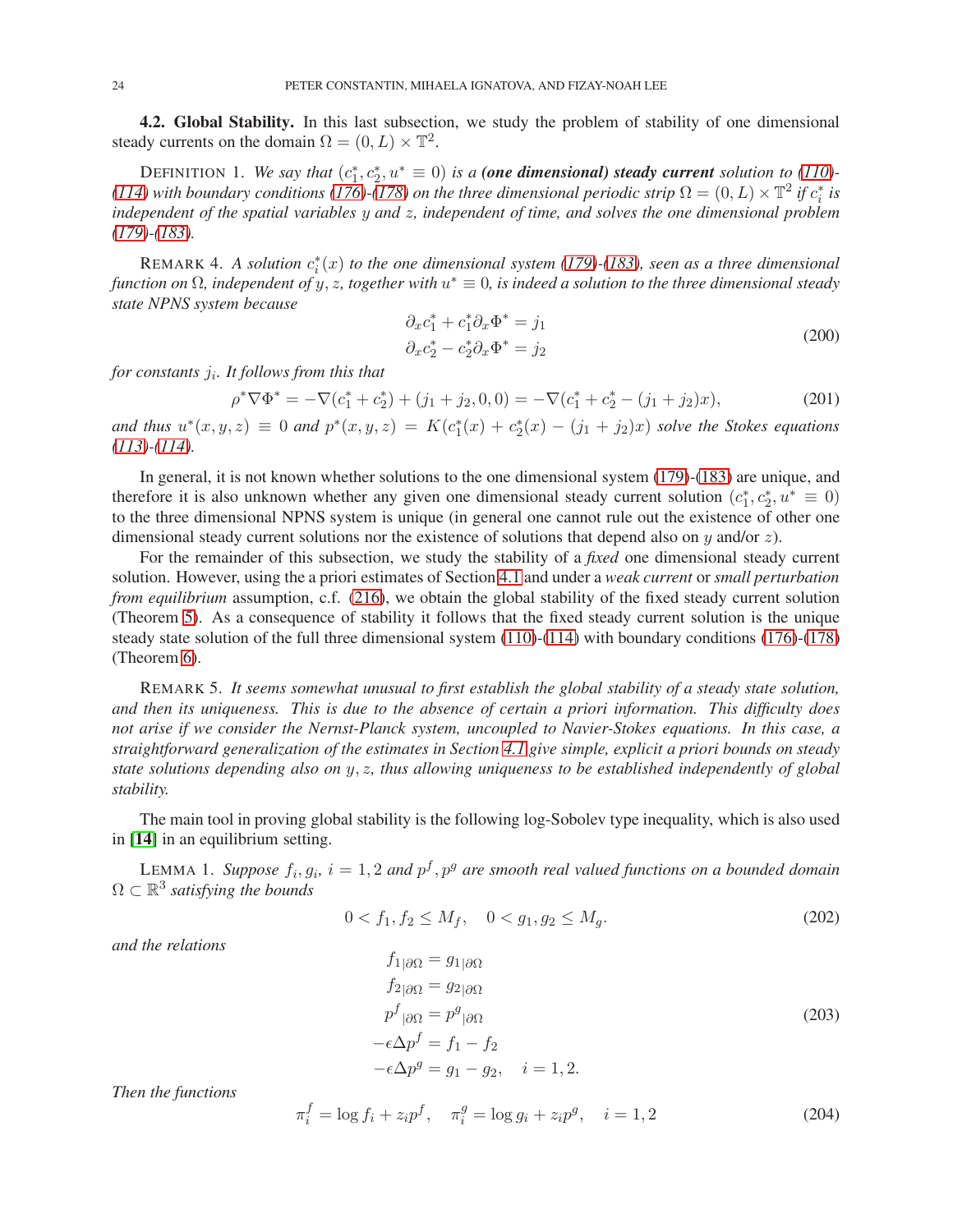### 4.2. Global Stability.

In this last subsection, we study the problem of stability of one dimensional steady currents on the domain $\Omega = (0, L) \times \mathbb{T}^2$.

DEFINITION 1. *We say that $(c_1^*, c_2^*, u^* \equiv 0)$ is a **(one dimensional) steady current** solution to (110)-(114) with boundary conditions (176)-(178) on the three dimensional periodic strip $\Omega = (0, L) \times \mathbb{T}^2$ if $c_i^*$ is independent of the spatial variables $y$ and $z$, independent of time, and solves the one dimensional problem (179)-(183).*

REMARK 4. *A solution $c_i^*(x)$ to the one dimensional system (179)-(183), seen as a three dimensional function on $\Omega$, independent of $y, z$, together with $u^* \equiv 0$, is indeed a solution to the three dimensional steady state NPNS system because*

$$
\begin{aligned}
\partial_x c_1^* + c_1^* \partial_x \Phi^* &= j_1 \\
\partial_x c_2^* - c_2^* \partial_x \Phi^* &= j_2
\end{aligned}
\tag{200}
$$

*for constants $j_i$. It follows from this that*

$$
\rho^* \nabla \Phi^* = -\nabla(c_1^* + c_2^*) + (j_1 + j_2, 0, 0) = -\nabla(c_1^* + c_2^* - (j_1 + j_2)x), \tag{201}
$$

*and thus $u^*(x, y, z) \equiv 0$ and $p^*(x, y, z) = K(c_1^*(x) + c_2^*(x) - (j_1 + j_2)x)$ solve the Stokes equations (113)-(114).*

In general, it is not known whether solutions to the one dimensional system (179)-(183) are unique, and therefore it is also unknown whether any given one dimensional steady current solution $(c_1^*, c_2^*, u^* \equiv 0)$ to the three dimensional NPNS system is unique (in general one cannot rule out the existence of other one dimensional steady current solutions nor the existence of solutions that depend also on $y$ and/or $z$).

For the remainder of this subsection, we study the stability of a *fixed* one dimensional steady current solution. However, using the a priori estimates of Section 4.1 and under a *weak current* or *small perturbation from equilibrium* assumption, c.f. (216), we obtain the global stability of the fixed steady current solution (Theorem 5). As a consequence of stability it follows that the fixed steady current solution is the unique steady state solution of the full three dimensional system (110)-(114) with boundary conditions (176)-(178) (Theorem 6).

REMARK 5. *It seems somewhat unusual to first establish the global stability of a steady state solution, and then its uniqueness. This is due to the absence of certain a priori information. This difficulty does not arise if we consider the Nernst-Planck system, uncoupled to Navier-Stokes equations. In this case, a straightforward generalization of the estimates in Section 4.1 give simple, explicit a priori bounds on steady state solutions depending also on $y, z$, thus allowing uniqueness to be established independently of global stability.*

The main tool in proving global stability is the following log-Sobolev type inequality, which is also used in [**14**] in an equilibrium setting.

LEMMA 1. *Suppose $f_i, g_i$, $i = 1, 2$ and $p^f, p^g$ are smooth real valued functions on a bounded domain $\Omega \subset \mathbb{R}^3$ satisfying the bounds*

$$
0 < f_1, f_2 \le M_f, \quad 0 < g_1, g_2 \le M_g. \tag{202}
$$

*and the relations*

$$
\begin{aligned}
f_{1|\partial\Omega} &= g_{1|\partial\Omega} \\
f_{2|\partial\Omega} &= g_{2|\partial\Omega} \\
{p^f}_{|\partial\Omega} &= {p^g}_{|\partial\Omega} \\
-\epsilon \Delta p^f &= f_1 - f_2 \\
-\epsilon \Delta p^g &= g_1 - g_2, \quad i = 1, 2.
\end{aligned}
\tag{203}
$$

*Then the functions*

$$
\pi_i^f = \log f_i + z_i p^f, \quad \pi_i^g = \log g_i + z_i p^g, \quad i = 1, 2 \tag{204}
$$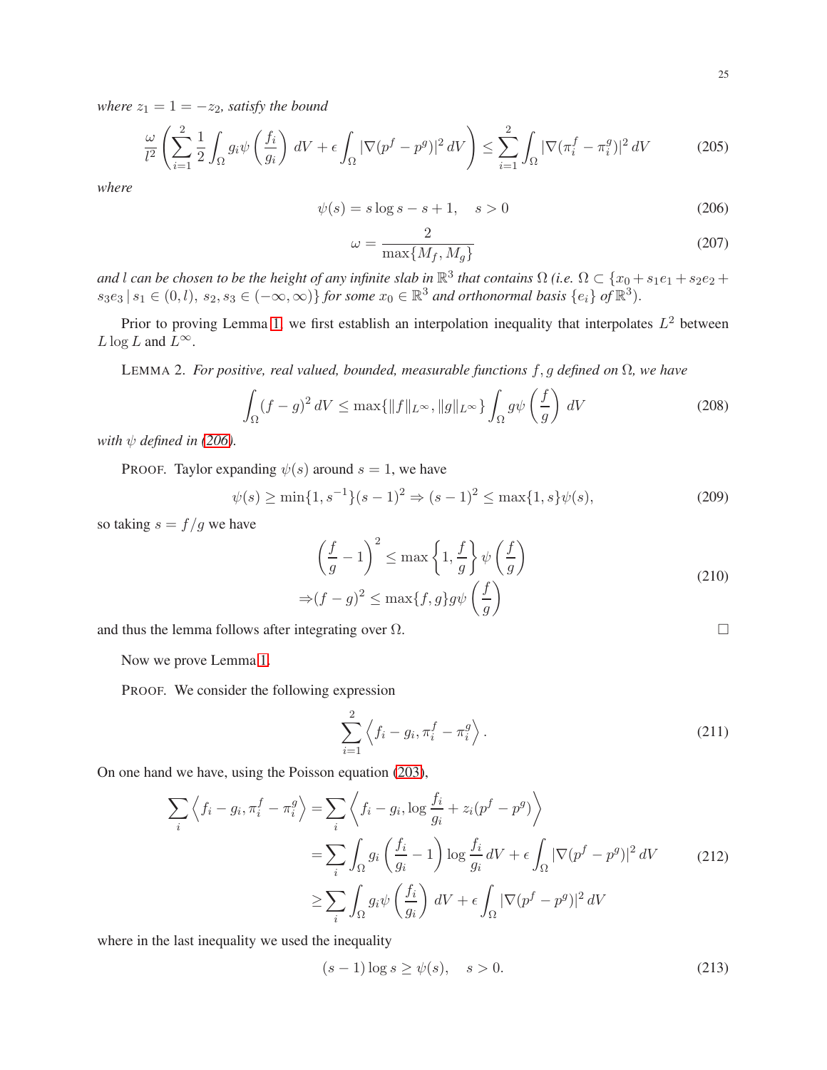*where $z_1 = 1 = -z_2$, satisfy the bound*

$$\frac{\omega}{l^2}\left(\sum_{i=1}^{2}\frac{1}{2}\int_\Omega g_i\psi\left(\frac{f_i}{g_i}\right)\,dV + \epsilon\int_\Omega |\nabla(p^f - p^g)|^2\,dV\right) \leq \sum_{i=1}^{2}\int_\Omega |\nabla(\pi_i^f - \pi_i^g)|^2\,dV \tag{205}$$

*where*

$$\psi(s) = s\log s - s + 1, \quad s > 0 \tag{206}$$

$$\omega = \frac{2}{\max\{M_f, M_g\}} \tag{207}$$

*and $l$ can be chosen to be the height of any infinite slab in $\mathbb{R}^3$ that contains $\Omega$ (i.e. $\Omega \subset \{x_0 + s_1e_1 + s_2e_2 + s_3e_3 \,|\, s_1 \in (0,l),\ s_2, s_3 \in (-\infty,\infty)\}$ for some $x_0 \in \mathbb{R}^3$ and orthonormal basis $\{e_i\}$ of $\mathbb{R}^3$).*

Prior to proving Lemma 1, we first establish an interpolation inequality that interpolates $L^2$ between $L\log L$ and $L^\infty$.

LEMMA 2. *For positive, real valued, bounded, measurable functions $f, g$ defined on $\Omega$, we have*

$$\int_\Omega (f-g)^2\,dV \leq \max\{\|f\|_{L^\infty}, \|g\|_{L^\infty}\}\int_\Omega g\psi\left(\frac{f}{g}\right)\,dV \tag{208}$$

*with $\psi$ defined in (206).*

PROOF. Taylor expanding $\psi(s)$ around $s = 1$, we have

$$\psi(s) \geq \min\{1, s^{-1}\}(s-1)^2 \Rightarrow (s-1)^2 \leq \max\{1, s\}\psi(s), \tag{209}$$

so taking $s = f/g$ we have

$$\begin{aligned}\left(\frac{f}{g} - 1\right)^2 &\leq \max\left\{1, \frac{f}{g}\right\}\psi\left(\frac{f}{g}\right)\\ \Rightarrow (f-g)^2 &\leq \max\{f, g\}g\psi\left(\frac{f}{g}\right)\end{aligned} \tag{210}$$

and thus the lemma follows after integrating over $\Omega$. □

Now we prove Lemma 1.

PROOF. We consider the following expression

$$\sum_{i=1}^{2}\left\langle f_i - g_i, \pi_i^f - \pi_i^g\right\rangle. \tag{211}$$

On one hand we have, using the Poisson equation (203),

$$\begin{aligned}\sum_i\left\langle f_i - g_i, \pi_i^f - \pi_i^g\right\rangle &= \sum_i\left\langle f_i - g_i, \log\frac{f_i}{g_i} + z_i(p^f - p^g)\right\rangle\\ &= \sum_i\int_\Omega g_i\left(\frac{f_i}{g_i} - 1\right)\log\frac{f_i}{g_i}\,dV + \epsilon\int_\Omega |\nabla(p^f - p^g)|^2\,dV\\ &\geq \sum_i\int_\Omega g_i\psi\left(\frac{f_i}{g_i}\right)\,dV + \epsilon\int_\Omega |\nabla(p^f - p^g)|^2\,dV\end{aligned} \tag{212}$$

where in the last inequality we used the inequality

$$(s-1)\log s \geq \psi(s), \quad s > 0. \tag{213}$$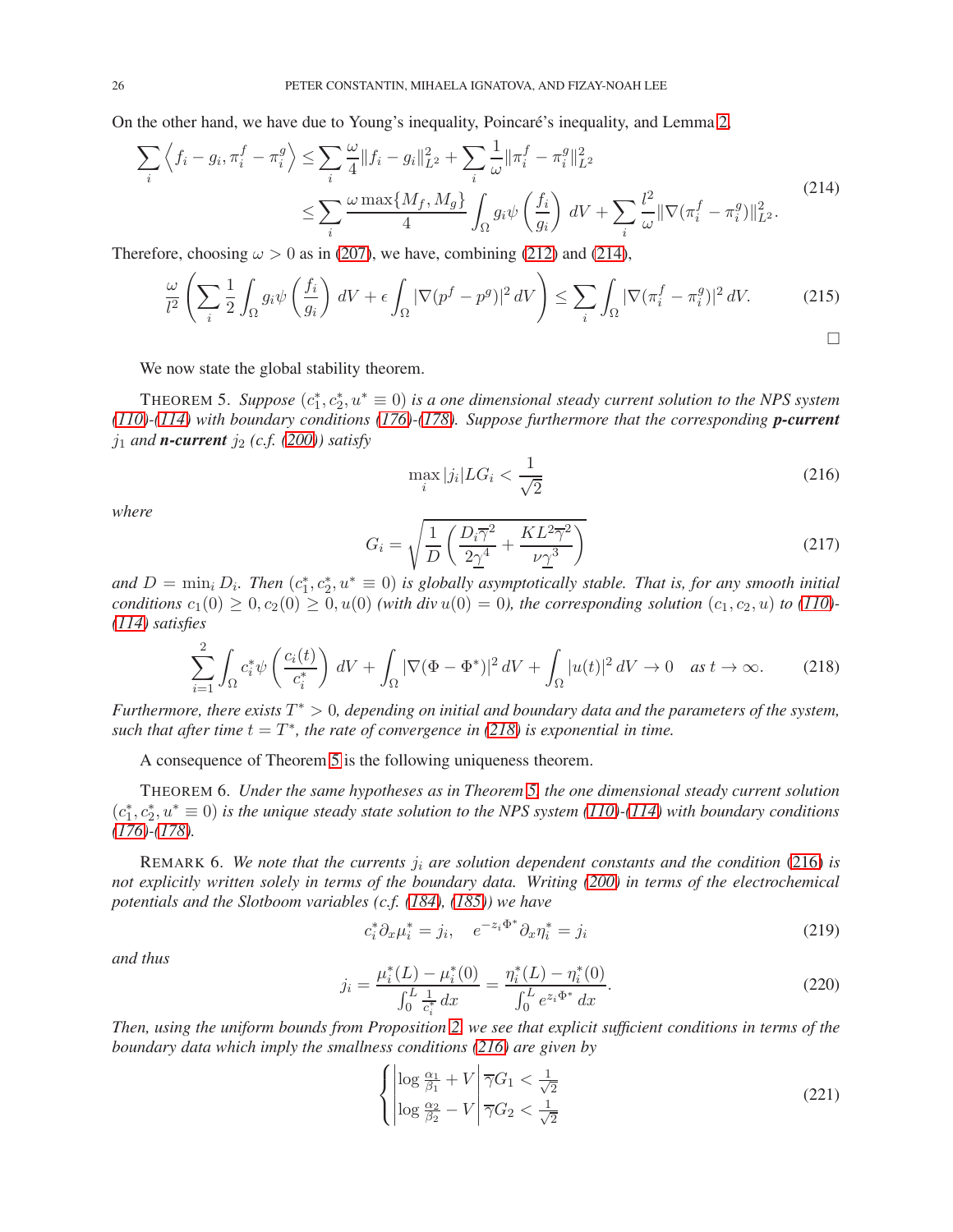On the other hand, we have due to Young's inequality, Poincaré's inequality, and Lemma 2,

$$
\begin{aligned}
\sum_i \left\langle f_i - g_i, \pi_i^f - \pi_i^g \right\rangle &\le \sum_i \frac{\omega}{4}\|f_i - g_i\|_{L^2}^2 + \sum_i \frac{1}{\omega}\|\pi_i^f - \pi_i^g\|_{L^2}^2 \\
&\le \sum_i \frac{\omega \max\{M_f, M_g\}}{4}\int_\Omega g_i \psi\left(\frac{f_i}{g_i}\right)\, dV + \sum_i \frac{l^2}{\omega}\|\nabla(\pi_i^f - \pi_i^g)\|_{L^2}^2.
\end{aligned}
\tag{214}
$$

Therefore, choosing $\omega > 0$ as in (207), we have, combining (212) and (214),

$$
\frac{\omega}{l^2}\left(\sum_i \frac{1}{2}\int_\Omega g_i \psi\left(\frac{f_i}{g_i}\right)\, dV + \epsilon \int_\Omega |\nabla(p^f - p^g)|^2\, dV\right) \le \sum_i \int_\Omega |\nabla(\pi_i^f - \pi_i^g)|^2\, dV. \tag{215}
$$

□

We now state the global stability theorem.

THEOREM 5. *Suppose $(c_1^*, c_2^*, u^* \equiv 0)$ is a one dimensional steady current solution to the NPS system (110)-(114) with boundary conditions (176)-(178). Suppose furthermore that the corresponding **p-current** $j_1$ and **n-current** $j_2$ (c.f. (200)) satisfy*

$$
\max_i |j_i| L G_i < \frac{1}{\sqrt{2}} \tag{216}
$$

*where*

$$
G_i = \sqrt{\frac{1}{D}\left(\frac{D_i \overline{\gamma}^2}{2\underline{\gamma}^4} + \frac{K L^2 \overline{\gamma}^2}{\nu \underline{\gamma}^3}\right)} \tag{217}
$$

*and $D = \min_i D_i$. Then $(c_1^*, c_2^*, u^* \equiv 0)$ is globally asymptotically stable. That is, for any smooth initial conditions $c_1(0) \ge 0, c_2(0) \ge 0, u(0)$ (with $\mathrm{div}\, u(0) = 0$), the corresponding solution $(c_1, c_2, u)$ to (110)-(114) satisfies*

$$
\sum_{i=1}^2 \int_\Omega c_i^* \psi\left(\frac{c_i(t)}{c_i^*}\right)\, dV + \int_\Omega |\nabla(\Phi - \Phi^*)|^2\, dV + \int_\Omega |u(t)|^2\, dV \to 0 \quad \text{as } t \to \infty. \tag{218}
$$

*Furthermore, there exists $T^* > 0$, depending on initial and boundary data and the parameters of the system, such that after time $t = T^*$, the rate of convergence in (218) is exponential in time.*

A consequence of Theorem 5 is the following uniqueness theorem.

THEOREM 6. *Under the same hypotheses as in Theorem 5, the one dimensional steady current solution $(c_1^*, c_2^*, u^* \equiv 0)$ is the unique steady state solution to the NPS system (110)-(114) with boundary conditions (176)-(178).*

REMARK 6. *We note that the currents $j_i$ are solution dependent constants and the condition (216) is not explicitly written solely in terms of the boundary data. Writing (200) in terms of the electrochemical potentials and the Slotboom variables (c.f. (184), (185)) we have*

$$
c_i^* \partial_x \mu_i^* = j_i, \quad e^{-z_i \Phi^*} \partial_x \eta_i^* = j_i \tag{219}
$$

*and thus*

$$
j_i = \frac{\mu_i^*(L) - \mu_i^*(0)}{\int_0^L \frac{1}{c_i^*}\, dx} = \frac{\eta_i^*(L) - \eta_i^*(0)}{\int_0^L e^{z_i \Phi^*}\, dx}. \tag{220}
$$

*Then, using the uniform bounds from Proposition 2, we see that explicit sufficient conditions in terms of the boundary data which imply the smallness conditions (216) are given by*

$$
\begin{cases}
\left|\log \frac{\alpha_1}{\beta_1} + V\right| \overline{\gamma} G_1 < \frac{1}{\sqrt{2}} \\
\left|\log \frac{\alpha_2}{\beta_2} - V\right| \overline{\gamma} G_2 < \frac{1}{\sqrt{2}}
\end{cases}
\tag{221}
$$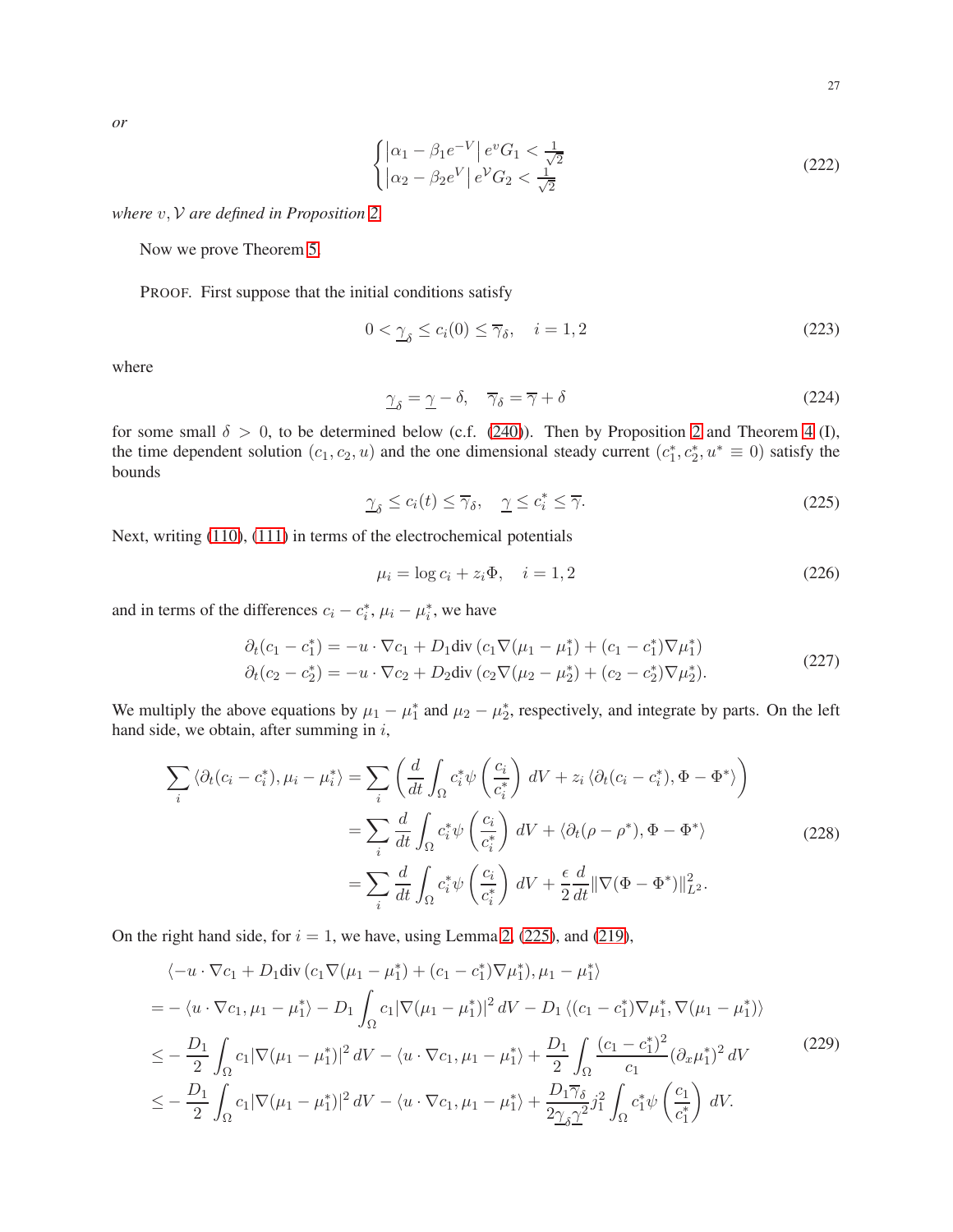*or*

$$
\begin{cases} \left|\alpha_1 - \beta_1 e^{-V}\right| e^{v} G_1 < \frac{1}{\sqrt{2}} \\ \left|\alpha_2 - \beta_2 e^{V}\right| e^{\mathcal{V}} G_2 < \frac{1}{\sqrt{2}} \end{cases} \tag{222}
$$

*where $v, \mathcal{V}$ are defined in Proposition 2.*

Now we prove Theorem 5.

PROOF. First suppose that the initial conditions satisfy

$$
0 < \underline{\gamma}_\delta \leq c_i(0) \leq \overline{\gamma}_\delta, \quad i = 1, 2 \tag{223}
$$

where

$$
\underline{\gamma}_\delta = \underline{\gamma} - \delta, \quad \overline{\gamma}_\delta = \overline{\gamma} + \delta \tag{224}
$$

for some small $\delta > 0$, to be determined below (c.f. (240)). Then by Proposition 2 and Theorem 4 (I), the time dependent solution $(c_1, c_2, u)$ and the one dimensional steady current $(c_1^*, c_2^*, u^* \equiv 0)$ satisfy the bounds

$$
\underline{\gamma}_\delta \leq c_i(t) \leq \overline{\gamma}_\delta, \quad \underline{\gamma} \leq c_i^* \leq \overline{\gamma}. \tag{225}
$$

Next, writing (110), (111) in terms of the electrochemical potentials

$$
\mu_i = \log c_i + z_i \Phi, \quad i = 1, 2 \tag{226}
$$

and in terms of the differences $c_i - c_i^*$, $\mu_i - \mu_i^*$, we have

$$
\begin{aligned}
\partial_t (c_1 - c_1^*) &= -u \cdot \nabla c_1 + D_1 \mathrm{div}\left(c_1 \nabla(\mu_1 - \mu_1^*) + (c_1 - c_1^*) \nabla \mu_1^*\right) \\
\partial_t (c_2 - c_2^*) &= -u \cdot \nabla c_2 + D_2 \mathrm{div}\left(c_2 \nabla(\mu_2 - \mu_2^*) + (c_2 - c_2^*) \nabla \mu_2^*\right).
\end{aligned} \tag{227}
$$

We multiply the above equations by $\mu_1 - \mu_1^*$ and $\mu_2 - \mu_2^*$, respectively, and integrate by parts. On the left hand side, we obtain, after summing in $i$,

$$
\begin{aligned}
\sum_i \langle \partial_t (c_i - c_i^*), \mu_i - \mu_i^* \rangle &= \sum_i \left( \frac{d}{dt} \int_\Omega c_i^* \psi\left(\frac{c_i}{c_i^*}\right) dV + z_i \langle \partial_t (c_i - c_i^*), \Phi - \Phi^* \rangle \right) \\
&= \sum_i \frac{d}{dt} \int_\Omega c_i^* \psi\left(\frac{c_i}{c_i^*}\right) dV + \langle \partial_t (\rho - \rho^*), \Phi - \Phi^* \rangle \\
&= \sum_i \frac{d}{dt} \int_\Omega c_i^* \psi\left(\frac{c_i}{c_i^*}\right) dV + \frac{\epsilon}{2} \frac{d}{dt} \|\nabla(\Phi - \Phi^*)\|_{L^2}^2.
\end{aligned} \tag{228}
$$

On the right hand side, for $i = 1$, we have, using Lemma 2, (225), and (219),

$$
\begin{aligned}
&\langle -u \cdot \nabla c_1 + D_1 \mathrm{div}\left(c_1 \nabla(\mu_1 - \mu_1^*) + (c_1 - c_1^*) \nabla \mu_1^*\right), \mu_1 - \mu_1^* \rangle \\
&= - \langle u \cdot \nabla c_1, \mu_1 - \mu_1^* \rangle - D_1 \int_\Omega c_1 |\nabla(\mu_1 - \mu_1^*)|^2 \, dV - D_1 \langle (c_1 - c_1^*) \nabla \mu_1^*, \nabla(\mu_1 - \mu_1^*) \rangle \\
&\leq - \frac{D_1}{2} \int_\Omega c_1 |\nabla(\mu_1 - \mu_1^*)|^2 \, dV - \langle u \cdot \nabla c_1, \mu_1 - \mu_1^* \rangle + \frac{D_1}{2} \int_\Omega \frac{(c_1 - c_1^*)^2}{c_1} (\partial_x \mu_1^*)^2 \, dV \\
&\leq - \frac{D_1}{2} \int_\Omega c_1 |\nabla(\mu_1 - \mu_1^*)|^2 \, dV - \langle u \cdot \nabla c_1, \mu_1 - \mu_1^* \rangle + \frac{D_1 \overline{\gamma}_\delta}{2 \underline{\gamma}_\delta \underline{\gamma}^2} j_1^2 \int_\Omega c_1^* \psi\left(\frac{c_1}{c_1^*}\right) dV.
\end{aligned} \tag{229}
$$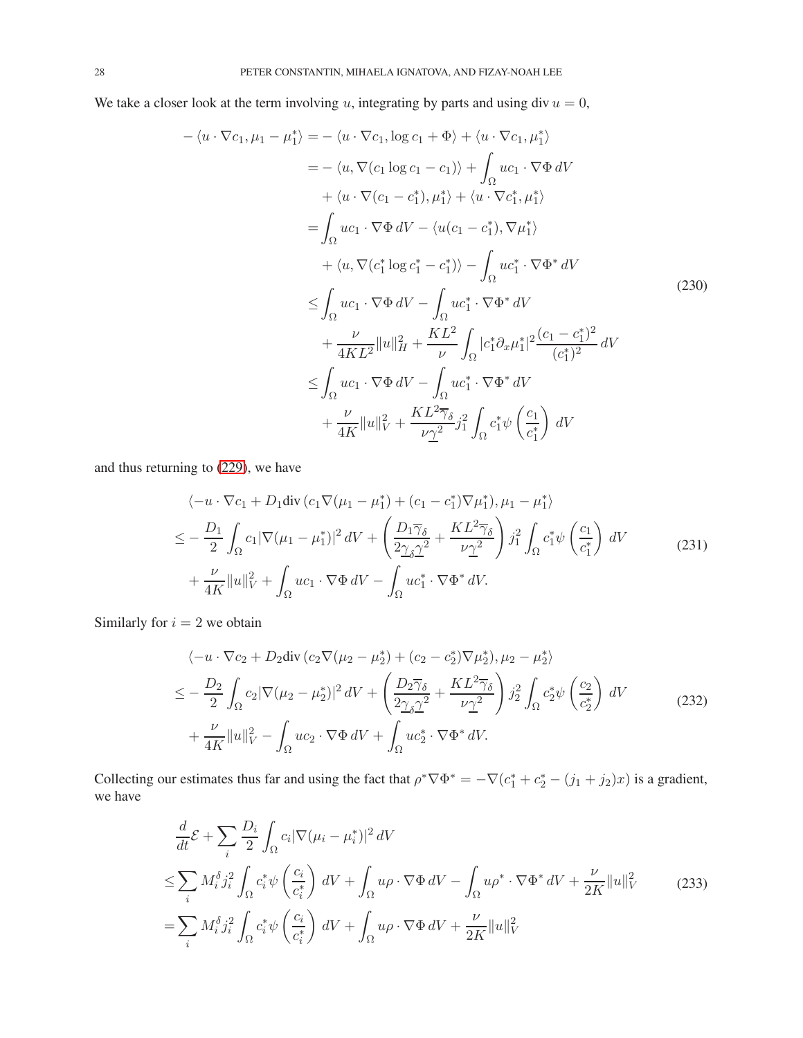We take a closer look at the term involving $u$, integrating by parts and using $\mathrm{div}\, u = 0$,

$$
\begin{aligned}
-\langle u\cdot\nabla c_1, \mu_1-\mu_1^*\rangle &= -\langle u\cdot\nabla c_1, \log c_1 + \Phi\rangle + \langle u\cdot\nabla c_1, \mu_1^*\rangle\\
&= -\langle u, \nabla(c_1\log c_1 - c_1)\rangle + \int_\Omega uc_1\cdot\nabla\Phi\, dV\\
&\quad + \langle u\cdot\nabla(c_1-c_1^*), \mu_1^*\rangle + \langle u\cdot\nabla c_1^*, \mu_1^*\rangle\\
&= \int_\Omega uc_1\cdot\nabla\Phi\, dV - \langle u(c_1-c_1^*), \nabla\mu_1^*\rangle\\
&\quad + \langle u, \nabla(c_1^*\log c_1^* - c_1^*)\rangle - \int_\Omega uc_1^*\cdot\nabla\Phi^*\, dV\\
&\le \int_\Omega uc_1\cdot\nabla\Phi\, dV - \int_\Omega uc_1^*\cdot\nabla\Phi^*\, dV\\
&\quad + \frac{\nu}{4KL^2}\|u\|_H^2 + \frac{KL^2}{\nu}\int_\Omega |c_1^*\partial_x\mu_1^*|^2\frac{(c_1-c_1^*)^2}{(c_1^*)^2}\, dV\\
&\le \int_\Omega uc_1\cdot\nabla\Phi\, dV - \int_\Omega uc_1^*\cdot\nabla\Phi^*\, dV\\
&\quad + \frac{\nu}{4K}\|u\|_V^2 + \frac{KL^2\overline{\gamma}_\delta}{\nu\underline{\gamma}^2}j_1^2\int_\Omega c_1^*\psi\left(\frac{c_1}{c_1^*}\right)\, dV
\end{aligned}
\tag{230}
$$

and thus returning to (229), we have

$$
\begin{aligned}
&\langle -u\cdot\nabla c_1 + D_1\mathrm{div}\,(c_1\nabla(\mu_1-\mu_1^*) + (c_1-c_1^*)\nabla\mu_1^*), \mu_1-\mu_1^*\rangle\\
\le& -\frac{D_1}{2}\int_\Omega c_1|\nabla(\mu_1-\mu_1^*)|^2\, dV + \left(\frac{D_1\overline{\gamma}_\delta}{2\underline{\gamma}_\delta\underline{\gamma}^2} + \frac{KL^2\overline{\gamma}_\delta}{\nu\underline{\gamma}^2}\right)j_1^2\int_\Omega c_1^*\psi\left(\frac{c_1}{c_1^*}\right)\, dV\\
&+ \frac{\nu}{4K}\|u\|_V^2 + \int_\Omega uc_1\cdot\nabla\Phi\, dV - \int_\Omega uc_1^*\cdot\nabla\Phi^*\, dV.
\end{aligned}
\tag{231}
$$

Similarly for $i=2$ we obtain

$$
\begin{aligned}
&\langle -u\cdot\nabla c_2 + D_2\mathrm{div}\,(c_2\nabla(\mu_2-\mu_2^*) + (c_2-c_2^*)\nabla\mu_2^*), \mu_2-\mu_2^*\rangle\\
\le& -\frac{D_2}{2}\int_\Omega c_2|\nabla(\mu_2-\mu_2^*)|^2\, dV + \left(\frac{D_2\overline{\gamma}_\delta}{2\underline{\gamma}_\delta\underline{\gamma}^2} + \frac{KL^2\overline{\gamma}_\delta}{\nu\underline{\gamma}^2}\right)j_2^2\int_\Omega c_2^*\psi\left(\frac{c_2}{c_2^*}\right)\, dV\\
&+ \frac{\nu}{4K}\|u\|_V^2 - \int_\Omega uc_2\cdot\nabla\Phi\, dV + \int_\Omega uc_2^*\cdot\nabla\Phi^*\, dV.
\end{aligned}
\tag{232}
$$

Collecting our estimates thus far and using the fact that $\rho^*\nabla\Phi^* = -\nabla(c_1^*+c_2^*-(j_1+j_2)x)$ is a gradient, we have

$$
\begin{aligned}
&\frac{d}{dt}\mathcal{E} + \sum_i\frac{D_i}{2}\int_\Omega c_i|\nabla(\mu_i-\mu_i^*)|^2\, dV\\
\le& \sum_i M_i^\delta j_i^2\int_\Omega c_i^*\psi\left(\frac{c_i}{c_i^*}\right)\, dV + \int_\Omega u\rho\cdot\nabla\Phi\, dV - \int_\Omega u\rho^*\cdot\nabla\Phi^*\, dV + \frac{\nu}{2K}\|u\|_V^2\\
=& \sum_i M_i^\delta j_i^2\int_\Omega c_i^*\psi\left(\frac{c_i}{c_i^*}\right)\, dV + \int_\Omega u\rho\cdot\nabla\Phi\, dV + \frac{\nu}{2K}\|u\|_V^2
\end{aligned}
\tag{233}
$$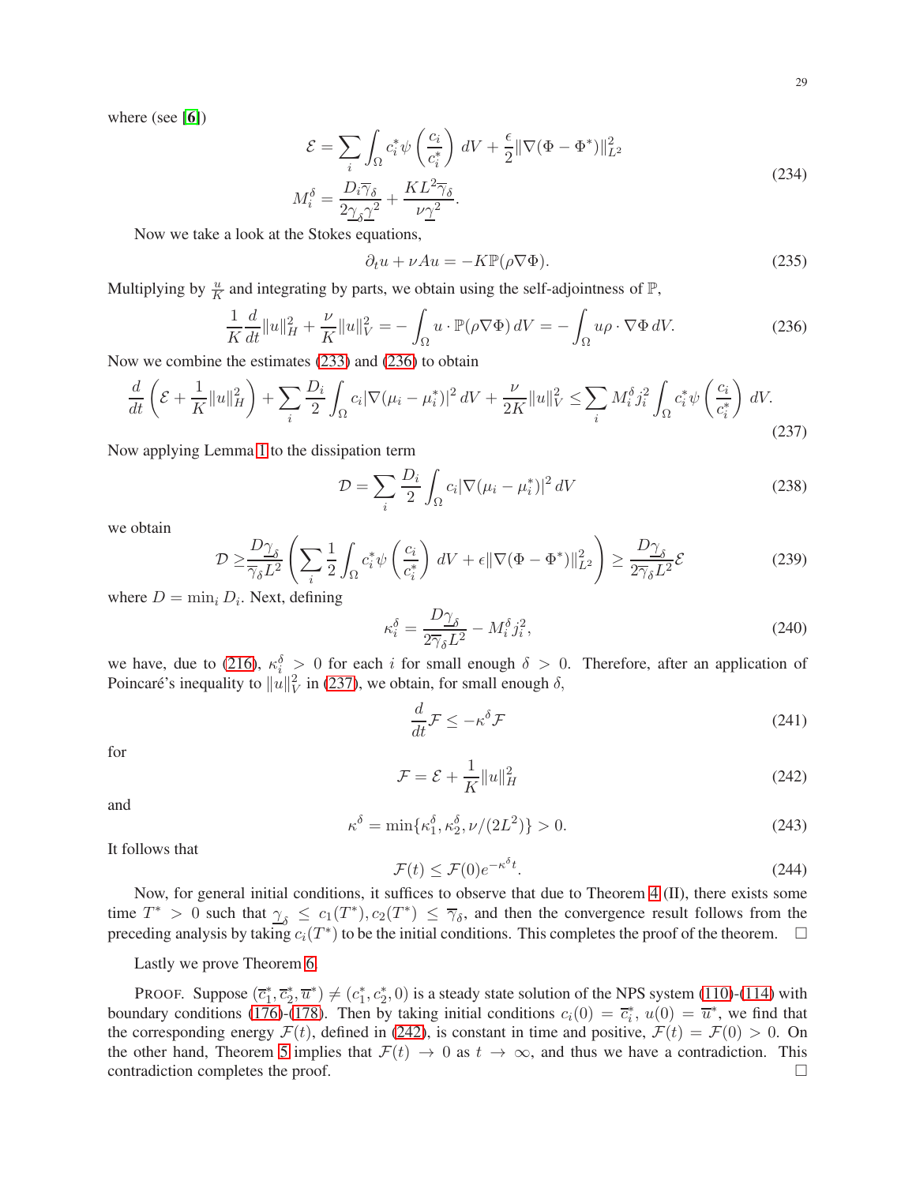where (see [6])

$$
\begin{aligned}
\mathcal{E} &= \sum_i \int_\Omega c_i^* \psi\left(\frac{c_i}{c_i^*}\right) dV + \frac{\epsilon}{2}\|\nabla(\Phi - \Phi^*)\|_{L^2}^2 \\
M_i^\delta &= \frac{D_i \overline{\gamma}_\delta}{2\underline{\gamma}_\delta \underline{\gamma}^2} + \frac{KL^2\overline{\gamma}_\delta}{\nu\underline{\gamma}^2}.
\end{aligned}
\tag{234}
$$

Now we take a look at the Stokes equations,

$$
\partial_t u + \nu A u = -K\mathbb{P}(\rho\nabla\Phi). \tag{235}
$$

Multiplying by $\frac{u}{K}$ and integrating by parts, we obtain using the self-adjointness of $\mathbb{P}$,

$$
\frac{1}{K}\frac{d}{dt}\|u\|_H^2 + \frac{\nu}{K}\|u\|_V^2 = -\int_\Omega u \cdot \mathbb{P}(\rho\nabla\Phi)\, dV = -\int_\Omega u\rho \cdot \nabla\Phi\, dV. \tag{236}
$$

Now we combine the estimates (233) and (236) to obtain

$$
\frac{d}{dt}\left(\mathcal{E} + \frac{1}{K}\|u\|_H^2\right) + \sum_i \frac{D_i}{2}\int_\Omega c_i|\nabla(\mu_i - \mu_i^*)|^2\, dV + \frac{\nu}{2K}\|u\|_V^2 \le \sum_i M_i^\delta j_i^2 \int_\Omega c_i^*\psi\left(\frac{c_i}{c_i^*}\right) dV. \tag{237}
$$

Now applying Lemma 1 to the dissipation term

$$
\mathcal{D} = \sum_i \frac{D_i}{2}\int_\Omega c_i|\nabla(\mu_i - \mu_i^*)|^2\, dV \tag{238}
$$

we obtain

$$
\mathcal{D} \ge \frac{D\underline{\gamma}_\delta}{\overline{\gamma}_\delta L^2}\left(\sum_i \frac{1}{2}\int_\Omega c_i^*\psi\left(\frac{c_i}{c_i^*}\right) dV + \epsilon\|\nabla(\Phi - \Phi^*)\|_{L^2}^2\right) \ge \frac{D\underline{\gamma}_\delta}{2\overline{\gamma}_\delta L^2}\mathcal{E} \tag{239}
$$

where $D = \min_i D_i$. Next, defining

$$
\kappa_i^\delta = \frac{D\underline{\gamma}_\delta}{2\overline{\gamma}_\delta L^2} - M_i^\delta j_i^2, \tag{240}
$$

we have, due to (216), $\kappa_i^\delta > 0$ for each $i$ for small enough $\delta > 0$. Therefore, after an application of Poincaré's inequality to $\|u\|_V^2$ in (237), we obtain, for small enough $\delta$,

$$
\frac{d}{dt}\mathcal{F} \le -\kappa^\delta \mathcal{F} \tag{241}
$$

for

$$
\mathcal{F} = \mathcal{E} + \frac{1}{K}\|u\|_H^2 \tag{242}
$$

and

$$
\kappa^\delta = \min\{\kappa_1^\delta, \kappa_2^\delta, \nu/(2L^2)\} > 0. \tag{243}
$$

It follows that

$$
\mathcal{F}(t) \le \mathcal{F}(0)e^{-\kappa^\delta t}. \tag{244}
$$

Now, for general initial conditions, it suffices to observe that due to Theorem 4 (II), there exists some time $T^* > 0$ such that $\underline{\gamma}_\delta \le c_1(T^*), c_2(T^*) \le \overline{\gamma}_\delta$, and then the convergence result follows from the preceding analysis by taking $c_i(T^*)$ to be the initial conditions. This completes the proof of the theorem. □

Lastly we prove Theorem 6.

PROOF. Suppose $(\overline{c}_1^*, \overline{c}_2^*, \overline{u}^*) \ne (c_1^*, c_2^*, 0)$ is a steady state solution of the NPS system (110)-(114) with boundary conditions (176)-(178). Then by taking initial conditions $c_i(0) = \overline{c}_i^*$, $u(0) = \overline{u}^*$, we find that the corresponding energy $\mathcal{F}(t)$, defined in (242), is constant in time and positive, $\mathcal{F}(t) = \mathcal{F}(0) > 0$. On the other hand, Theorem 5 implies that $\mathcal{F}(t) \to 0$ as $t \to \infty$, and thus we have a contradiction. This contradiction completes the proof. □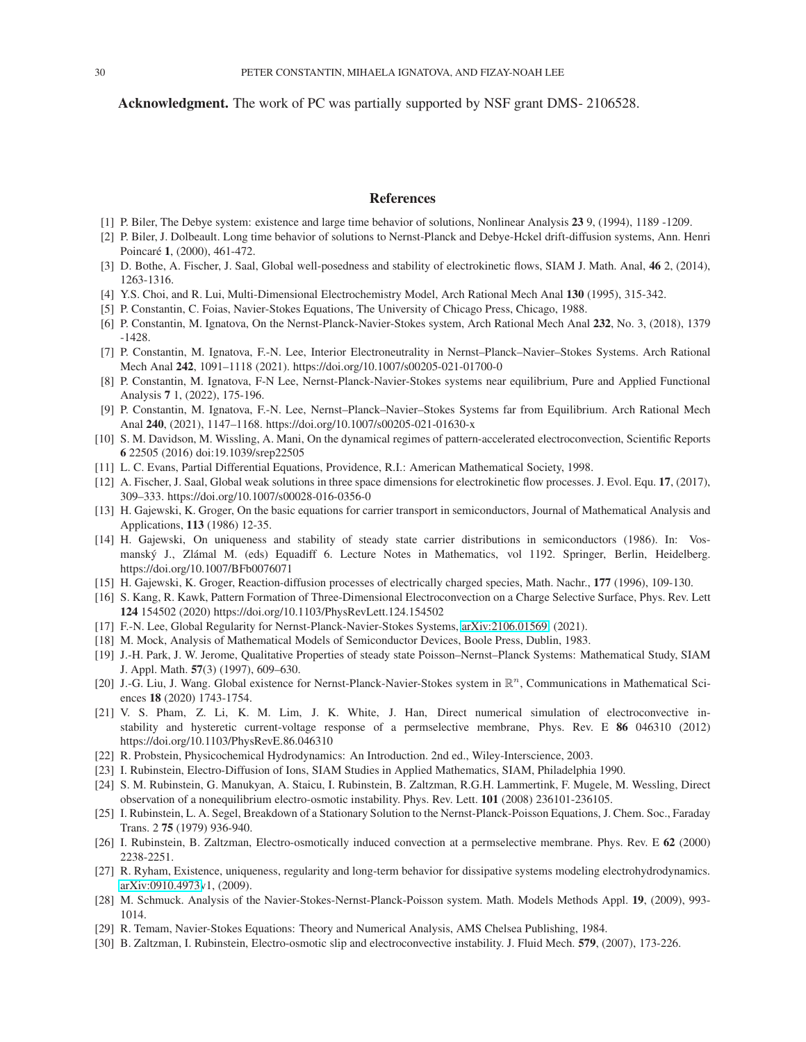**Acknowledgment.** The work of PC was partially supported by NSF grant DMS- 2106528.

## References

[1] P. Biler, The Debye system: existence and large time behavior of solutions, Nonlinear Analysis **23** 9, (1994), 1189 -1209.

[2] P. Biler, J. Dolbeault. Long time behavior of solutions to Nernst-Planck and Debye-Hckel drift-diffusion systems, Ann. Henri Poincaré **1**, (2000), 461-472.

[3] D. Bothe, A. Fischer, J. Saal, Global well-posedness and stability of electrokinetic flows, SIAM J. Math. Anal, **46** 2, (2014), 1263-1316.

[4] Y.S. Choi, and R. Lui, Multi-Dimensional Electrochemistry Model, Arch Rational Mech Anal **130** (1995), 315-342.

[5] P. Constantin, C. Foias, Navier-Stokes Equations, The University of Chicago Press, Chicago, 1988.

[6] P. Constantin, M. Ignatova, On the Nernst-Planck-Navier-Stokes system, Arch Rational Mech Anal **232**, No. 3, (2018), 1379 -1428.

[7] P. Constantin, M. Ignatova, F.-N. Lee, Interior Electroneutrality in Nernst–Planck–Navier–Stokes Systems. Arch Rational Mech Anal **242**, 1091–1118 (2021). https://doi.org/10.1007/s00205-021-01700-0

[8] P. Constantin, M. Ignatova, F-N Lee, Nernst-Planck-Navier-Stokes systems near equilibrium, Pure and Applied Functional Analysis **7** 1, (2022), 175-196.

[9] P. Constantin, M. Ignatova, F.-N. Lee, Nernst–Planck–Navier–Stokes Systems far from Equilibrium. Arch Rational Mech Anal **240**, (2021), 1147–1168. https://doi.org/10.1007/s00205-021-01630-x

[10] S. M. Davidson, M. Wissling, A. Mani, On the dynamical regimes of pattern-accelerated electroconvection, Scientific Reports **6** 22505 (2016) doi:19.1039/srep22505

[11] L. C. Evans, Partial Differential Equations, Providence, R.I.: American Mathematical Society, 1998.

[12] A. Fischer, J. Saal, Global weak solutions in three space dimensions for electrokinetic flow processes. J. Evol. Equ. **17**, (2017), 309–333. https://doi.org/10.1007/s00028-016-0356-0

[13] H. Gajewski, K. Groger, On the basic equations for carrier transport in semiconductors, Journal of Mathematical Analysis and Applications, **113** (1986) 12-35.

[14] H. Gajewski, On uniqueness and stability of steady state carrier distributions in semiconductors (1986). In: Vosmanský J., Zlámal M. (eds) Equadiff 6. Lecture Notes in Mathematics, vol 1192. Springer, Berlin, Heidelberg. https://doi.org/10.1007/BFb0076071

[15] H. Gajewski, K. Groger, Reaction-diffusion processes of electrically charged species, Math. Nachr., **177** (1996), 109-130.

[16] S. Kang, R. Kawk, Pattern Formation of Three-Dimensional Electroconvection on a Charge Selective Surface, Phys. Rev. Lett **124** 154502 (2020) https://doi.org/10.1103/PhysRevLett.124.154502

[17] F.-N. Lee, Global Regularity for Nernst-Planck-Navier-Stokes Systems, arXiv:2106.01569, (2021).

[18] M. Mock, Analysis of Mathematical Models of Semiconductor Devices, Boole Press, Dublin, 1983.

[19] J.-H. Park, J. W. Jerome, Qualitative Properties of steady state Poisson–Nernst–Planck Systems: Mathematical Study, SIAM J. Appl. Math. **57**(3) (1997), 609–630.

[20] J.-G. Liu, J. Wang. Global existence for Nernst-Planck-Navier-Stokes system in $\mathbb{R}^n$, Communications in Mathematical Sciences **18** (2020) 1743-1754.

[21] V. S. Pham, Z. Li, K. M. Lim, J. K. White, J. Han, Direct numerical simulation of electroconvective instability and hysteretic current-voltage response of a permselective membrane, Phys. Rev. E **86** 046310 (2012) https://doi.org/10.1103/PhysRevE.86.046310

[22] R. Probstein, Physicochemical Hydrodynamics: An Introduction. 2nd ed., Wiley-Interscience, 2003.

[23] I. Rubinstein, Electro-Diffusion of Ions, SIAM Studies in Applied Mathematics, SIAM, Philadelphia 1990.

[24] S. M. Rubinstein, G. Manukyan, A. Staicu, I. Rubinstein, B. Zaltzman, R.G.H. Lammertink, F. Mugele, M. Wessling, Direct observation of a nonequilibrium electro-osmotic instability. Phys. Rev. Lett. **101** (2008) 236101-236105.

[25] I. Rubinstein, L. A. Segel, Breakdown of a Stationary Solution to the Nernst-Planck-Poisson Equations, J. Chem. Soc., Faraday Trans. 2 **75** (1979) 936-940.

[26] I. Rubinstein, B. Zaltzman, Electro-osmotically induced convection at a permselective membrane. Phys. Rev. E **62** (2000) 2238-2251.

[27] R. Ryham, Existence, uniqueness, regularity and long-term behavior for dissipative systems modeling electrohydrodynamics. arXiv:0910.4973v1, (2009).

[28] M. Schmuck. Analysis of the Navier-Stokes-Nernst-Planck-Poisson system. Math. Models Methods Appl. **19**, (2009), 993-1014.

[29] R. Temam, Navier-Stokes Equations: Theory and Numerical Analysis, AMS Chelsea Publishing, 1984.

[30] B. Zaltzman, I. Rubinstein, Electro-osmotic slip and electroconvective instability. J. Fluid Mech. **579**, (2007), 173-226.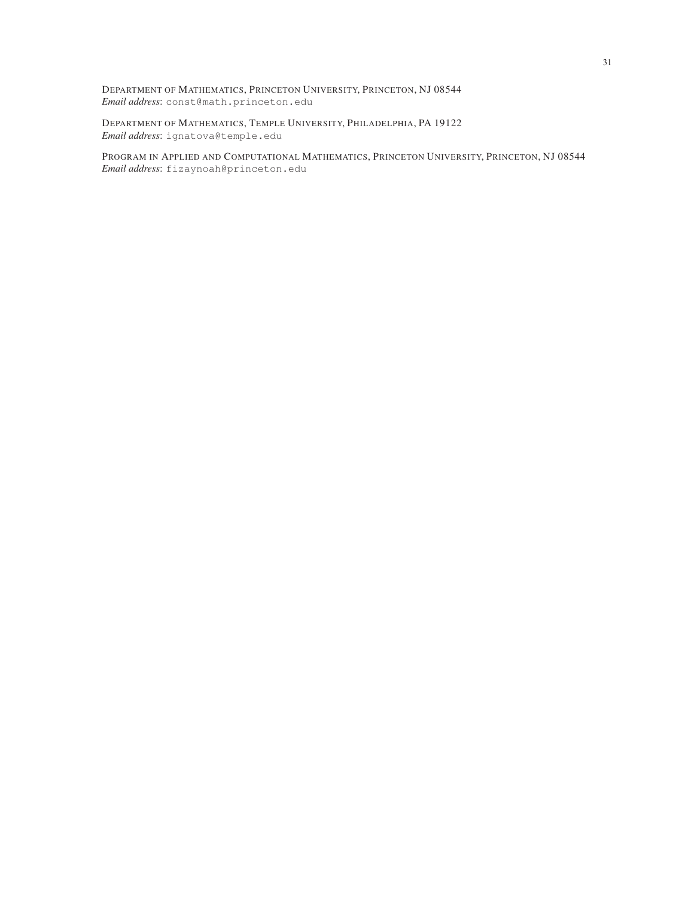DEPARTMENT OF MATHEMATICS, PRINCETON UNIVERSITY, PRINCETON, NJ 08544
*Email address*: const@math.princeton.edu

DEPARTMENT OF MATHEMATICS, TEMPLE UNIVERSITY, PHILADELPHIA, PA 19122
*Email address*: ignatova@temple.edu

PROGRAM IN APPLIED AND COMPUTATIONAL MATHEMATICS, PRINCETON UNIVERSITY, PRINCETON, NJ 08544
*Email address*: fizaynoah@princeton.edu